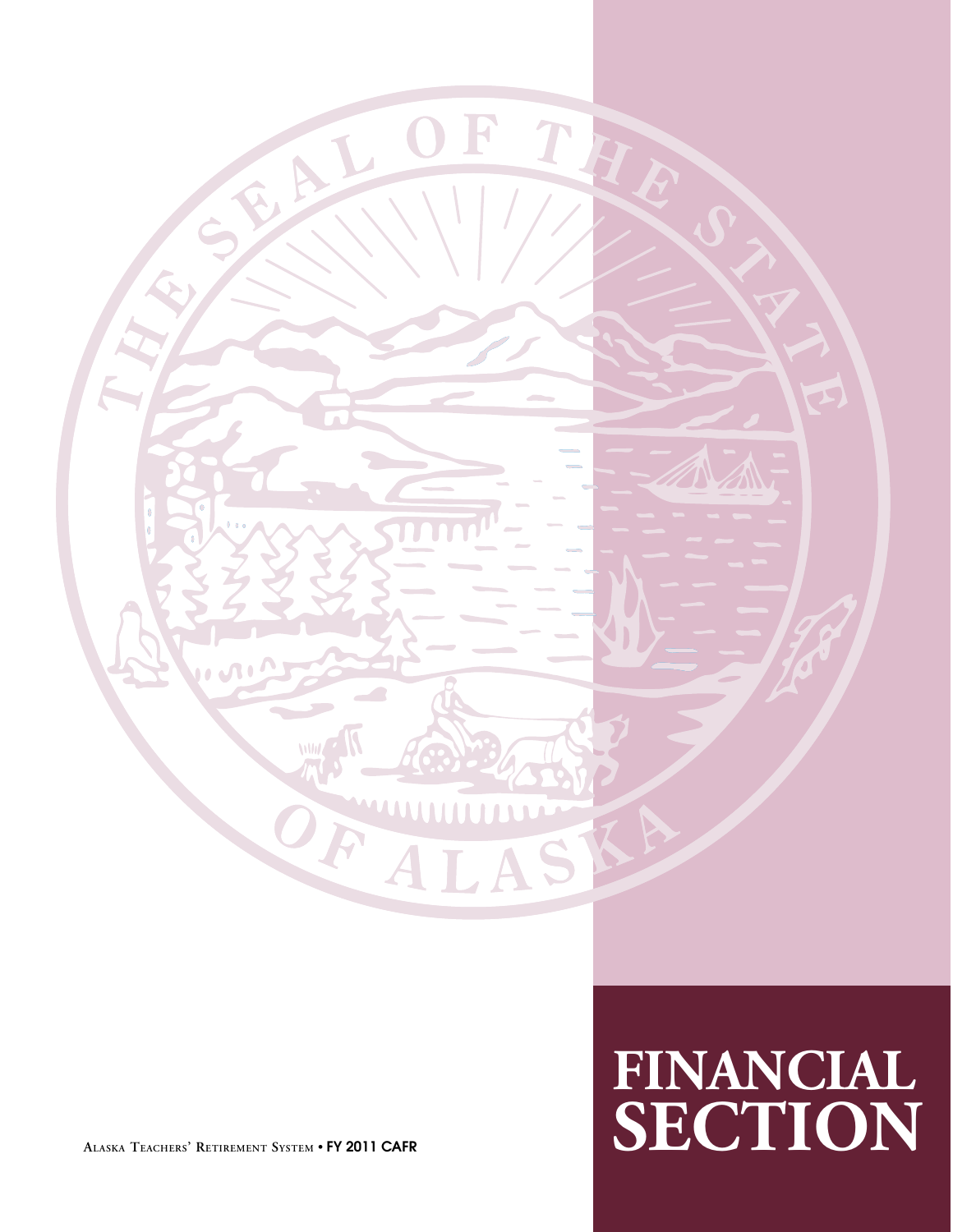# FINANCIAL SECTION

Alaska Teachers' Retirement System • FY 2011 CAFR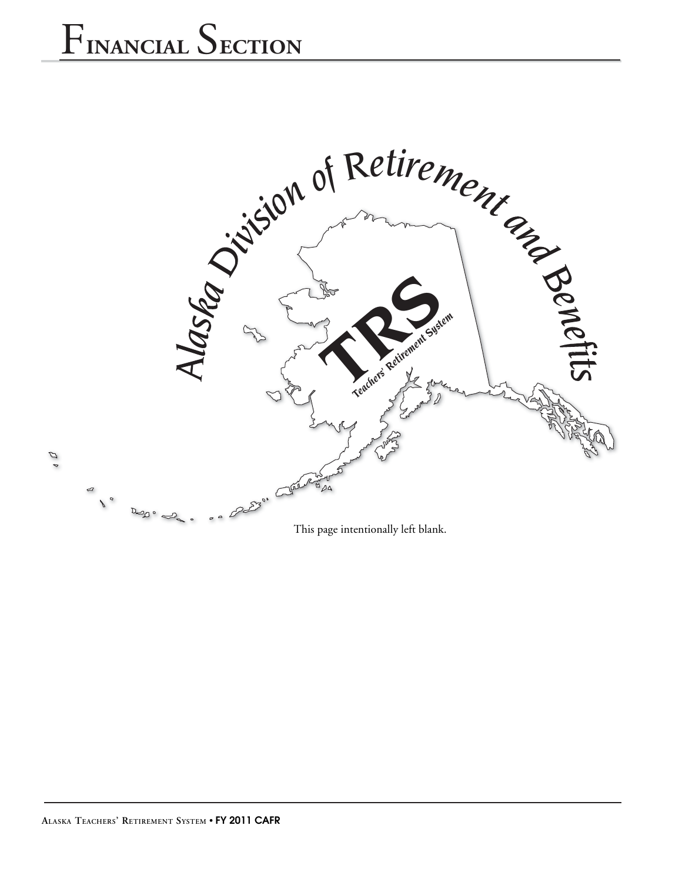# Financial Section

This page intentionally left blank.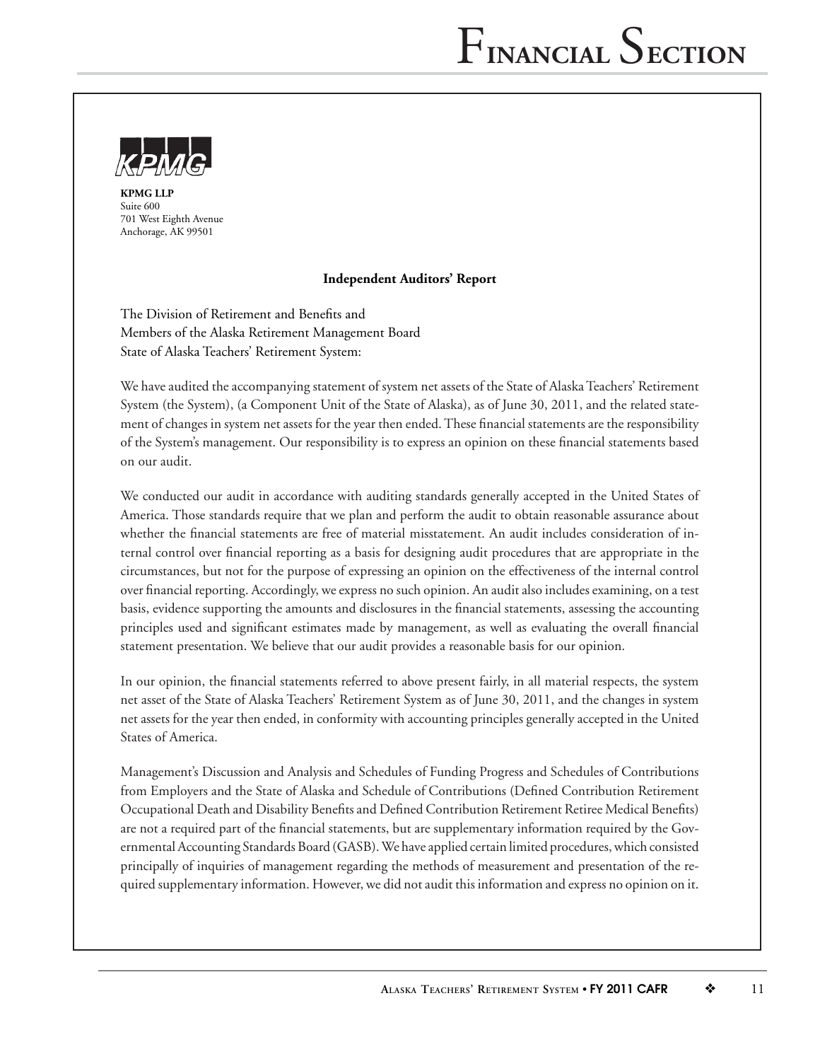# Financial Section

**KPMG LLP**
Suite 600
701 West Eighth Avenue
Anchorage, AK 99501

**Independent Auditors' Report**

The Division of Retirement and Benefits and
Members of the Alaska Retirement Management Board
State of Alaska Teachers' Retirement System:

We have audited the accompanying statement of system net assets of the State of Alaska Teachers' Retirement System (the System), (a Component Unit of the State of Alaska), as of June 30, 2011, and the related statement of changes in system net assets for the year then ended. These financial statements are the responsibility of the System's management. Our responsibility is to express an opinion on these financial statements based on our audit.

We conducted our audit in accordance with auditing standards generally accepted in the United States of America. Those standards require that we plan and perform the audit to obtain reasonable assurance about whether the financial statements are free of material misstatement. An audit includes consideration of internal control over financial reporting as a basis for designing audit procedures that are appropriate in the circumstances, but not for the purpose of expressing an opinion on the effectiveness of the internal control over financial reporting. Accordingly, we express no such opinion. An audit also includes examining, on a test basis, evidence supporting the amounts and disclosures in the financial statements, assessing the accounting principles used and significant estimates made by management, as well as evaluating the overall financial statement presentation. We believe that our audit provides a reasonable basis for our opinion.

In our opinion, the financial statements referred to above present fairly, in all material respects, the system net asset of the State of Alaska Teachers' Retirement System as of June 30, 2011, and the changes in system net assets for the year then ended, in conformity with accounting principles generally accepted in the United States of America.

Management's Discussion and Analysis and Schedules of Funding Progress and Schedules of Contributions from Employers and the State of Alaska and Schedule of Contributions (Defined Contribution Retirement Occupational Death and Disability Benefits and Defined Contribution Retirement Retiree Medical Benefits) are not a required part of the financial statements, but are supplementary information required by the Governmental Accounting Standards Board (GASB). We have applied certain limited procedures, which consisted principally of inquiries of management regarding the methods of measurement and presentation of the required supplementary information. However, we did not audit this information and express no opinion on it.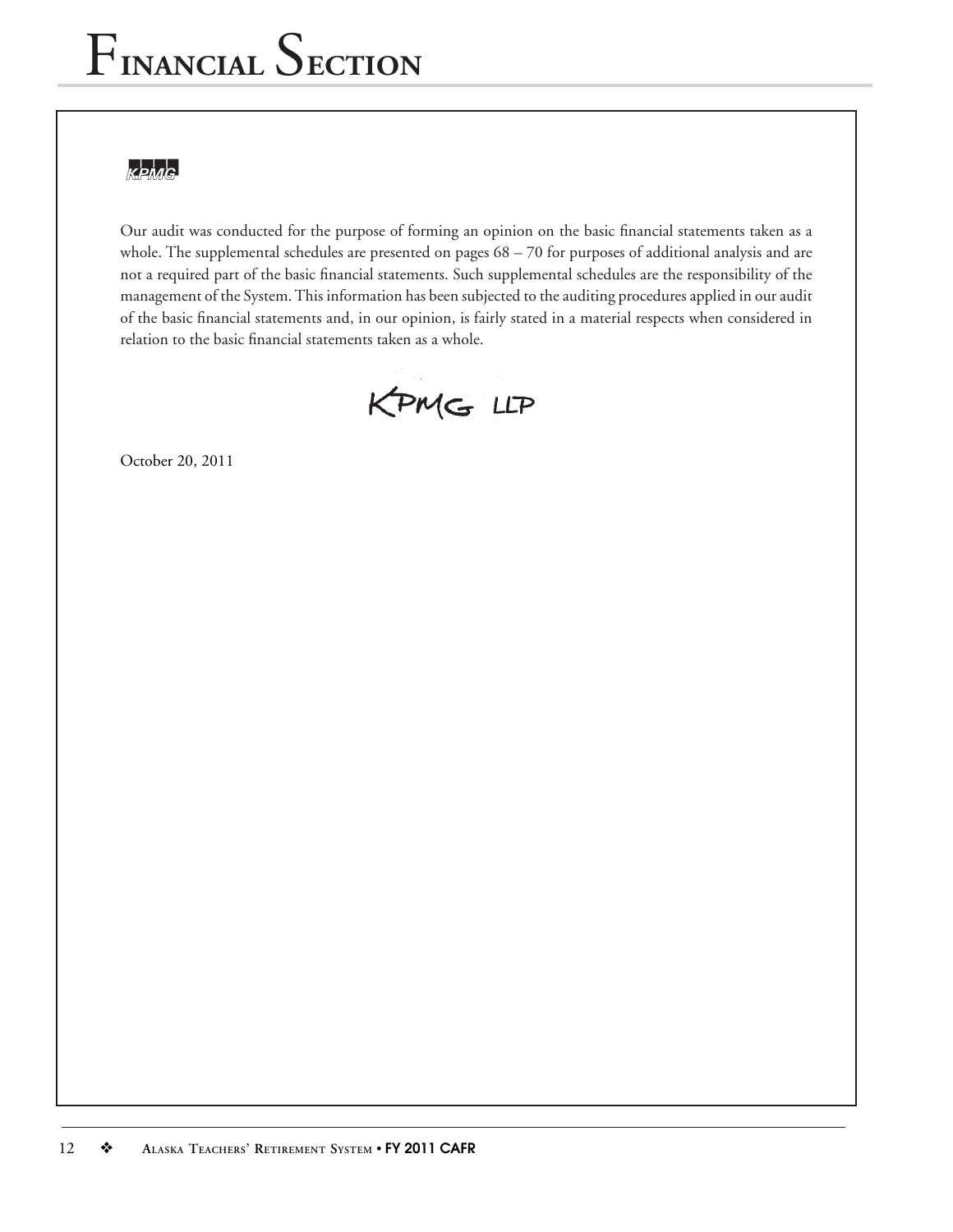Our audit was conducted for the purpose of forming an opinion on the basic financial statements taken as a whole. The supplemental schedules are presented on pages 68 – 70 for purposes of additional analysis and are not a required part of the basic financial statements. Such supplemental schedules are the responsibility of the management of the System. This information has been subjected to the auditing procedures applied in our audit of the basic financial statements and, in our opinion, is fairly stated in a material respects when considered in relation to the basic financial statements taken as a whole.

KPMG LLP

October 20, 2011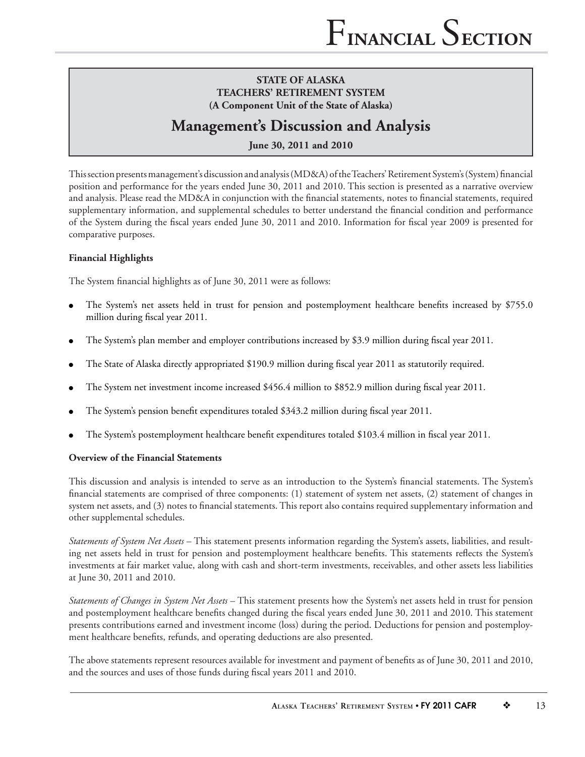**STATE OF ALASKA**
**TEACHERS' RETIREMENT SYSTEM**
**(A Component Unit of the State of Alaska)**

# Management's Discussion and Analysis

**June 30, 2011 and 2010**

This section presents management's discussion and analysis (MD&A) of the Teachers' Retirement System's (System) financial position and performance for the years ended June 30, 2011 and 2010. This section is presented as a narrative overview and analysis. Please read the MD&A in conjunction with the financial statements, notes to financial statements, required supplementary information, and supplemental schedules to better understand the financial condition and performance of the System during the fiscal years ended June 30, 2011 and 2010. Information for fiscal year 2009 is presented for comparative purposes.

**Financial Highlights**

The System financial highlights as of June 30, 2011 were as follows:

- The System's net assets held in trust for pension and postemployment healthcare benefits increased by $755.0 million during fiscal year 2011.
- The System's plan member and employer contributions increased by $3.9 million during fiscal year 2011.
- The State of Alaska directly appropriated $190.9 million during fiscal year 2011 as statutorily required.
- The System net investment income increased $456.4 million to $852.9 million during fiscal year 2011.
- The System's pension benefit expenditures totaled $343.2 million during fiscal year 2011.
- The System's postemployment healthcare benefit expenditures totaled $103.4 million in fiscal year 2011.

**Overview of the Financial Statements**

This discussion and analysis is intended to serve as an introduction to the System's financial statements. The System's financial statements are comprised of three components: (1) statement of system net assets, (2) statement of changes in system net assets, and (3) notes to financial statements. This report also contains required supplementary information and other supplemental schedules.

*Statements of System Net Assets* – This statement presents information regarding the System's assets, liabilities, and resulting net assets held in trust for pension and postemployment healthcare benefits. This statements reflects the System's investments at fair market value, along with cash and short-term investments, receivables, and other assets less liabilities at June 30, 2011 and 2010.

*Statements of Changes in System Net Assets* – This statement presents how the System's net assets held in trust for pension and postemployment healthcare benefits changed during the fiscal years ended June 30, 2011 and 2010. This statement presents contributions earned and investment income (loss) during the period. Deductions for pension and postemployment healthcare benefits, refunds, and operating deductions are also presented.

The above statements represent resources available for investment and payment of benefits as of June 30, 2011 and 2010, and the sources and uses of those funds during fiscal years 2011 and 2010.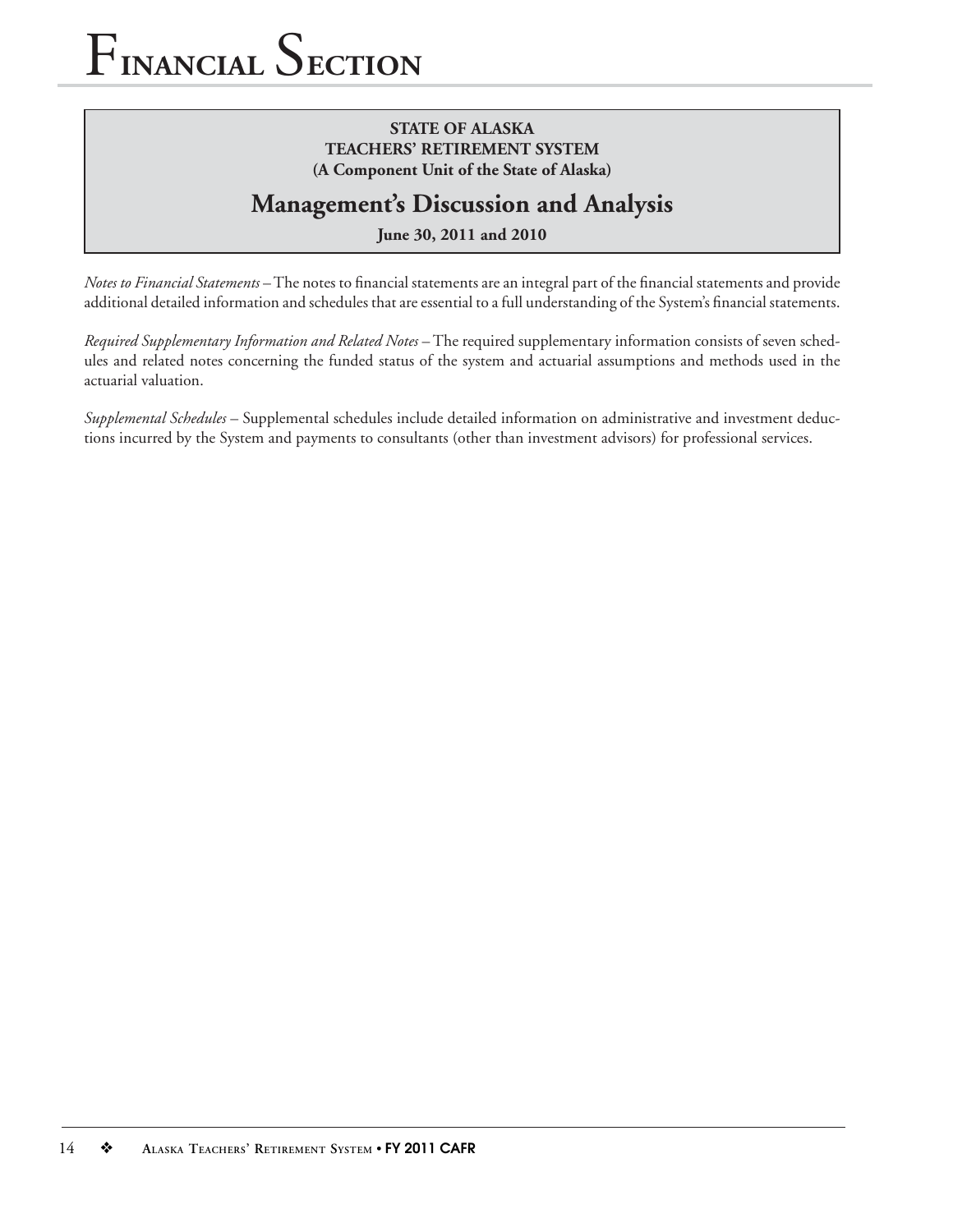**STATE OF ALASKA**
**TEACHERS' RETIREMENT SYSTEM**
**(A Component Unit of the State of Alaska)**

## Management's Discussion and Analysis

**June 30, 2011 and 2010**

*Notes to Financial Statements* – The notes to financial statements are an integral part of the financial statements and provide additional detailed information and schedules that are essential to a full understanding of the System's financial statements.

*Required Supplementary Information and Related Notes* – The required supplementary information consists of seven schedules and related notes concerning the funded status of the system and actuarial assumptions and methods used in the actuarial valuation.

*Supplemental Schedules* – Supplemental schedules include detailed information on administrative and investment deductions incurred by the System and payments to consultants (other than investment advisors) for professional services.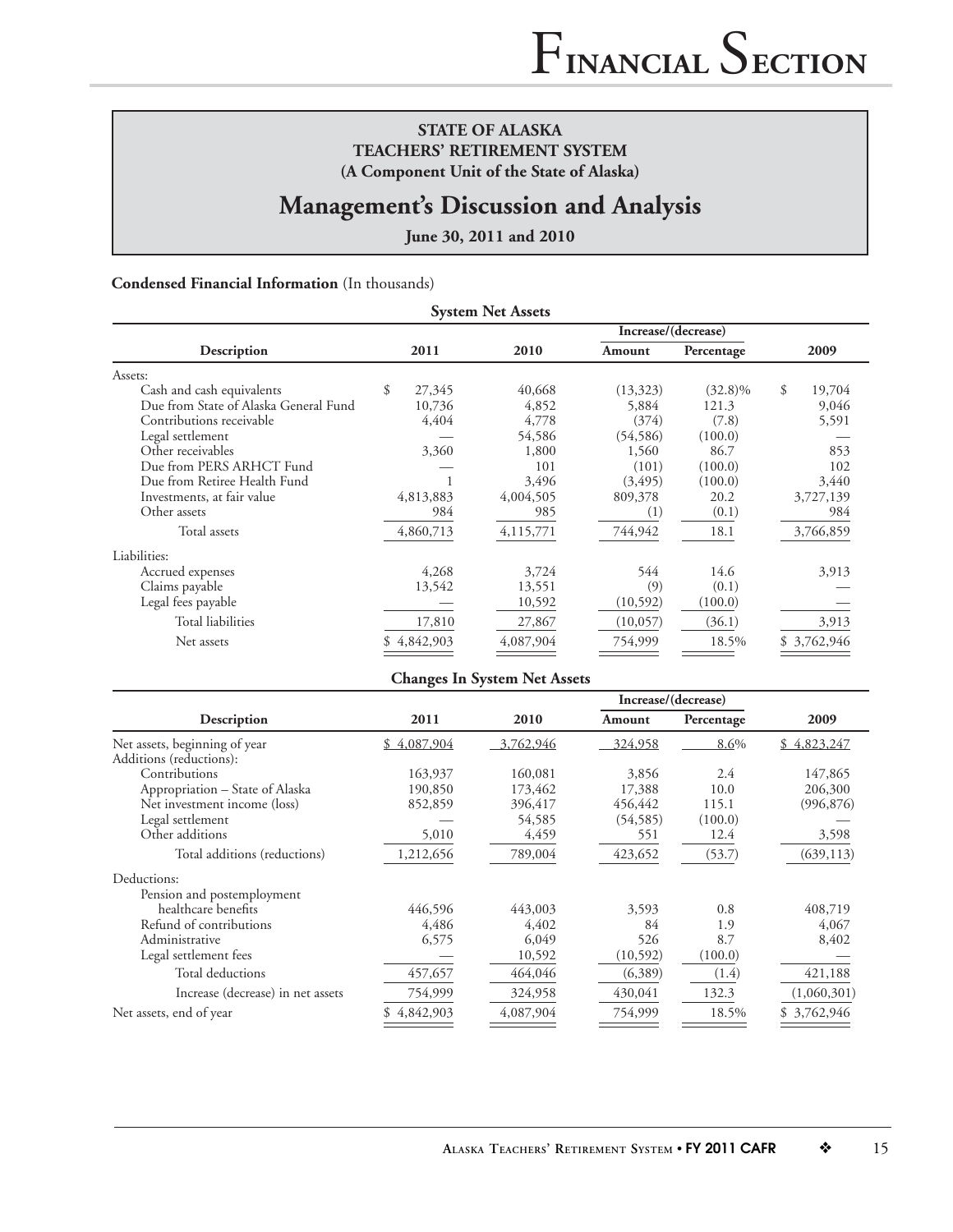**STATE OF ALASKA**
**TEACHERS' RETIREMENT SYSTEM**
**(A Component Unit of the State of Alaska)**

# Management's Discussion and Analysis

**June 30, 2011 and 2010**

**Condensed Financial Information** (In thousands)

**System Net Assets**

| Description | 2011 | 2010 | Increase/(decrease) Amount | Percentage | 2009 |
|---|---|---|---|---|---|
| Assets: | | | | | |
| Cash and cash equivalents | $ 27,345 | 40,668 | (13,323) | (32.8)% | $ 19,704 |
| Due from State of Alaska General Fund | 10,736 | 4,852 | 5,884 | 121.3 | 9,046 |
| Contributions receivable | 4,404 | 4,778 | (374) | (7.8) | 5,591 |
| Legal settlement | — | 54,586 | (54,586) | (100.0) | — |
| Other receivables | 3,360 | 1,800 | 1,560 | 86.7 | 853 |
| Due from PERS ARHCT Fund | — | 101 | (101) | (100.0) | 102 |
| Due from Retiree Health Fund | 1 | 3,496 | (3,495) | (100.0) | 3,440 |
| Investments, at fair value | 4,813,883 | 4,004,505 | 809,378 | 20.2 | 3,727,139 |
| Other assets | 984 | 985 | (1) | (0.1) | 984 |
| Total assets | 4,860,713 | 4,115,771 | 744,942 | 18.1 | 3,766,859 |
| Liabilities: | | | | | |
| Accrued expenses | 4,268 | 3,724 | 544 | 14.6 | 3,913 |
| Claims payable | 13,542 | 13,551 | (9) | (0.1) | — |
| Legal fees payable | — | 10,592 | (10,592) | (100.0) | — |
| Total liabilities | 17,810 | 27,867 | (10,057) | (36.1) | 3,913 |
| Net assets | $ 4,842,903 | 4,087,904 | 754,999 | 18.5% | $ 3,762,946 |

**Changes In System Net Assets**

| Description | 2011 | 2010 | Increase/(decrease) Amount | Percentage | 2009 |
|---|---|---|---|---|---|
| Net assets, beginning of year | $ 4,087,904 | 3,762,946 | 324,958 | 8.6% | $ 4,823,247 |
| Additions (reductions): | | | | | |
| Contributions | 163,937 | 160,081 | 3,856 | 2.4 | 147,865 |
| Appropriation – State of Alaska | 190,850 | 173,462 | 17,388 | 10.0 | 206,300 |
| Net investment income (loss) | 852,859 | 396,417 | 456,442 | 115.1 | (996,876) |
| Legal settlement | — | 54,585 | (54,585) | (100.0) | — |
| Other additions | 5,010 | 4,459 | 551 | 12.4 | 3,598 |
| Total additions (reductions) | 1,212,656 | 789,004 | 423,652 | (53.7) | (639,113) |
| Deductions: | | | | | |
| Pension and postemployment healthcare benefits | 446,596 | 443,003 | 3,593 | 0.8 | 408,719 |
| Refund of contributions | 4,486 | 4,402 | 84 | 1.9 | 4,067 |
| Administrative | 6,575 | 6,049 | 526 | 8.7 | 8,402 |
| Legal settlement fees | — | 10,592 | (10,592) | (100.0) | — |
| Total deductions | 457,657 | 464,046 | (6,389) | (1.4) | 421,188 |
| Increase (decrease) in net assets | 754,999 | 324,958 | 430,041 | 132.3 | (1,060,301) |
| Net assets, end of year | $ 4,842,903 | 4,087,904 | 754,999 | 18.5% | $ 3,762,946 |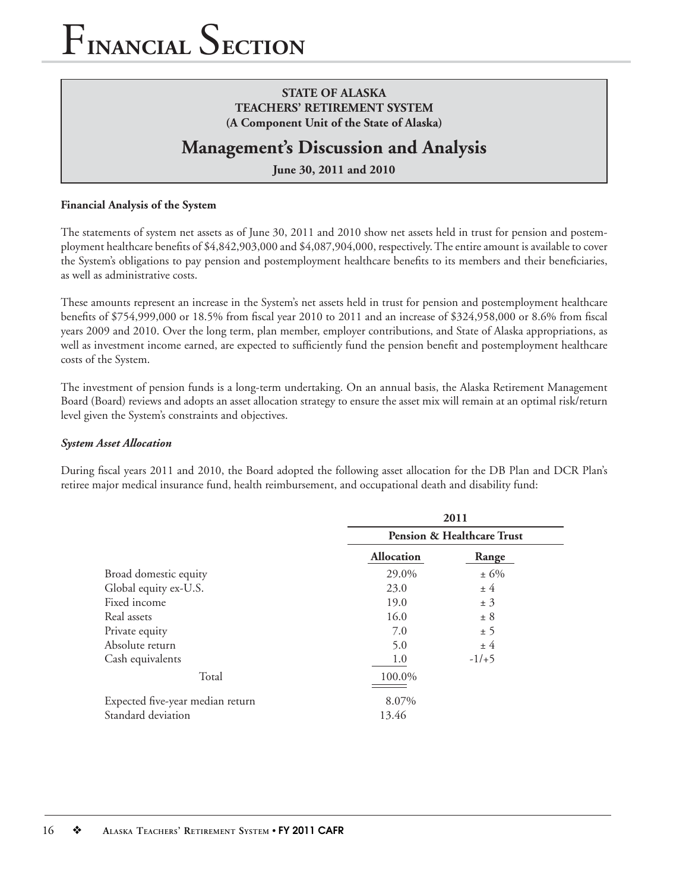# Financial Section

**STATE OF ALASKA**
**TEACHERS' RETIREMENT SYSTEM**
**(A Component Unit of the State of Alaska)**

## Management's Discussion and Analysis

**June 30, 2011 and 2010**

**Financial Analysis of the System**

The statements of system net assets as of June 30, 2011 and 2010 show net assets held in trust for pension and postemployment healthcare benefits of $4,842,903,000 and $4,087,904,000, respectively. The entire amount is available to cover the System's obligations to pay pension and postemployment healthcare benefits to its members and their beneficiaries, as well as administrative costs.

These amounts represent an increase in the System's net assets held in trust for pension and postemployment healthcare benefits of $754,999,000 or 18.5% from fiscal year 2010 to 2011 and an increase of $324,958,000 or 8.6% from fiscal years 2009 and 2010. Over the long term, plan member, employer contributions, and State of Alaska appropriations, as well as investment income earned, are expected to sufficiently fund the pension benefit and postemployment healthcare costs of the System.

The investment of pension funds is a long-term undertaking. On an annual basis, the Alaska Retirement Management Board (Board) reviews and adopts an asset allocation strategy to ensure the asset mix will remain at an optimal risk/return level given the System's constraints and objectives.

***System Asset Allocation***

During fiscal years 2011 and 2010, the Board adopted the following asset allocation for the DB Plan and DCR Plan's retiree major medical insurance fund, health reimbursement, and occupational death and disability fund:

| | 2011 | |
|---|---|---|
| | Pension & Healthcare Trust | |
| | Allocation | Range |
| Broad domestic equity | 29.0% | ± 6% |
| Global equity ex-U.S. | 23.0 | ± 4 |
| Fixed income | 19.0 | ± 3 |
| Real assets | 16.0 | ± 8 |
| Private equity | 7.0 | ± 5 |
| Absolute return | 5.0 | ± 4 |
| Cash equivalents | 1.0 | -1/+5 |
| Total | 100.0% | |
| Expected five-year median return | 8.07% | |
| Standard deviation | 13.46 | |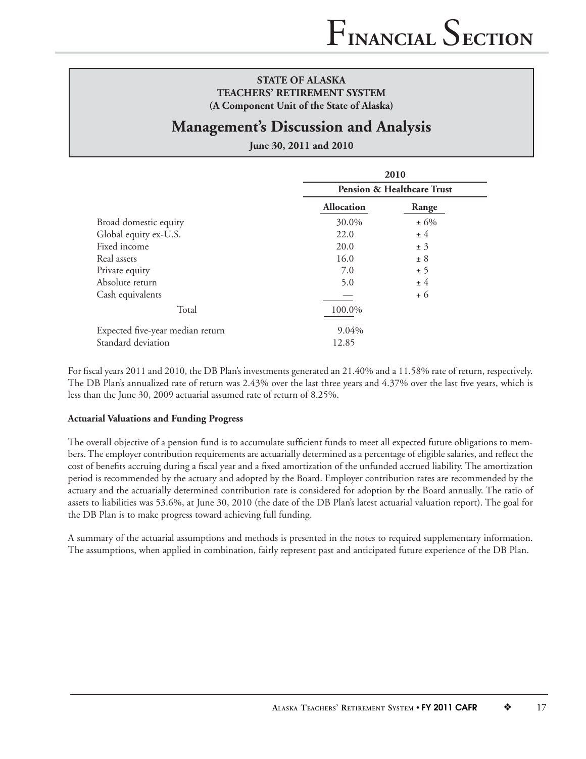## STATE OF ALASKA
## TEACHERS' RETIREMENT SYSTEM
**(A Component Unit of the State of Alaska)**

# Management's Discussion and Analysis

**June 30, 2011 and 2010**

| | 2010 | |
|---|---|---|
| | Pension & Healthcare Trust | |
| | Allocation | Range |
| Broad domestic equity | 30.0% | ± 6% |
| Global equity ex-U.S. | 22.0 | ± 4 |
| Fixed income | 20.0 | ± 3 |
| Real assets | 16.0 | ± 8 |
| Private equity | 7.0 | ± 5 |
| Absolute return | 5.0 | ± 4 |
| Cash equivalents | — | + 6 |
| Total | 100.0% | |
| Expected five-year median return | 9.04% | |
| Standard deviation | 12.85 | |

For fiscal years 2011 and 2010, the DB Plan's investments generated an 21.40% and a 11.58% rate of return, respectively. The DB Plan's annualized rate of return was 2.43% over the last three years and 4.37% over the last five years, which is less than the June 30, 2009 actuarial assumed rate of return of 8.25%.

**Actuarial Valuations and Funding Progress**

The overall objective of a pension fund is to accumulate sufficient funds to meet all expected future obligations to members. The employer contribution requirements are actuarially determined as a percentage of eligible salaries, and reflect the cost of benefits accruing during a fiscal year and a fixed amortization of the unfunded accrued liability. The amortization period is recommended by the actuary and adopted by the Board. Employer contribution rates are recommended by the actuary and the actuarially determined contribution rate is considered for adoption by the Board annually. The ratio of assets to liabilities was 53.6%, at June 30, 2010 (the date of the DB Plan's latest actuarial valuation report). The goal for the DB Plan is to make progress toward achieving full funding.

A summary of the actuarial assumptions and methods is presented in the notes to required supplementary information. The assumptions, when applied in combination, fairly represent past and anticipated future experience of the DB Plan.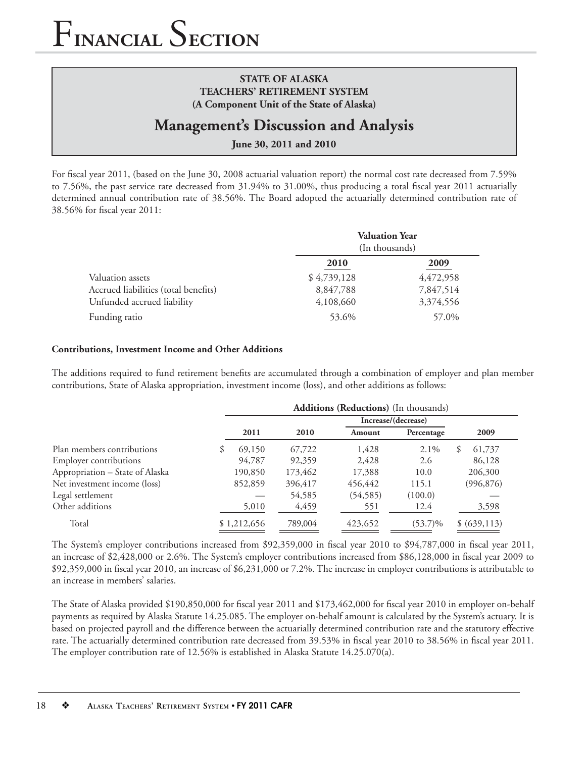**STATE OF ALASKA**
**TEACHERS' RETIREMENT SYSTEM**
**(A Component Unit of the State of Alaska)**

## Management's Discussion and Analysis

**June 30, 2011 and 2010**

For fiscal year 2011, (based on the June 30, 2008 actuarial valuation report) the normal cost rate decreased from 7.59% to 7.56%, the past service rate decreased from 31.94% to 31.00%, thus producing a total fiscal year 2011 actuarially determined annual contribution rate of 38.56%. The Board adopted the actuarially determined contribution rate of 38.56% for fiscal year 2011:

| | Valuation Year (In thousands) | |
|---|---|---|
| | **2010** | **2009** |
| Valuation assets | $ 4,739,128 | 4,472,958 |
| Accrued liabilities (total benefits) | 8,847,788 | 7,847,514 |
| Unfunded accrued liability | 4,108,660 | 3,374,556 |
| Funding ratio | 53.6% | 57.0% |

**Contributions, Investment Income and Other Additions**

The additions required to fund retirement benefits are accumulated through a combination of employer and plan member contributions, State of Alaska appropriation, investment income (loss), and other additions as follows:

| | **Additions (Reductions)** (In thousands) | | | | |
|---|---|---|---|---|---|
| | | | **Increase/(decrease)** | | |
| | **2011** | **2010** | **Amount** | **Percentage** | **2009** |
| Plan members contributions | $ 69,150 | 67,722 | 1,428 | 2.1% | $ 61,737 |
| Employer contributions | 94,787 | 92,359 | 2,428 | 2.6 | 86,128 |
| Appropriation – State of Alaska | 190,850 | 173,462 | 17,388 | 10.0 | 206,300 |
| Net investment income (loss) | 852,859 | 396,417 | 456,442 | 115.1 | (996,876) |
| Legal settlement | — | 54,585 | (54,585) | (100.0) | — |
| Other additions | 5,010 | 4,459 | 551 | 12.4 | 3,598 |
| Total | $ 1,212,656 | 789,004 | 423,652 | (53.7)% | $ (639,113) |

The System's employer contributions increased from $92,359,000 in fiscal year 2010 to $94,787,000 in fiscal year 2011, an increase of $2,428,000 or 2.6%. The System's employer contributions increased from $86,128,000 in fiscal year 2009 to $92,359,000 in fiscal year 2010, an increase of $6,231,000 or 7.2%. The increase in employer contributions is attributable to an increase in members' salaries.

The State of Alaska provided $190,850,000 for fiscal year 2011 and $173,462,000 for fiscal year 2010 in employer on-behalf payments as required by Alaska Statute 14.25.085. The employer on-behalf amount is calculated by the System's actuary. It is based on projected payroll and the difference between the actuarially determined contribution rate and the statutory effective rate. The actuarially determined contribution rate decreased from 39.53% in fiscal year 2010 to 38.56% in fiscal year 2011. The employer contribution rate of 12.56% is established in Alaska Statute 14.25.070(a).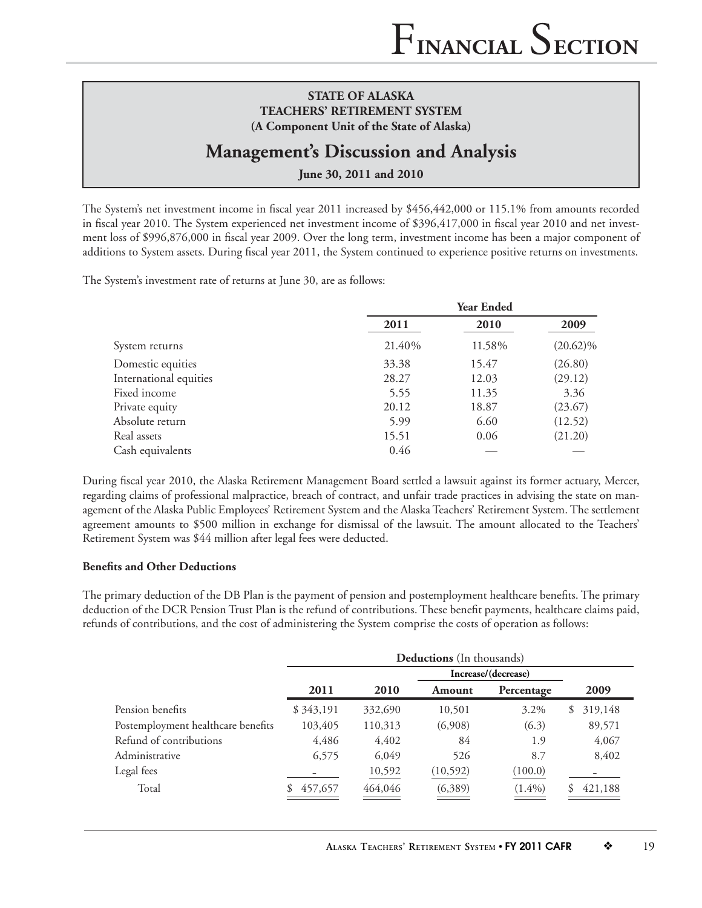**STATE OF ALASKA**
**TEACHERS' RETIREMENT SYSTEM**
**(A Component Unit of the State of Alaska)**

## Management's Discussion and Analysis

**June 30, 2011 and 2010**

The System's net investment income in fiscal year 2011 increased by $456,442,000 or 115.1% from amounts recorded in fiscal year 2010. The System experienced net investment income of $396,417,000 in fiscal year 2010 and net investment loss of $996,876,000 in fiscal year 2009. Over the long term, investment income has been a major component of additions to System assets. During fiscal year 2011, the System continued to experience positive returns on investments.

The System's investment rate of returns at June 30, are as follows:

| | Year Ended | | |
|---|---|---|---|
| | 2011 | 2010 | 2009 |
| System returns | 21.40% | 11.58% | (20.62)% |
| Domestic equities | 33.38 | 15.47 | (26.80) |
| International equities | 28.27 | 12.03 | (29.12) |
| Fixed income | 5.55 | 11.35 | 3.36 |
| Private equity | 20.12 | 18.87 | (23.67) |
| Absolute return | 5.99 | 6.60 | (12.52) |
| Real assets | 15.51 | 0.06 | (21.20) |
| Cash equivalents | 0.46 | — | — |

During fiscal year 2010, the Alaska Retirement Management Board settled a lawsuit against its former actuary, Mercer, regarding claims of professional malpractice, breach of contract, and unfair trade practices in advising the state on management of the Alaska Public Employees' Retirement System and the Alaska Teachers' Retirement System. The settlement agreement amounts to $500 million in exchange for dismissal of the lawsuit. The amount allocated to the Teachers' Retirement System was $44 million after legal fees were deducted.

**Benefits and Other Deductions**

The primary deduction of the DB Plan is the payment of pension and postemployment healthcare benefits. The primary deduction of the DCR Pension Trust Plan is the refund of contributions. These benefit payments, healthcare claims paid, refunds of contributions, and the cost of administering the System comprise the costs of operation as follows:

| | Deductions (In thousands) | | | | |
|---|---|---|---|---|---|
| | | | Increase/(decrease) | | |
| | 2011 | 2010 | Amount | Percentage | 2009 |
| Pension benefits | $ 343,191 | 332,690 | 10,501 | 3.2% | $ 319,148 |
| Postemployment healthcare benefits | 103,405 | 110,313 | (6,908) | (6.3) | 89,571 |
| Refund of contributions | 4,486 | 4,402 | 84 | 1.9 | 4,067 |
| Administrative | 6,575 | 6,049 | 526 | 8.7 | 8,402 |
| Legal fees | - | 10,592 | (10,592) | (100.0) | - |
| Total | $ 457,657 | 464,046 | (6,389) | (1.4%) | $ 421,188 |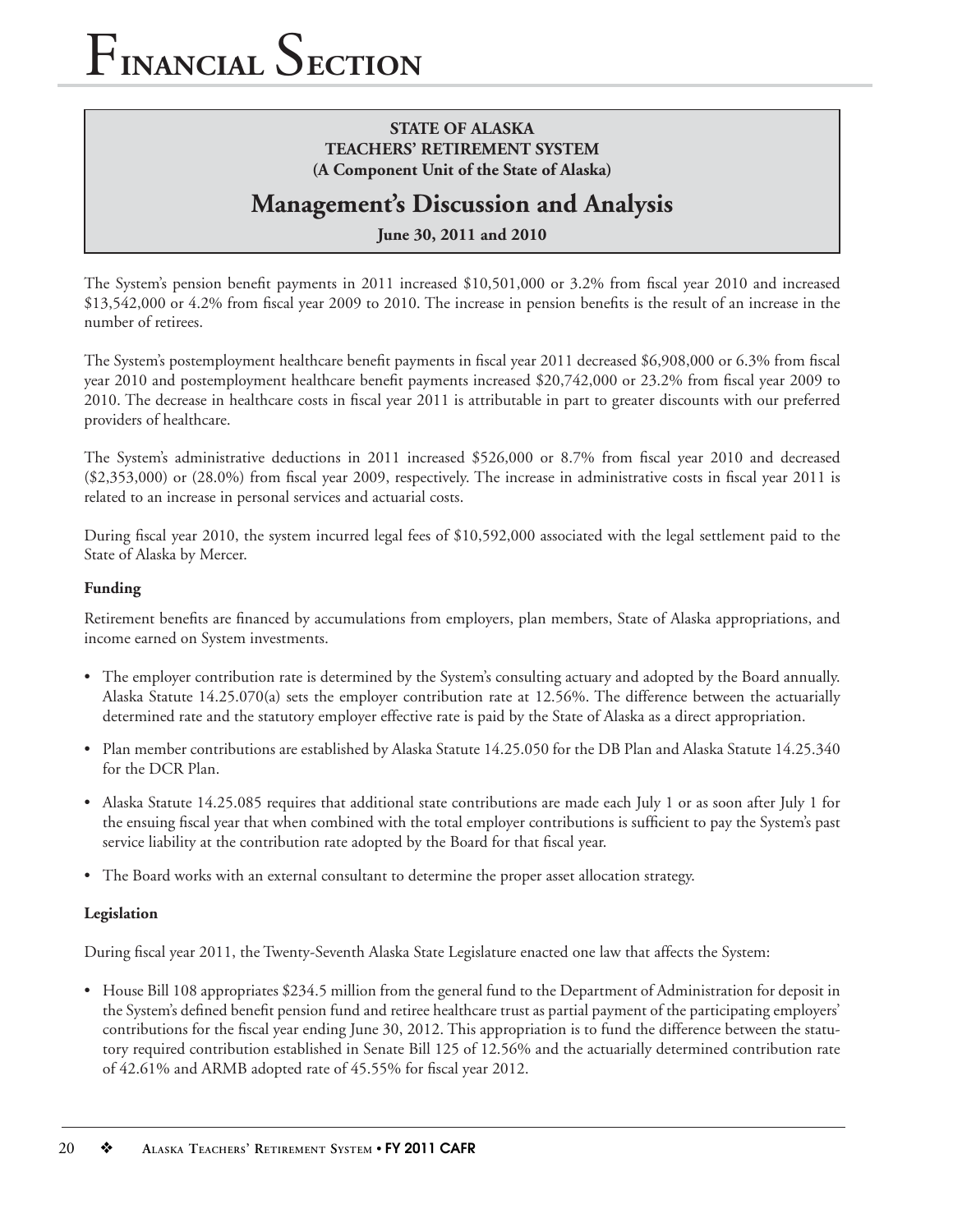**STATE OF ALASKA**
**TEACHERS' RETIREMENT SYSTEM**
**(A Component Unit of the State of Alaska)**

# Management's Discussion and Analysis

**June 30, 2011 and 2010**

The System's pension benefit payments in 2011 increased $10,501,000 or 3.2% from fiscal year 2010 and increased $13,542,000 or 4.2% from fiscal year 2009 to 2010. The increase in pension benefits is the result of an increase in the number of retirees.

The System's postemployment healthcare benefit payments in fiscal year 2011 decreased $6,908,000 or 6.3% from fiscal year 2010 and postemployment healthcare benefit payments increased $20,742,000 or 23.2% from fiscal year 2009 to 2010. The decrease in healthcare costs in fiscal year 2011 is attributable in part to greater discounts with our preferred providers of healthcare.

The System's administrative deductions in 2011 increased $526,000 or 8.7% from fiscal year 2010 and decreased ($2,353,000) or (28.0%) from fiscal year 2009, respectively. The increase in administrative costs in fiscal year 2011 is related to an increase in personal services and actuarial costs.

During fiscal year 2010, the system incurred legal fees of $10,592,000 associated with the legal settlement paid to the State of Alaska by Mercer.

**Funding**

Retirement benefits are financed by accumulations from employers, plan members, State of Alaska appropriations, and income earned on System investments.

- The employer contribution rate is determined by the System's consulting actuary and adopted by the Board annually. Alaska Statute 14.25.070(a) sets the employer contribution rate at 12.56%. The difference between the actuarially determined rate and the statutory employer effective rate is paid by the State of Alaska as a direct appropriation.
- Plan member contributions are established by Alaska Statute 14.25.050 for the DB Plan and Alaska Statute 14.25.340 for the DCR Plan.
- Alaska Statute 14.25.085 requires that additional state contributions are made each July 1 or as soon after July 1 for the ensuing fiscal year that when combined with the total employer contributions is sufficient to pay the System's past service liability at the contribution rate adopted by the Board for that fiscal year.
- The Board works with an external consultant to determine the proper asset allocation strategy.

**Legislation**

During fiscal year 2011, the Twenty-Seventh Alaska State Legislature enacted one law that affects the System:

- House Bill 108 appropriates $234.5 million from the general fund to the Department of Administration for deposit in the System's defined benefit pension fund and retiree healthcare trust as partial payment of the participating employers' contributions for the fiscal year ending June 30, 2012. This appropriation is to fund the difference between the statutory required contribution established in Senate Bill 125 of 12.56% and the actuarially determined contribution rate of 42.61% and ARMB adopted rate of 45.55% for fiscal year 2012.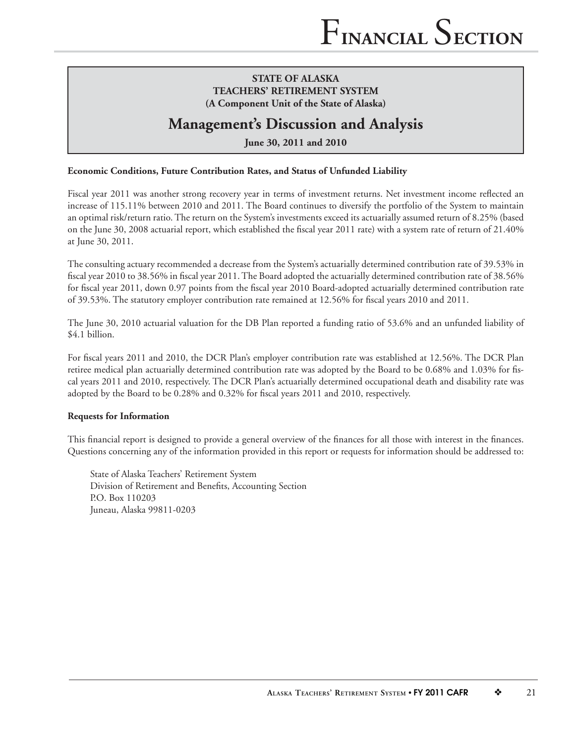**STATE OF ALASKA**
**TEACHERS' RETIREMENT SYSTEM**
**(A Component Unit of the State of Alaska)**

# Management's Discussion and Analysis

**June 30, 2011 and 2010**

**Economic Conditions, Future Contribution Rates, and Status of Unfunded Liability**

Fiscal year 2011 was another strong recovery year in terms of investment returns. Net investment income reflected an increase of 115.11% between 2010 and 2011. The Board continues to diversify the portfolio of the System to maintain an optimal risk/return ratio. The return on the System's investments exceed its actuarially assumed return of 8.25% (based on the June 30, 2008 actuarial report, which established the fiscal year 2011 rate) with a system rate of return of 21.40% at June 30, 2011.

The consulting actuary recommended a decrease from the System's actuarially determined contribution rate of 39.53% in fiscal year 2010 to 38.56% in fiscal year 2011. The Board adopted the actuarially determined contribution rate of 38.56% for fiscal year 2011, down 0.97 points from the fiscal year 2010 Board-adopted actuarially determined contribution rate of 39.53%. The statutory employer contribution rate remained at 12.56% for fiscal years 2010 and 2011.

The June 30, 2010 actuarial valuation for the DB Plan reported a funding ratio of 53.6% and an unfunded liability of $4.1 billion.

For fiscal years 2011 and 2010, the DCR Plan's employer contribution rate was established at 12.56%. The DCR Plan retiree medical plan actuarially determined contribution rate was adopted by the Board to be 0.68% and 1.03% for fiscal years 2011 and 2010, respectively. The DCR Plan's actuarially determined occupational death and disability rate was adopted by the Board to be 0.28% and 0.32% for fiscal years 2011 and 2010, respectively.

**Requests for Information**

This financial report is designed to provide a general overview of the finances for all those with interest in the finances. Questions concerning any of the information provided in this report or requests for information should be addressed to:

State of Alaska Teachers' Retirement System
Division of Retirement and Benefits, Accounting Section
P.O. Box 110203
Juneau, Alaska 99811-0203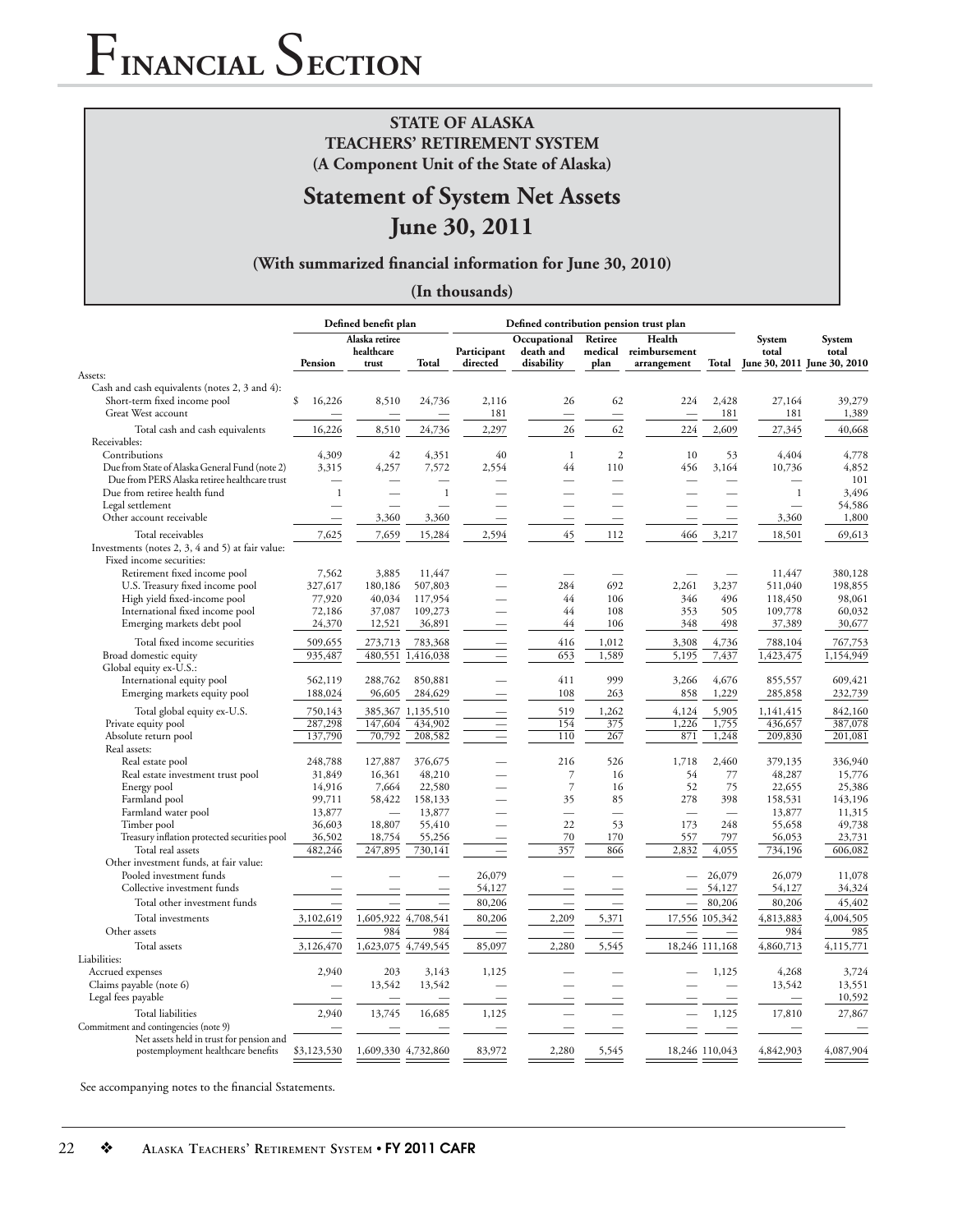# Financial Section

**STATE OF ALASKA**
**TEACHERS' RETIREMENT SYSTEM**
**(A Component Unit of the State of Alaska)**

## Statement of System Net Assets

## June 30, 2011

**(With summarized financial information for June 30, 2010)**

**(In thousands)**

| | Defined benefit plan | | | Defined contribution pension trust plan | | | | | | |
|---|---|---|---|---|---|---|---|---|---|---|
| | Pension | Alaska retiree healthcare trust | Total | Participant directed | Occupational death and disability | Retiree medical plan | Health reimbursement arrangement | Total | System total June 30, 2011 | System total June 30, 2010 |
| Assets: | | | | | | | | | | |
| Cash and cash equivalents (notes 2, 3 and 4): | | | | | | | | | | |
| Short-term fixed income pool | $ 16,226 | 8,510 | 24,736 | 2,116 | 26 | 62 | 224 | 2,428 | 27,164 | 39,279 |
| Great West account | — | — | — | 181 | — | — | — | 181 | 181 | 1,389 |
| Total cash and cash equivalents | 16,226 | 8,510 | 24,736 | 2,297 | 26 | 62 | 224 | 2,609 | 27,345 | 40,668 |
| Receivables: | | | | | | | | | | |
| Contributions | 4,309 | 42 | 4,351 | 40 | 1 | 2 | 10 | 53 | 4,404 | 4,778 |
| Due from State of Alaska General Fund (note 2) | 3,315 | 4,257 | 7,572 | 2,554 | 44 | 110 | 456 | 3,164 | 10,736 | 4,852 |
| Due from PERS Alaska retiree healthcare trust | — | — | — | — | — | — | — | — | — | 101 |
| Due from retiree health fund | 1 | — | 1 | — | — | — | — | — | 1 | 3,496 |
| Legal settlement | — | — | — | — | — | — | — | — | — | 54,586 |
| Other account receivable | — | 3,360 | 3,360 | — | — | — | — | — | 3,360 | 1,800 |
| Total receivables | 7,625 | 7,659 | 15,284 | 2,594 | 45 | 112 | 466 | 3,217 | 18,501 | 69,613 |
| Investments (notes 2, 3, 4 and 5) at fair value: | | | | | | | | | | |
| Fixed income securities: | | | | | | | | | | |
| Retirement fixed income pool | 7,562 | 3,885 | 11,447 | — | — | — | — | — | 11,447 | 380,128 |
| U.S. Treasury fixed income pool | 327,617 | 180,186 | 507,803 | — | 284 | 692 | 2,261 | 3,237 | 511,040 | 198,855 |
| High yield fixed-income pool | 77,920 | 40,034 | 117,954 | — | 44 | 106 | 346 | 496 | 118,450 | 98,061 |
| International fixed income pool | 72,186 | 37,087 | 109,273 | — | 44 | 108 | 353 | 505 | 109,778 | 60,032 |
| Emerging markets debt pool | 24,370 | 12,521 | 36,891 | — | 44 | 106 | 348 | 498 | 37,389 | 30,677 |
| Total fixed income securities | 509,655 | 273,713 | 783,368 | — | 416 | 1,012 | 3,308 | 4,736 | 788,104 | 767,753 |
| Broad domestic equity | 935,487 | 480,551 | 1,416,038 | — | 653 | 1,589 | 5,195 | 7,437 | 1,423,475 | 1,154,949 |
| Global equity ex-U.S.: | | | | | | | | | | |
| International equity pool | 562,119 | 288,762 | 850,881 | — | 411 | 999 | 3,266 | 4,676 | 855,557 | 609,421 |
| Emerging markets equity pool | 188,024 | 96,605 | 284,629 | — | 108 | 263 | 858 | 1,229 | 285,858 | 232,739 |
| Total global equity ex-U.S. | 750,143 | 385,367 | 1,135,510 | — | 519 | 1,262 | 4,124 | 5,905 | 1,141,415 | 842,160 |
| Private equity pool | 287,298 | 147,604 | 434,902 | — | 154 | 375 | 1,226 | 1,755 | 436,657 | 387,078 |
| Absolute return pool | 137,790 | 70,792 | 208,582 | — | 110 | 267 | 871 | 1,248 | 209,830 | 201,081 |
| Real assets: | | | | | | | | | | |
| Real estate pool | 248,788 | 127,887 | 376,675 | — | 216 | 526 | 1,718 | 2,460 | 379,135 | 336,940 |
| Real estate investment trust pool | 31,849 | 16,361 | 48,210 | — | 7 | 16 | 54 | 77 | 48,287 | 15,776 |
| Energy pool | 14,916 | 7,664 | 22,580 | — | 7 | 16 | 52 | 75 | 22,655 | 25,386 |
| Farmland pool | 99,711 | 58,422 | 158,133 | — | 35 | 85 | 278 | 398 | 158,531 | 143,196 |
| Farmland water pool | 13,877 | — | 13,877 | — | — | — | — | — | 13,877 | 11,315 |
| Timber pool | 36,603 | 18,807 | 55,410 | — | 22 | 53 | 173 | 248 | 55,658 | 49,738 |
| Treasury inflation protected securities pool | 36,502 | 18,754 | 55,256 | — | 70 | 170 | 557 | 797 | 56,053 | 23,731 |
| Total real assets | 482,246 | 247,895 | 730,141 | — | 357 | 866 | 2,832 | 4,055 | 734,196 | 606,082 |
| Other investment funds, at fair value: | | | | | | | | | | |
| Pooled investment funds | — | — | — | 26,079 | — | — | — | 26,079 | 26,079 | 11,078 |
| Collective investment funds | — | — | — | 54,127 | — | — | — | 54,127 | 54,127 | 34,324 |
| Total other investment funds | — | — | — | 80,206 | — | — | — | 80,206 | 80,206 | 45,402 |
| Total investments | 3,102,619 | 1,605,922 | 4,708,541 | 80,206 | 2,209 | 5,371 | 17,556 | 105,342 | 4,813,883 | 4,004,505 |
| Other assets | — | 984 | 984 | — | — | — | — | — | 984 | 985 |
| Total assets | 3,126,470 | 1,623,075 | 4,749,545 | 85,097 | 2,280 | 5,545 | 18,246 | 111,168 | 4,860,713 | 4,115,771 |
| Liabilities: | | | | | | | | | | |
| Accrued expenses | 2,940 | 203 | 3,143 | 1,125 | — | — | — | 1,125 | 4,268 | 3,724 |
| Claims payable (note 6) | — | 13,542 | 13,542 | — | — | — | — | — | 13,542 | 13,551 |
| Legal fees payable | — | — | — | — | — | — | — | — | — | 10,592 |
| Total liabilities | 2,940 | 13,745 | 16,685 | 1,125 | — | — | — | 1,125 | 17,810 | 27,867 |
| Commitment and contingencies (note 9) | — | — | — | — | — | — | — | — | — | — |
| Net assets held in trust for pension and postemployment healthcare benefits | $3,123,530 | 1,609,330 | 4,732,860 | 83,972 | 2,280 | 5,545 | 18,246 | 110,043 | 4,842,903 | 4,087,904 |

See accompanying notes to the financial Sstatements.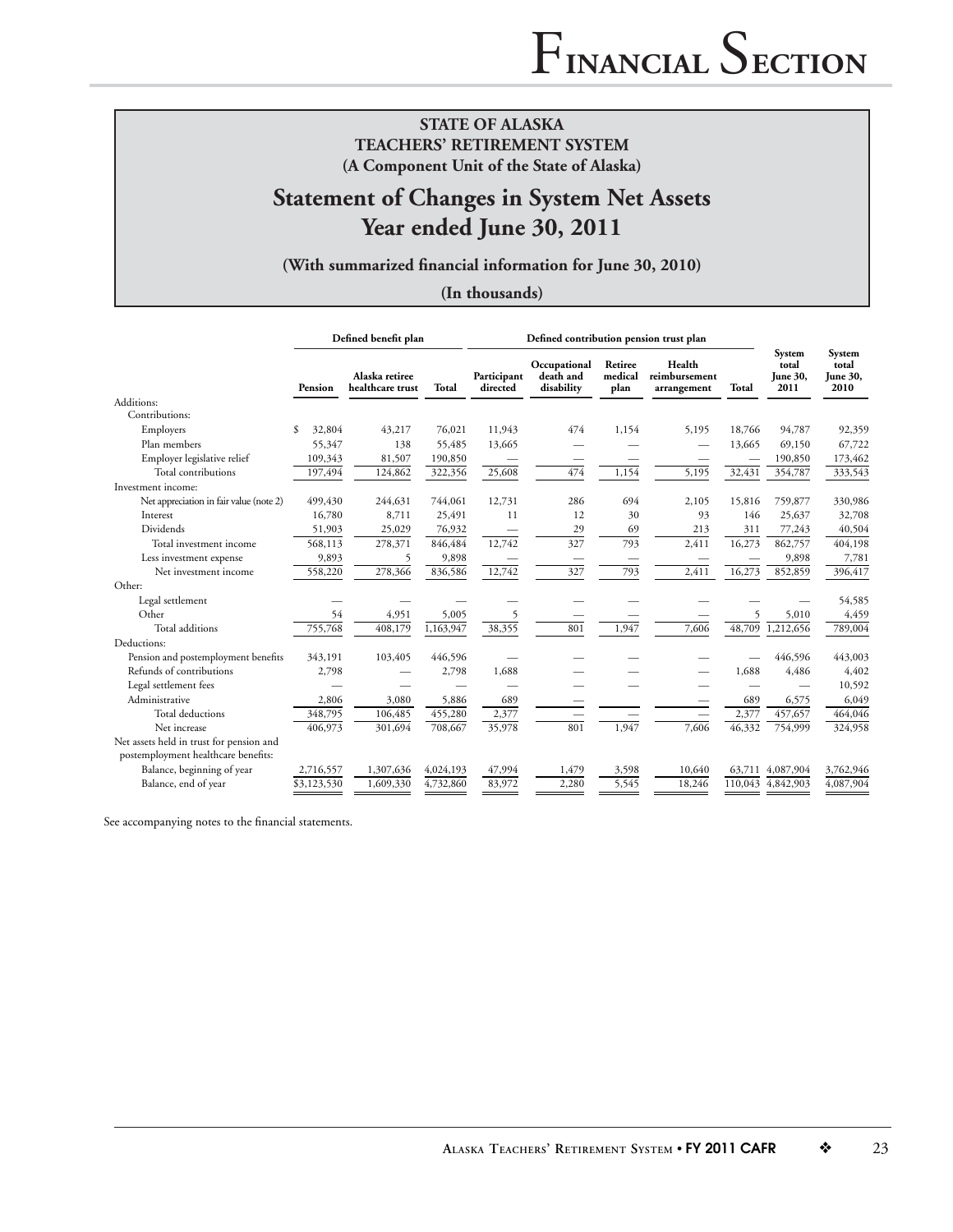**STATE OF ALASKA**
**TEACHERS' RETIREMENT SYSTEM**
**(A Component Unit of the State of Alaska)**

# Statement of Changes in System Net Assets Year ended June 30, 2011

**(With summarized financial information for June 30, 2010)**

**(In thousands)**

| | Defined benefit plan | | | Defined contribution pension trust plan | | | | | | |
|---|---|---|---|---|---|---|---|---|---|---|
| | Pension | Alaska retiree healthcare trust | Total | Participant directed | Occupational death and disability | Retiree medical plan | Health reimbursement arrangement | Total | System total June 30, 2011 | System total June 30, 2010 |
| Additions: | | | | | | | | | | |
| Contributions: | | | | | | | | | | |
| Employers | $ 32,804 | 43,217 | 76,021 | 11,943 | 474 | 1,154 | 5,195 | 18,766 | 94,787 | 92,359 |
| Plan members | 55,347 | 138 | 55,485 | 13,665 | — | — | — | 13,665 | 69,150 | 67,722 |
| Employer legislative relief | 109,343 | 81,507 | 190,850 | — | — | — | — | — | 190,850 | 173,462 |
| Total contributions | 197,494 | 124,862 | 322,356 | 25,608 | 474 | 1,154 | 5,195 | 32,431 | 354,787 | 333,543 |
| Investment income: | | | | | | | | | | |
| Net appreciation in fair value (note 2) | 499,430 | 244,631 | 744,061 | 12,731 | 286 | 694 | 2,105 | 15,816 | 759,877 | 330,986 |
| Interest | 16,780 | 8,711 | 25,491 | 11 | 12 | 30 | 93 | 146 | 25,637 | 32,708 |
| Dividends | 51,903 | 25,029 | 76,932 | — | 29 | 69 | 213 | 311 | 77,243 | 40,504 |
| Total investment income | 568,113 | 278,371 | 846,484 | 12,742 | 327 | 793 | 2,411 | 16,273 | 862,757 | 404,198 |
| Less investment expense | 9,893 | 5 | 9,898 | — | — | — | — | — | 9,898 | 7,781 |
| Net investment income | 558,220 | 278,366 | 836,586 | 12,742 | 327 | 793 | 2,411 | 16,273 | 852,859 | 396,417 |
| Other: | | | | | | | | | | |
| Legal settlement | — | — | — | — | — | — | — | — | — | 54,585 |
| Other | 54 | 4,951 | 5,005 | 5 | — | — | — | 5 | 5,010 | 4,459 |
| Total additions | 755,768 | 408,179 | 1,163,947 | 38,355 | 801 | 1,947 | 7,606 | 48,709 | 1,212,656 | 789,004 |
| Deductions: | | | | | | | | | | |
| Pension and postemployment benefits | 343,191 | 103,405 | 446,596 | — | — | — | — | — | 446,596 | 443,003 |
| Refunds of contributions | 2,798 | — | 2,798 | 1,688 | — | — | — | 1,688 | 4,486 | 4,402 |
| Legal settlement fees | — | — | — | — | — | — | — | — | — | 10,592 |
| Administrative | 2,806 | 3,080 | 5,886 | 689 | — | — | — | 689 | 6,575 | 6,049 |
| Total deductions | 348,795 | 106,485 | 455,280 | 2,377 | — | — | — | 2,377 | 457,657 | 464,046 |
| Net increase | 406,973 | 301,694 | 708,667 | 35,978 | 801 | 1,947 | 7,606 | 46,332 | 754,999 | 324,958 |
| Net assets held in trust for pension and postemployment healthcare benefits: | | | | | | | | | | |
| Balance, beginning of year | 2,716,557 | 1,307,636 | 4,024,193 | 47,994 | 1,479 | 3,598 | 10,640 | 63,711 | 4,087,904 | 3,762,946 |
| Balance, end of year | $3,123,530 | 1,609,330 | 4,732,860 | 83,972 | 2,280 | 5,545 | 18,246 | 110,043 | 4,842,903 | 4,087,904 |

See accompanying notes to the financial statements.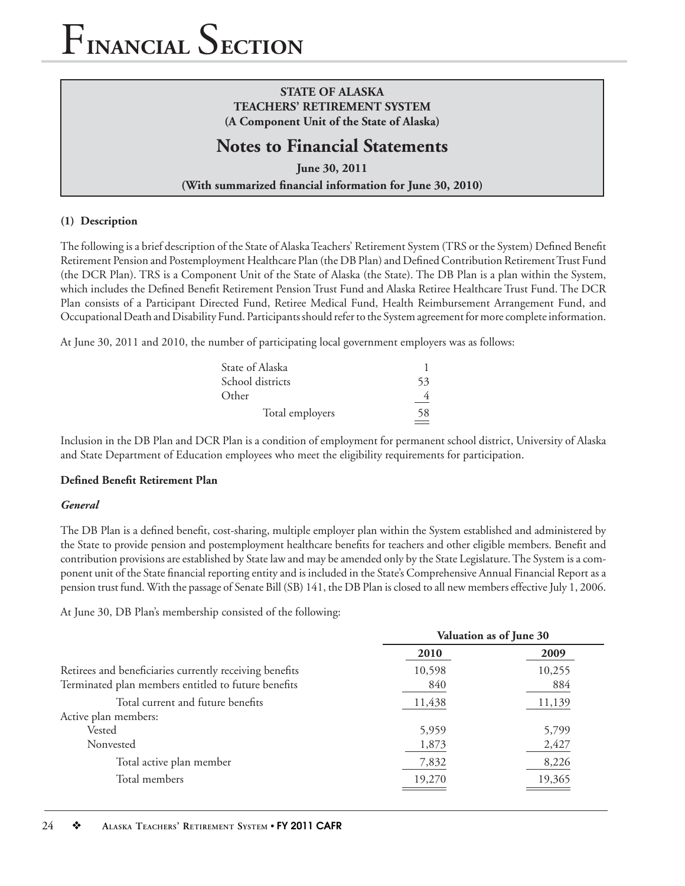# Financial Section

**STATE OF ALASKA**
**TEACHERS' RETIREMENT SYSTEM**
**(A Component Unit of the State of Alaska)**

## Notes to Financial Statements

**June 30, 2011**
**(With summarized financial information for June 30, 2010)**

### (1) Description

The following is a brief description of the State of Alaska Teachers' Retirement System (TRS or the System) Defined Benefit Retirement Pension and Postemployment Healthcare Plan (the DB Plan) and Defined Contribution Retirement Trust Fund (the DCR Plan). TRS is a Component Unit of the State of Alaska (the State). The DB Plan is a plan within the System, which includes the Defined Benefit Retirement Pension Trust Fund and Alaska Retiree Healthcare Trust Fund. The DCR Plan consists of a Participant Directed Fund, Retiree Medical Fund, Health Reimbursement Arrangement Fund, and Occupational Death and Disability Fund. Participants should refer to the System agreement for more complete information.

At June 30, 2011 and 2010, the number of participating local government employers was as follows:

| | |
|---|---|
| State of Alaska | 1 |
| School districts | 53 |
| Other | 4 |
| Total employers | 58 |

Inclusion in the DB Plan and DCR Plan is a condition of employment for permanent school district, University of Alaska and State Department of Education employees who meet the eligibility requirements for participation.

#### Defined Benefit Retirement Plan

***General***

The DB Plan is a defined benefit, cost-sharing, multiple employer plan within the System established and administered by the State to provide pension and postemployment healthcare benefits for teachers and other eligible members. Benefit and contribution provisions are established by State law and may be amended only by the State Legislature. The System is a component unit of the State financial reporting entity and is included in the State's Comprehensive Annual Financial Report as a pension trust fund. With the passage of Senate Bill (SB) 141, the DB Plan is closed to all new members effective July 1, 2006.

At June 30, DB Plan's membership consisted of the following:

| | Valuation as of June 30 | |
|---|---|---|
| | **2010** | **2009** |
| Retirees and beneficiaries currently receiving benefits | 10,598 | 10,255 |
| Terminated plan members entitled to future benefits | 840 | 884 |
| Total current and future benefits | 11,438 | 11,139 |
| Active plan members: | | |
| Vested | 5,959 | 5,799 |
| Nonvested | 1,873 | 2,427 |
| Total active plan member | 7,832 | 8,226 |
| Total members | 19,270 | 19,365 |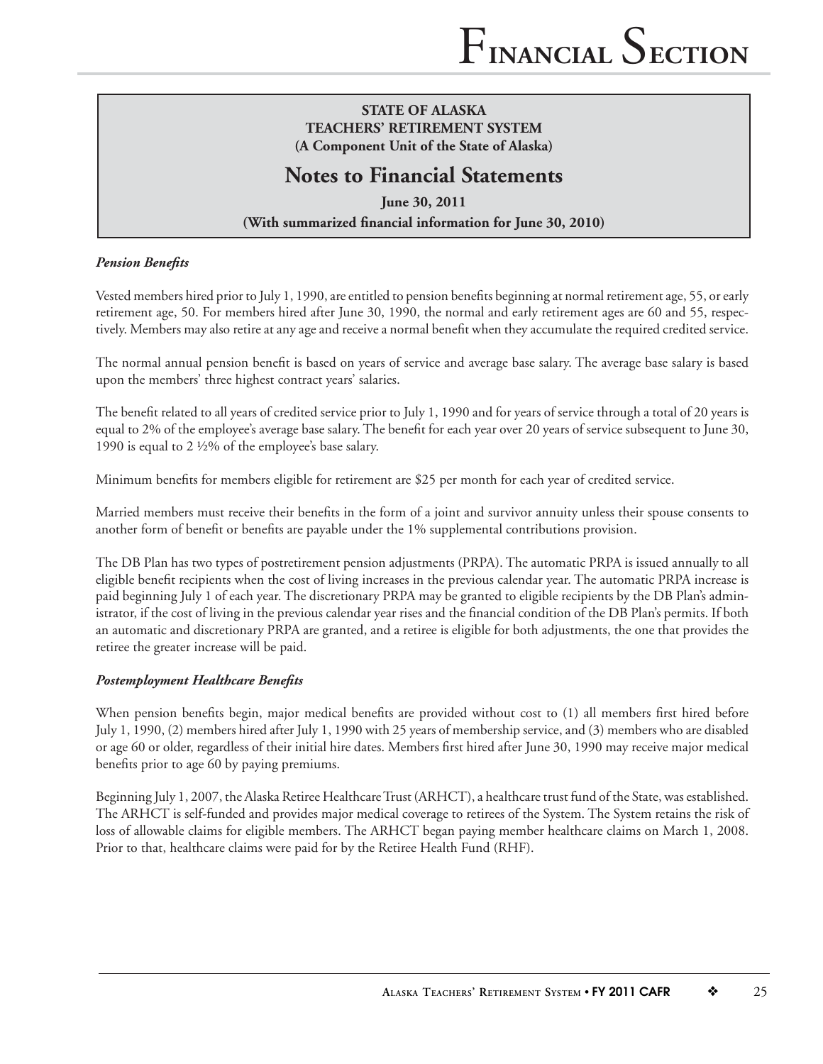**STATE OF ALASKA**
**TEACHERS' RETIREMENT SYSTEM**
**(A Component Unit of the State of Alaska)**

## Notes to Financial Statements

**June 30, 2011**
**(With summarized financial information for June 30, 2010)**

***Pension Benefits***

Vested members hired prior to July 1, 1990, are entitled to pension benefits beginning at normal retirement age, 55, or early retirement age, 50. For members hired after June 30, 1990, the normal and early retirement ages are 60 and 55, respectively. Members may also retire at any age and receive a normal benefit when they accumulate the required credited service.

The normal annual pension benefit is based on years of service and average base salary. The average base salary is based upon the members' three highest contract years' salaries.

The benefit related to all years of credited service prior to July 1, 1990 and for years of service through a total of 20 years is equal to 2% of the employee's average base salary. The benefit for each year over 20 years of service subsequent to June 30, 1990 is equal to 2 ½% of the employee's base salary.

Minimum benefits for members eligible for retirement are $25 per month for each year of credited service.

Married members must receive their benefits in the form of a joint and survivor annuity unless their spouse consents to another form of benefit or benefits are payable under the 1% supplemental contributions provision.

The DB Plan has two types of postretirement pension adjustments (PRPA). The automatic PRPA is issued annually to all eligible benefit recipients when the cost of living increases in the previous calendar year. The automatic PRPA increase is paid beginning July 1 of each year. The discretionary PRPA may be granted to eligible recipients by the DB Plan's administrator, if the cost of living in the previous calendar year rises and the financial condition of the DB Plan's permits. If both an automatic and discretionary PRPA are granted, and a retiree is eligible for both adjustments, the one that provides the retiree the greater increase will be paid.

***Postemployment Healthcare Benefits***

When pension benefits begin, major medical benefits are provided without cost to (1) all members first hired before July 1, 1990, (2) members hired after July 1, 1990 with 25 years of membership service, and (3) members who are disabled or age 60 or older, regardless of their initial hire dates. Members first hired after June 30, 1990 may receive major medical benefits prior to age 60 by paying premiums.

Beginning July 1, 2007, the Alaska Retiree Healthcare Trust (ARHCT), a healthcare trust fund of the State, was established. The ARHCT is self-funded and provides major medical coverage to retirees of the System. The System retains the risk of loss of allowable claims for eligible members. The ARHCT began paying member healthcare claims on March 1, 2008. Prior to that, healthcare claims were paid for by the Retiree Health Fund (RHF).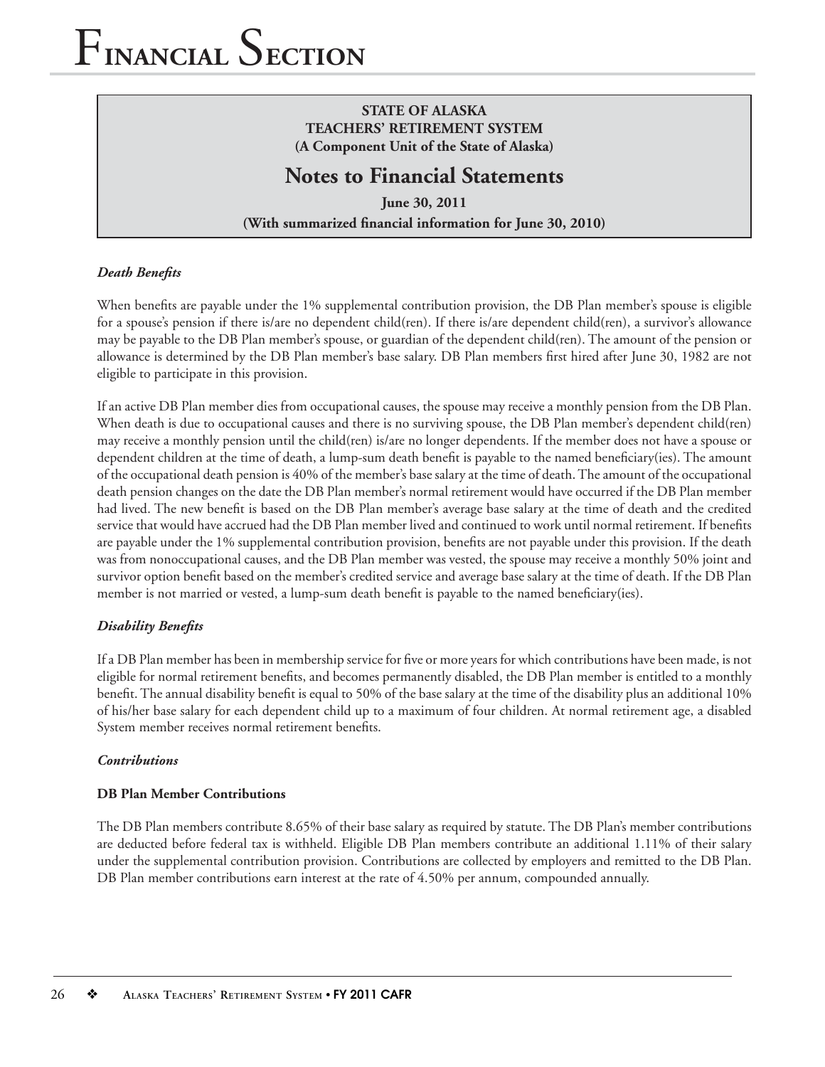**STATE OF ALASKA**
**TEACHERS' RETIREMENT SYSTEM**
**(A Component Unit of the State of Alaska)**

## Notes to Financial Statements

**June 30, 2011**
**(With summarized financial information for June 30, 2010)**

### *Death Benefits*

When benefits are payable under the 1% supplemental contribution provision, the DB Plan member's spouse is eligible for a spouse's pension if there is/are no dependent child(ren). If there is/are dependent child(ren), a survivor's allowance may be payable to the DB Plan member's spouse, or guardian of the dependent child(ren). The amount of the pension or allowance is determined by the DB Plan member's base salary. DB Plan members first hired after June 30, 1982 are not eligible to participate in this provision.

If an active DB Plan member dies from occupational causes, the spouse may receive a monthly pension from the DB Plan. When death is due to occupational causes and there is no surviving spouse, the DB Plan member's dependent child(ren) may receive a monthly pension until the child(ren) is/are no longer dependents. If the member does not have a spouse or dependent children at the time of death, a lump-sum death benefit is payable to the named beneficiary(ies). The amount of the occupational death pension is 40% of the member's base salary at the time of death. The amount of the occupational death pension changes on the date the DB Plan member's normal retirement would have occurred if the DB Plan member had lived. The new benefit is based on the DB Plan member's average base salary at the time of death and the credited service that would have accrued had the DB Plan member lived and continued to work until normal retirement. If benefits are payable under the 1% supplemental contribution provision, benefits are not payable under this provision. If the death was from nonoccupational causes, and the DB Plan member was vested, the spouse may receive a monthly 50% joint and survivor option benefit based on the member's credited service and average base salary at the time of death. If the DB Plan member is not married or vested, a lump-sum death benefit is payable to the named beneficiary(ies).

### *Disability Benefits*

If a DB Plan member has been in membership service for five or more years for which contributions have been made, is not eligible for normal retirement benefits, and becomes permanently disabled, the DB Plan member is entitled to a monthly benefit. The annual disability benefit is equal to 50% of the base salary at the time of the disability plus an additional 10% of his/her base salary for each dependent child up to a maximum of four children. At normal retirement age, a disabled System member receives normal retirement benefits.

### *Contributions*

#### DB Plan Member Contributions

The DB Plan members contribute 8.65% of their base salary as required by statute. The DB Plan's member contributions are deducted before federal tax is withheld. Eligible DB Plan members contribute an additional 1.11% of their salary under the supplemental contribution provision. Contributions are collected by employers and remitted to the DB Plan. DB Plan member contributions earn interest at the rate of 4.50% per annum, compounded annually.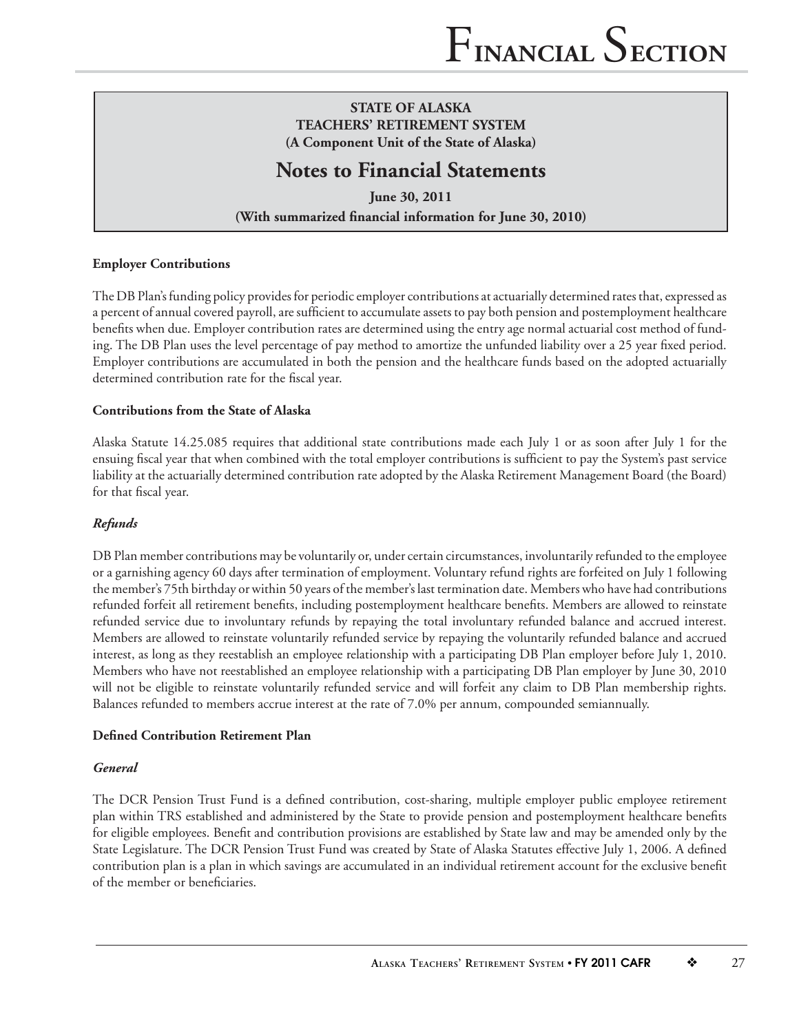**STATE OF ALASKA**
**TEACHERS' RETIREMENT SYSTEM**
**(A Component Unit of the State of Alaska)**

## Notes to Financial Statements

**June 30, 2011**
**(With summarized financial information for June 30, 2010)**

**Employer Contributions**

The DB Plan's funding policy provides for periodic employer contributions at actuarially determined rates that, expressed as a percent of annual covered payroll, are sufficient to accumulate assets to pay both pension and postemployment healthcare benefits when due. Employer contribution rates are determined using the entry age normal actuarial cost method of funding. The DB Plan uses the level percentage of pay method to amortize the unfunded liability over a 25 year fixed period. Employer contributions are accumulated in both the pension and the healthcare funds based on the adopted actuarially determined contribution rate for the fiscal year.

**Contributions from the State of Alaska**

Alaska Statute 14.25.085 requires that additional state contributions made each July 1 or as soon after July 1 for the ensuing fiscal year that when combined with the total employer contributions is sufficient to pay the System's past service liability at the actuarially determined contribution rate adopted by the Alaska Retirement Management Board (the Board) for that fiscal year.

***Refunds***

DB Plan member contributions may be voluntarily or, under certain circumstances, involuntarily refunded to the employee or a garnishing agency 60 days after termination of employment. Voluntary refund rights are forfeited on July 1 following the member's 75th birthday or within 50 years of the member's last termination date. Members who have had contributions refunded forfeit all retirement benefits, including postemployment healthcare benefits. Members are allowed to reinstate refunded service due to involuntary refunds by repaying the total involuntary refunded balance and accrued interest. Members are allowed to reinstate voluntarily refunded service by repaying the voluntarily refunded balance and accrued interest, as long as they reestablish an employee relationship with a participating DB Plan employer before July 1, 2010. Members who have not reestablished an employee relationship with a participating DB Plan employer by June 30, 2010 will not be eligible to reinstate voluntarily refunded service and will forfeit any claim to DB Plan membership rights. Balances refunded to members accrue interest at the rate of 7.0% per annum, compounded semiannually.

**Defined Contribution Retirement Plan**

***General***

The DCR Pension Trust Fund is a defined contribution, cost-sharing, multiple employer public employee retirement plan within TRS established and administered by the State to provide pension and postemployment healthcare benefits for eligible employees. Benefit and contribution provisions are established by State law and may be amended only by the State Legislature. The DCR Pension Trust Fund was created by State of Alaska Statutes effective July 1, 2006. A defined contribution plan is a plan in which savings are accumulated in an individual retirement account for the exclusive benefit of the member or beneficiaries.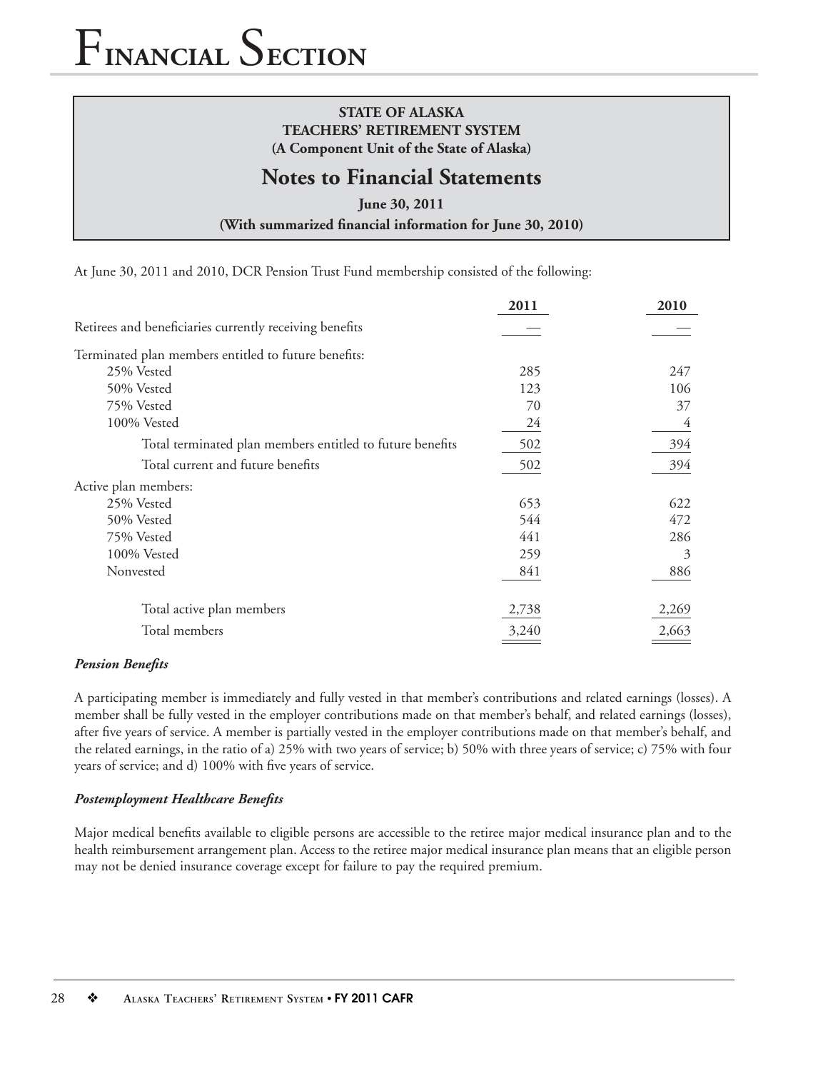**STATE OF ALASKA**
**TEACHERS' RETIREMENT SYSTEM**
**(A Component Unit of the State of Alaska)**

## Notes to Financial Statements

**June 30, 2011**

**(With summarized financial information for June 30, 2010)**

At June 30, 2011 and 2010, DCR Pension Trust Fund membership consisted of the following:

| | 2011 | 2010 |
|---|---|---|
| Retirees and beneficiaries currently receiving benefits | — | — |
| Terminated plan members entitled to future benefits: | | |
| 25% Vested | 285 | 247 |
| 50% Vested | 123 | 106 |
| 75% Vested | 70 | 37 |
| 100% Vested | 24 | 4 |
| Total terminated plan members entitled to future benefits | 502 | 394 |
| Total current and future benefits | 502 | 394 |
| Active plan members: | | |
| 25% Vested | 653 | 622 |
| 50% Vested | 544 | 472 |
| 75% Vested | 441 | 286 |
| 100% Vested | 259 | 3 |
| Nonvested | 841 | 886 |
| Total active plan members | 2,738 | 2,269 |
| Total members | 3,240 | 2,663 |

***Pension Benefits***

A participating member is immediately and fully vested in that member's contributions and related earnings (losses). A member shall be fully vested in the employer contributions made on that member's behalf, and related earnings (losses), after five years of service. A member is partially vested in the employer contributions made on that member's behalf, and the related earnings, in the ratio of a) 25% with two years of service; b) 50% with three years of service; c) 75% with four years of service; and d) 100% with five years of service.

***Postemployment Healthcare Benefits***

Major medical benefits available to eligible persons are accessible to the retiree major medical insurance plan and to the health reimbursement arrangement plan. Access to the retiree major medical insurance plan means that an eligible person may not be denied insurance coverage except for failure to pay the required premium.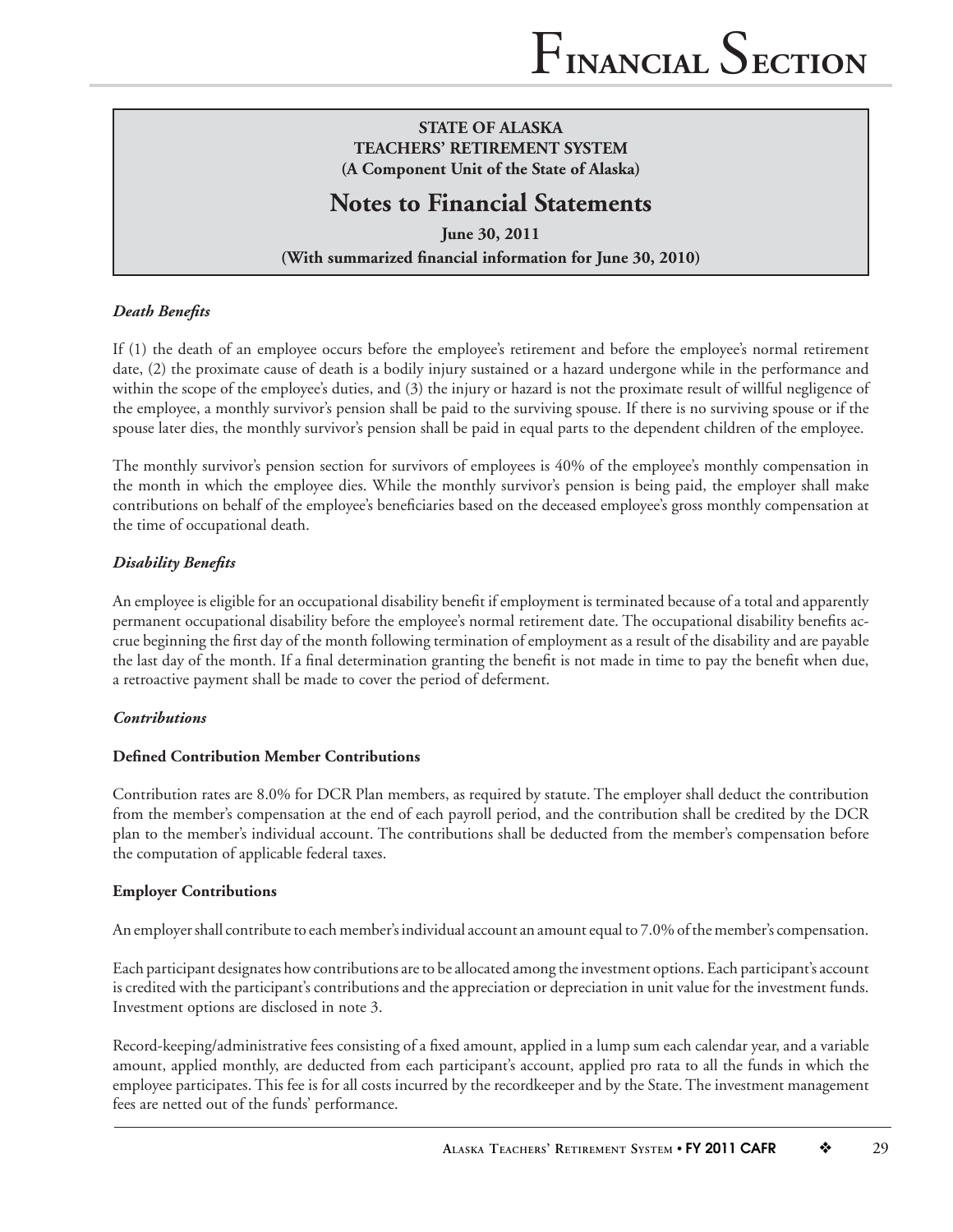**STATE OF ALASKA**
**TEACHERS' RETIREMENT SYSTEM**
**(A Component Unit of the State of Alaska)**

## Notes to Financial Statements

**June 30, 2011**
**(With summarized financial information for June 30, 2010)**

### *Death Benefits*

If (1) the death of an employee occurs before the employee's retirement and before the employee's normal retirement date, (2) the proximate cause of death is a bodily injury sustained or a hazard undergone while in the performance and within the scope of the employee's duties, and (3) the injury or hazard is not the proximate result of willful negligence of the employee, a monthly survivor's pension shall be paid to the surviving spouse. If there is no surviving spouse or if the spouse later dies, the monthly survivor's pension shall be paid in equal parts to the dependent children of the employee.

The monthly survivor's pension section for survivors of employees is 40% of the employee's monthly compensation in the month in which the employee dies. While the monthly survivor's pension is being paid, the employer shall make contributions on behalf of the employee's beneficiaries based on the deceased employee's gross monthly compensation at the time of occupational death.

### *Disability Benefits*

An employee is eligible for an occupational disability benefit if employment is terminated because of a total and apparently permanent occupational disability before the employee's normal retirement date. The occupational disability benefits accrue beginning the first day of the month following termination of employment as a result of the disability and are payable the last day of the month. If a final determination granting the benefit is not made in time to pay the benefit when due, a retroactive payment shall be made to cover the period of deferment.

### *Contributions*

#### Defined Contribution Member Contributions

Contribution rates are 8.0% for DCR Plan members, as required by statute. The employer shall deduct the contribution from the member's compensation at the end of each payroll period, and the contribution shall be credited by the DCR plan to the member's individual account. The contributions shall be deducted from the member's compensation before the computation of applicable federal taxes.

#### Employer Contributions

An employer shall contribute to each member's individual account an amount equal to 7.0% of the member's compensation.

Each participant designates how contributions are to be allocated among the investment options. Each participant's account is credited with the participant's contributions and the appreciation or depreciation in unit value for the investment funds. Investment options are disclosed in note 3.

Record-keeping/administrative fees consisting of a fixed amount, applied in a lump sum each calendar year, and a variable amount, applied monthly, are deducted from each participant's account, applied pro rata to all the funds in which the employee participates. This fee is for all costs incurred by the recordkeeper and by the State. The investment management fees are netted out of the funds' performance.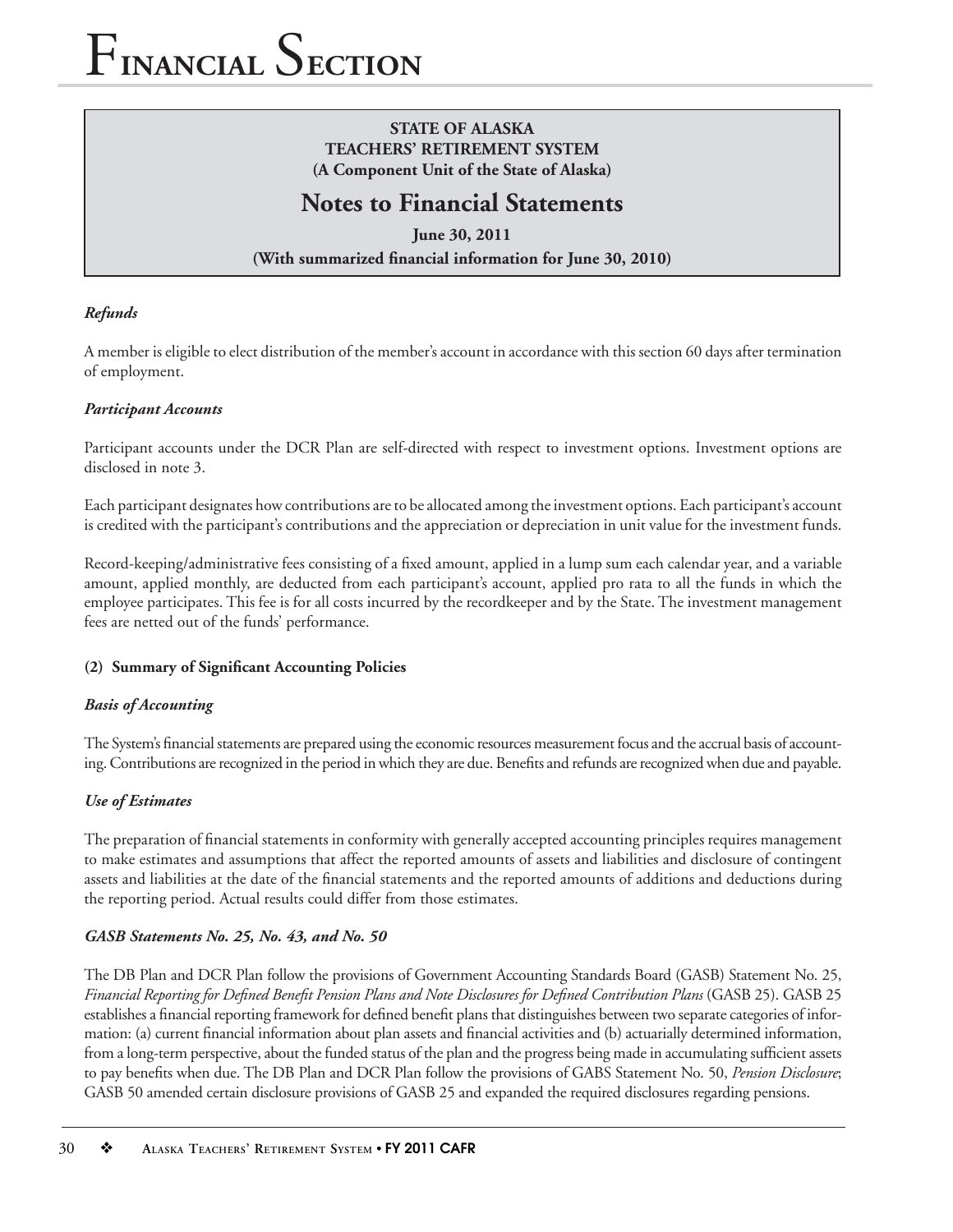**STATE OF ALASKA**
**TEACHERS' RETIREMENT SYSTEM**
**(A Component Unit of the State of Alaska)**

## Notes to Financial Statements

**June 30, 2011**
**(With summarized financial information for June 30, 2010)**

***Refunds***

A member is eligible to elect distribution of the member's account in accordance with this section 60 days after termination of employment.

***Participant Accounts***

Participant accounts under the DCR Plan are self-directed with respect to investment options. Investment options are disclosed in note 3.

Each participant designates how contributions are to be allocated among the investment options. Each participant's account is credited with the participant's contributions and the appreciation or depreciation in unit value for the investment funds.

Record-keeping/administrative fees consisting of a fixed amount, applied in a lump sum each calendar year, and a variable amount, applied monthly, are deducted from each participant's account, applied pro rata to all the funds in which the employee participates. This fee is for all costs incurred by the recordkeeper and by the State. The investment management fees are netted out of the funds' performance.

### (2) Summary of Significant Accounting Policies

***Basis of Accounting***

The System's financial statements are prepared using the economic resources measurement focus and the accrual basis of accounting. Contributions are recognized in the period in which they are due. Benefits and refunds are recognized when due and payable.

***Use of Estimates***

The preparation of financial statements in conformity with generally accepted accounting principles requires management to make estimates and assumptions that affect the reported amounts of assets and liabilities and disclosure of contingent assets and liabilities at the date of the financial statements and the reported amounts of additions and deductions during the reporting period. Actual results could differ from those estimates.

***GASB Statements No. 25, No. 43, and No. 50***

The DB Plan and DCR Plan follow the provisions of Government Accounting Standards Board (GASB) Statement No. 25, *Financial Reporting for Defined Benefit Pension Plans and Note Disclosures for Defined Contribution Plans* (GASB 25). GASB 25 establishes a financial reporting framework for defined benefit plans that distinguishes between two separate categories of information: (a) current financial information about plan assets and financial activities and (b) actuarially determined information, from a long-term perspective, about the funded status of the plan and the progress being made in accumulating sufficient assets to pay benefits when due. The DB Plan and DCR Plan follow the provisions of GABS Statement No. 50, *Pension Disclosure*; GASB 50 amended certain disclosure provisions of GASB 25 and expanded the required disclosures regarding pensions.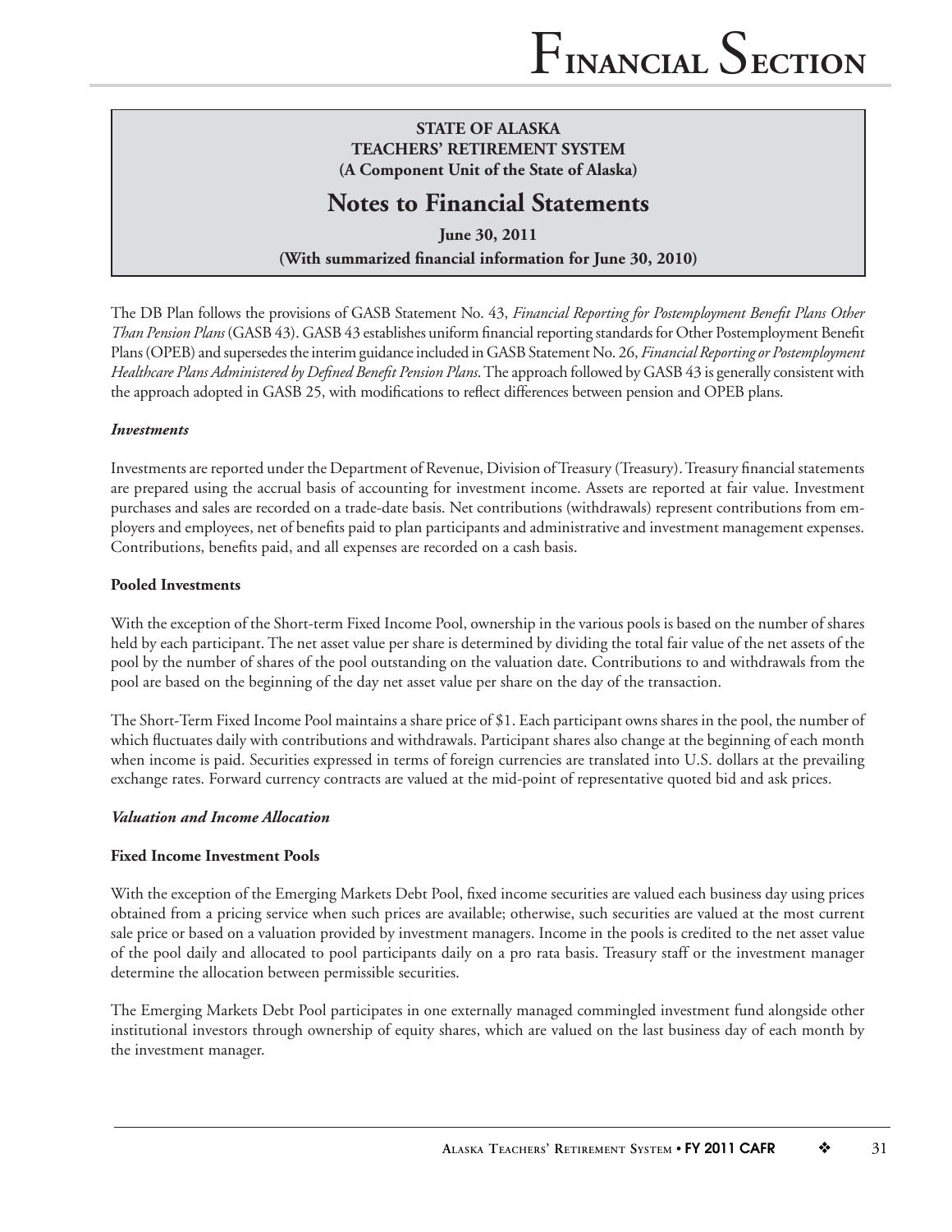**STATE OF ALASKA**
**TEACHERS' RETIREMENT SYSTEM**
**(A Component Unit of the State of Alaska)**

## Notes to Financial Statements

**June 30, 2011**
**(With summarized financial information for June 30, 2010)**

The DB Plan follows the provisions of GASB Statement No. 43, *Financial Reporting for Postemployment Benefit Plans Other Than Pension Plans* (GASB 43). GASB 43 establishes uniform financial reporting standards for Other Postemployment Benefit Plans (OPEB) and supersedes the interim guidance included in GASB Statement No. 26, *Financial Reporting or Postemployment Healthcare Plans Administered by Defined Benefit Pension Plans*. The approach followed by GASB 43 is generally consistent with the approach adopted in GASB 25, with modifications to reflect differences between pension and OPEB plans.

***Investments***

Investments are reported under the Department of Revenue, Division of Treasury (Treasury). Treasury financial statements are prepared using the accrual basis of accounting for investment income. Assets are reported at fair value. Investment purchases and sales are recorded on a trade-date basis. Net contributions (withdrawals) represent contributions from employers and employees, net of benefits paid to plan participants and administrative and investment management expenses. Contributions, benefits paid, and all expenses are recorded on a cash basis.

**Pooled Investments**

With the exception of the Short-term Fixed Income Pool, ownership in the various pools is based on the number of shares held by each participant. The net asset value per share is determined by dividing the total fair value of the net assets of the pool by the number of shares of the pool outstanding on the valuation date. Contributions to and withdrawals from the pool are based on the beginning of the day net asset value per share on the day of the transaction.

The Short-Term Fixed Income Pool maintains a share price of $1. Each participant owns shares in the pool, the number of which fluctuates daily with contributions and withdrawals. Participant shares also change at the beginning of each month when income is paid. Securities expressed in terms of foreign currencies are translated into U.S. dollars at the prevailing exchange rates. Forward currency contracts are valued at the mid-point of representative quoted bid and ask prices.

***Valuation and Income Allocation***

**Fixed Income Investment Pools**

With the exception of the Emerging Markets Debt Pool, fixed income securities are valued each business day using prices obtained from a pricing service when such prices are available; otherwise, such securities are valued at the most current sale price or based on a valuation provided by investment managers. Income in the pools is credited to the net asset value of the pool daily and allocated to pool participants daily on a pro rata basis. Treasury staff or the investment manager determine the allocation between permissible securities.

The Emerging Markets Debt Pool participates in one externally managed commingled investment fund alongside other institutional investors through ownership of equity shares, which are valued on the last business day of each month by the investment manager.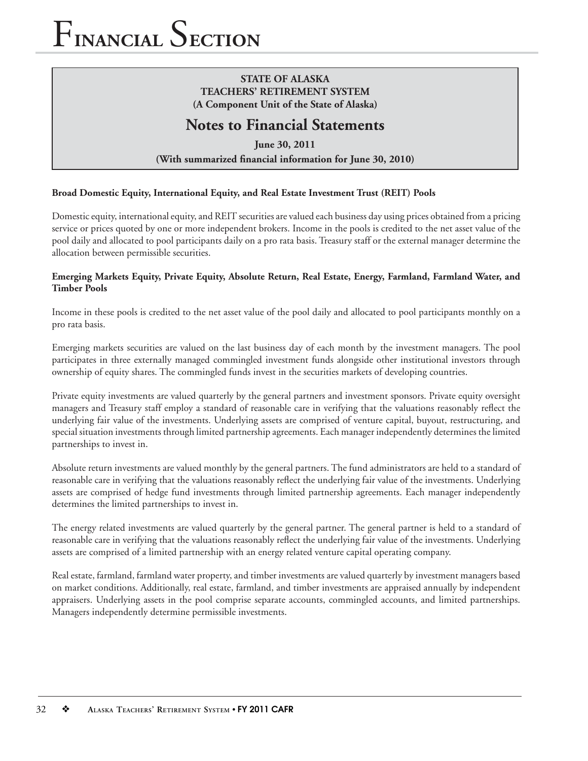**STATE OF ALASKA**
**TEACHERS' RETIREMENT SYSTEM**
**(A Component Unit of the State of Alaska)**

## Notes to Financial Statements

**June 30, 2011**
**(With summarized financial information for June 30, 2010)**

**Broad Domestic Equity, International Equity, and Real Estate Investment Trust (REIT) Pools**

Domestic equity, international equity, and REIT securities are valued each business day using prices obtained from a pricing service or prices quoted by one or more independent brokers. Income in the pools is credited to the net asset value of the pool daily and allocated to pool participants daily on a pro rata basis. Treasury staff or the external manager determine the allocation between permissible securities.

**Emerging Markets Equity, Private Equity, Absolute Return, Real Estate, Energy, Farmland, Farmland Water, and Timber Pools**

Income in these pools is credited to the net asset value of the pool daily and allocated to pool participants monthly on a pro rata basis.

Emerging markets securities are valued on the last business day of each month by the investment managers. The pool participates in three externally managed commingled investment funds alongside other institutional investors through ownership of equity shares. The commingled funds invest in the securities markets of developing countries.

Private equity investments are valued quarterly by the general partners and investment sponsors. Private equity oversight managers and Treasury staff employ a standard of reasonable care in verifying that the valuations reasonably reflect the underlying fair value of the investments. Underlying assets are comprised of venture capital, buyout, restructuring, and special situation investments through limited partnership agreements. Each manager independently determines the limited partnerships to invest in.

Absolute return investments are valued monthly by the general partners. The fund administrators are held to a standard of reasonable care in verifying that the valuations reasonably reflect the underlying fair value of the investments. Underlying assets are comprised of hedge fund investments through limited partnership agreements. Each manager independently determines the limited partnerships to invest in.

The energy related investments are valued quarterly by the general partner. The general partner is held to a standard of reasonable care in verifying that the valuations reasonably reflect the underlying fair value of the investments. Underlying assets are comprised of a limited partnership with an energy related venture capital operating company.

Real estate, farmland, farmland water property, and timber investments are valued quarterly by investment managers based on market conditions. Additionally, real estate, farmland, and timber investments are appraised annually by independent appraisers. Underlying assets in the pool comprise separate accounts, commingled accounts, and limited partnerships. Managers independently determine permissible investments.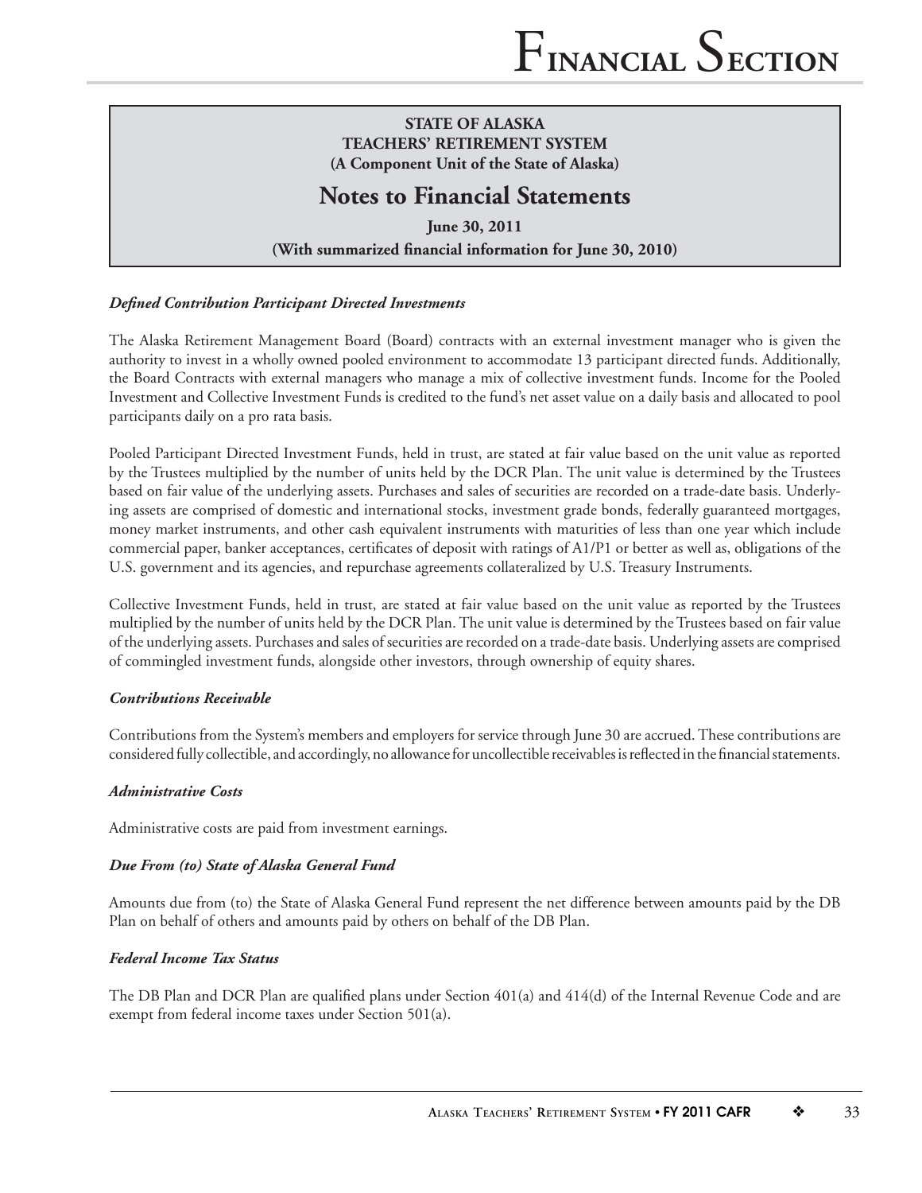**STATE OF ALASKA**
**TEACHERS' RETIREMENT SYSTEM**
**(A Component Unit of the State of Alaska)**

## Notes to Financial Statements

**June 30, 2011**
**(With summarized financial information for June 30, 2010)**

***Defined Contribution Participant Directed Investments***

The Alaska Retirement Management Board (Board) contracts with an external investment manager who is given the authority to invest in a wholly owned pooled environment to accommodate 13 participant directed funds. Additionally, the Board Contracts with external managers who manage a mix of collective investment funds. Income for the Pooled Investment and Collective Investment Funds is credited to the fund's net asset value on a daily basis and allocated to pool participants daily on a pro rata basis.

Pooled Participant Directed Investment Funds, held in trust, are stated at fair value based on the unit value as reported by the Trustees multiplied by the number of units held by the DCR Plan. The unit value is determined by the Trustees based on fair value of the underlying assets. Purchases and sales of securities are recorded on a trade-date basis. Underlying assets are comprised of domestic and international stocks, investment grade bonds, federally guaranteed mortgages, money market instruments, and other cash equivalent instruments with maturities of less than one year which include commercial paper, banker acceptances, certificates of deposit with ratings of A1/P1 or better as well as, obligations of the U.S. government and its agencies, and repurchase agreements collateralized by U.S. Treasury Instruments.

Collective Investment Funds, held in trust, are stated at fair value based on the unit value as reported by the Trustees multiplied by the number of units held by the DCR Plan. The unit value is determined by the Trustees based on fair value of the underlying assets. Purchases and sales of securities are recorded on a trade-date basis. Underlying assets are comprised of commingled investment funds, alongside other investors, through ownership of equity shares.

***Contributions Receivable***

Contributions from the System's members and employers for service through June 30 are accrued. These contributions are considered fully collectible, and accordingly, no allowance for uncollectible receivables is reflected in the financial statements.

***Administrative Costs***

Administrative costs are paid from investment earnings.

***Due From (to) State of Alaska General Fund***

Amounts due from (to) the State of Alaska General Fund represent the net difference between amounts paid by the DB Plan on behalf of others and amounts paid by others on behalf of the DB Plan.

***Federal Income Tax Status***

The DB Plan and DCR Plan are qualified plans under Section 401(a) and 414(d) of the Internal Revenue Code and are exempt from federal income taxes under Section 501(a).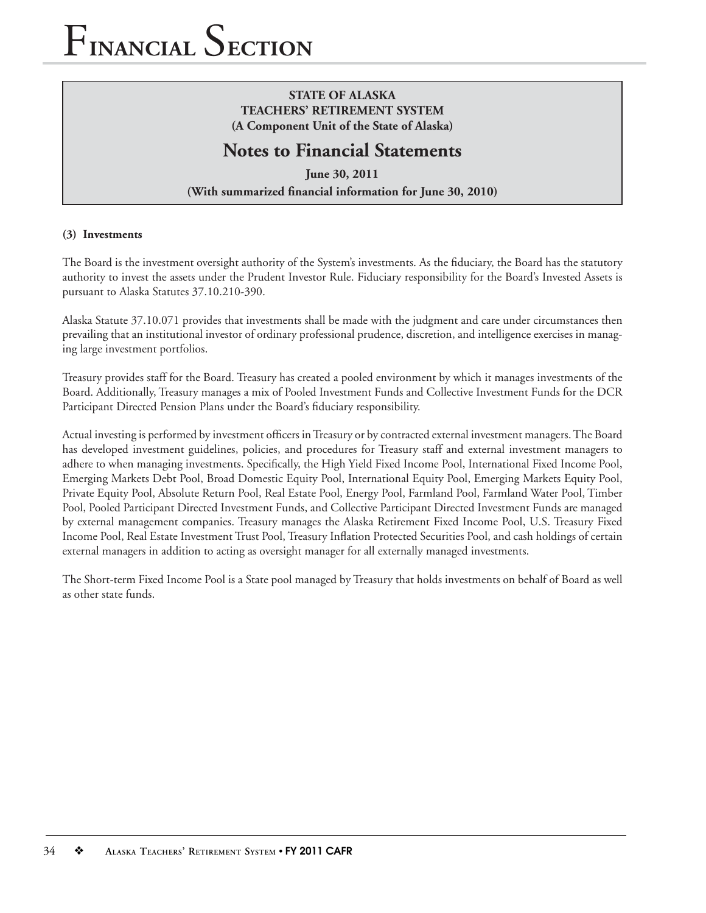**STATE OF ALASKA**
**TEACHERS' RETIREMENT SYSTEM**
**(A Component Unit of the State of Alaska)**

## Notes to Financial Statements

**June 30, 2011**
**(With summarized financial information for June 30, 2010)**

### (3) Investments

The Board is the investment oversight authority of the System's investments. As the fiduciary, the Board has the statutory authority to invest the assets under the Prudent Investor Rule. Fiduciary responsibility for the Board's Invested Assets is pursuant to Alaska Statutes 37.10.210-390.

Alaska Statute 37.10.071 provides that investments shall be made with the judgment and care under circumstances then prevailing that an institutional investor of ordinary professional prudence, discretion, and intelligence exercises in managing large investment portfolios.

Treasury provides staff for the Board. Treasury has created a pooled environment by which it manages investments of the Board. Additionally, Treasury manages a mix of Pooled Investment Funds and Collective Investment Funds for the DCR Participant Directed Pension Plans under the Board's fiduciary responsibility.

Actual investing is performed by investment officers in Treasury or by contracted external investment managers. The Board has developed investment guidelines, policies, and procedures for Treasury staff and external investment managers to adhere to when managing investments. Specifically, the High Yield Fixed Income Pool, International Fixed Income Pool, Emerging Markets Debt Pool, Broad Domestic Equity Pool, International Equity Pool, Emerging Markets Equity Pool, Private Equity Pool, Absolute Return Pool, Real Estate Pool, Energy Pool, Farmland Pool, Farmland Water Pool, Timber Pool, Pooled Participant Directed Investment Funds, and Collective Participant Directed Investment Funds are managed by external management companies. Treasury manages the Alaska Retirement Fixed Income Pool, U.S. Treasury Fixed Income Pool, Real Estate Investment Trust Pool, Treasury Inflation Protected Securities Pool, and cash holdings of certain external managers in addition to acting as oversight manager for all externally managed investments.

The Short-term Fixed Income Pool is a State pool managed by Treasury that holds investments on behalf of Board as well as other state funds.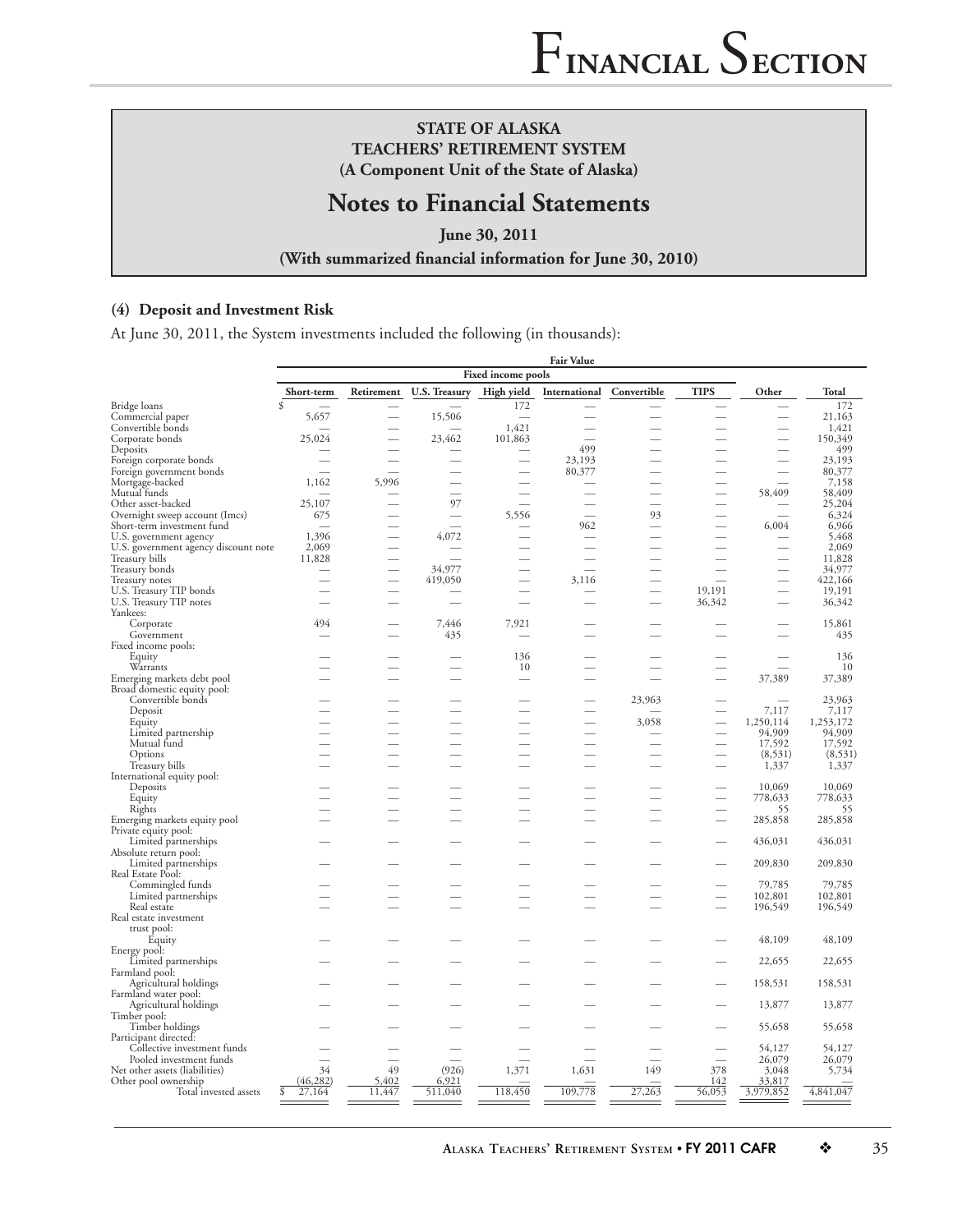**STATE OF ALASKA**
**TEACHERS' RETIREMENT SYSTEM**
**(A Component Unit of the State of Alaska)**

## Notes to Financial Statements

**June 30, 2011**

**(With summarized financial information for June 30, 2010)**

### (4) Deposit and Investment Risk

At June 30, 2011, the System investments included the following (in thousands):

| | Fair Value | | | | | | | | |
|---|---|---|---|---|---|---|---|---|---|
| | Fixed income pools | | | | | | | | |
| | Short-term | Retirement | U.S. Treasury | High yield | International | Convertible | TIPS | Other | Total |
| Bridge loans | $ — | — | — | 172 | — | — | — | — | 172 |
| Commercial paper | 5,657 | — | 15,506 | — | — | — | — | — | 21,163 |
| Convertible bonds | — | — | — | 1,421 | — | — | — | — | 1,421 |
| Corporate bonds | 25,024 | — | 23,462 | 101,863 | — | — | — | — | 150,349 |
| Deposits | — | — | — | — | 499 | — | — | — | 499 |
| Foreign corporate bonds | — | — | — | — | 23,193 | — | — | — | 23,193 |
| Foreign government bonds | — | — | — | — | 80,377 | — | — | — | 80,377 |
| Mortgage-backed | 1,162 | 5,996 | — | — | — | — | — | — | 7,158 |
| Mutual funds | — | — | — | — | — | — | — | 58,409 | 58,409 |
| Other asset-backed | 25,107 | — | 97 | — | — | — | — | — | 25,204 |
| Overnight sweep account (Imcs) | 675 | — | — | 5,556 | — | 93 | — | — | 6,324 |
| Short-term investment fund | — | — | — | — | 962 | — | — | 6,004 | 6,966 |
| U.S. government agency | 1,396 | — | 4,072 | — | — | — | — | — | 5,468 |
| U.S. government agency discount note | 2,069 | — | — | — | — | — | — | — | 2,069 |
| Treasury bills | 11,828 | — | — | — | — | — | — | — | 11,828 |
| Treasury bonds | — | — | 34,977 | — | — | — | — | — | 34,977 |
| Treasury notes | — | — | 419,050 | — | 3,116 | — | — | — | 422,166 |
| U.S. Treasury TIP bonds | — | — | — | — | — | — | 19,191 | — | 19,191 |
| U.S. Treasury TIP notes | — | — | — | — | — | — | 36,342 | — | 36,342 |
| Yankees: | | | | | | | | | |
| Corporate | 494 | — | 7,446 | 7,921 | — | — | — | — | 15,861 |
| Government | — | — | 435 | — | — | — | — | — | 435 |
| Fixed income pools: | | | | | | | | | |
| Equity | — | — | — | 136 | — | — | — | — | 136 |
| Warrants | — | — | — | 10 | — | — | — | — | 10 |
| Emerging markets debt pool | — | — | — | — | — | — | — | 37,389 | 37,389 |
| Broad domestic equity pool: | | | | | | | | | |
| Convertible bonds | — | — | — | — | — | 23,963 | — | — | 23,963 |
| Deposit | — | — | — | — | — | — | — | 7,117 | 7,117 |
| Equity | — | — | — | — | — | 3,058 | — | 1,250,114 | 1,253,172 |
| Limited partnership | — | — | — | — | — | — | — | 94,909 | 94,909 |
| Mutual fund | — | — | — | — | — | — | — | 17,592 | 17,592 |
| Options | — | — | — | — | — | — | — | (8,531) | (8,531) |
| Treasury bills | — | — | — | — | — | — | — | 1,337 | 1,337 |
| International equity pool: | | | | | | | | | |
| Deposits | — | — | — | — | — | — | — | 10,069 | 10,069 |
| Equity | — | — | — | — | — | — | — | 778,633 | 778,633 |
| Rights | — | — | — | — | — | — | — | 55 | 55 |
| Emerging markets equity pool | — | — | — | — | — | — | — | 285,858 | 285,858 |
| Private equity pool: | | | | | | | | | |
| Limited partnerships | — | — | — | — | — | — | — | 436,031 | 436,031 |
| Absolute return pool: | | | | | | | | | |
| Limited partnerships | — | — | — | — | — | — | — | 209,830 | 209,830 |
| Real Estate Pool: | | | | | | | | | |
| Commingled funds | — | — | — | — | — | — | — | 79,785 | 79,785 |
| Limited partnerships | — | — | — | — | — | — | — | 102,801 | 102,801 |
| Real estate | — | — | — | — | — | — | — | 196,549 | 196,549 |
| Real estate investment trust pool: | | | | | | | | | |
| Equity | — | — | — | — | — | — | — | 48,109 | 48,109 |
| Energy pool: | | | | | | | | | |
| Limited partnerships | — | — | — | — | — | — | — | 22,655 | 22,655 |
| Farmland pool: | | | | | | | | | |
| Agricultural holdings | — | — | — | — | — | — | — | 158,531 | 158,531 |
| Farmland water pool: | | | | | | | | | |
| Agricultural holdings | — | — | — | — | — | — | — | 13,877 | 13,877 |
| Timber pool: | | | | | | | | | |
| Timber holdings | — | — | — | — | — | — | — | 55,658 | 55,658 |
| Participant directed: | | | | | | | | | |
| Collective investment funds | — | — | — | — | — | — | — | 54,127 | 54,127 |
| Pooled investment funds | — | — | — | — | — | — | — | 26,079 | 26,079 |
| Net other assets (liabilities) | 34 | 49 | (926) | 1,371 | 1,631 | 149 | 378 | 3,048 | 5,734 |
| Other pool ownership | (46,282) | 5,402 | 6,921 | — | — | — | 142 | 33,817 | — |
| Total invested assets | $ 27,164 | 11,447 | 511,040 | 118,450 | 109,778 | 27,263 | 56,053 | 3,979,852 | 4,841,047 |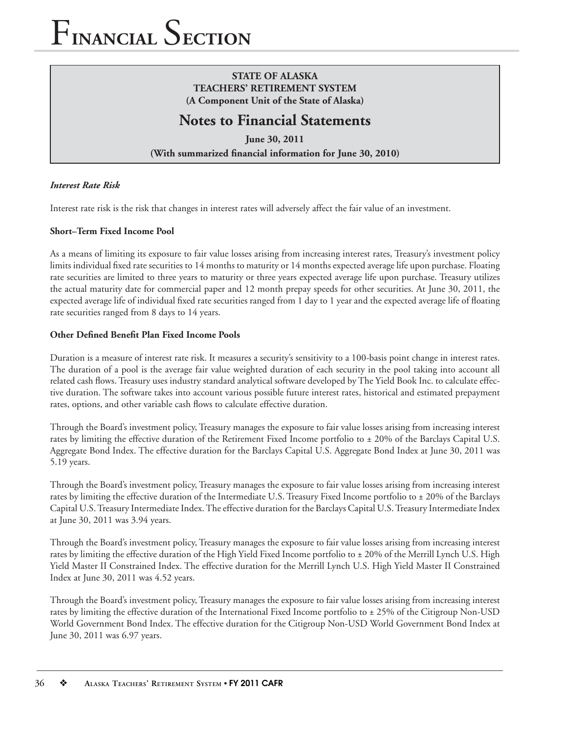**STATE OF ALASKA**
**TEACHERS' RETIREMENT SYSTEM**
**(A Component Unit of the State of Alaska)**

## Notes to Financial Statements

**June 30, 2011**
**(With summarized financial information for June 30, 2010)**

***Interest Rate Risk***

Interest rate risk is the risk that changes in interest rates will adversely affect the fair value of an investment.

**Short–Term Fixed Income Pool**

As a means of limiting its exposure to fair value losses arising from increasing interest rates, Treasury's investment policy limits individual fixed rate securities to 14 months to maturity or 14 months expected average life upon purchase. Floating rate securities are limited to three years to maturity or three years expected average life upon purchase. Treasury utilizes the actual maturity date for commercial paper and 12 month prepay speeds for other securities. At June 30, 2011, the expected average life of individual fixed rate securities ranged from 1 day to 1 year and the expected average life of floating rate securities ranged from 8 days to 14 years.

**Other Defined Benefit Plan Fixed Income Pools**

Duration is a measure of interest rate risk. It measures a security's sensitivity to a 100-basis point change in interest rates. The duration of a pool is the average fair value weighted duration of each security in the pool taking into account all related cash flows. Treasury uses industry standard analytical software developed by The Yield Book Inc. to calculate effective duration. The software takes into account various possible future interest rates, historical and estimated prepayment rates, options, and other variable cash flows to calculate effective duration.

Through the Board's investment policy, Treasury manages the exposure to fair value losses arising from increasing interest rates by limiting the effective duration of the Retirement Fixed Income portfolio to ± 20% of the Barclays Capital U.S. Aggregate Bond Index. The effective duration for the Barclays Capital U.S. Aggregate Bond Index at June 30, 2011 was 5.19 years.

Through the Board's investment policy, Treasury manages the exposure to fair value losses arising from increasing interest rates by limiting the effective duration of the Intermediate U.S. Treasury Fixed Income portfolio to ± 20% of the Barclays Capital U.S. Treasury Intermediate Index. The effective duration for the Barclays Capital U.S. Treasury Intermediate Index at June 30, 2011 was 3.94 years.

Through the Board's investment policy, Treasury manages the exposure to fair value losses arising from increasing interest rates by limiting the effective duration of the High Yield Fixed Income portfolio to ± 20% of the Merrill Lynch U.S. High Yield Master II Constrained Index. The effective duration for the Merrill Lynch U.S. High Yield Master II Constrained Index at June 30, 2011 was 4.52 years.

Through the Board's investment policy, Treasury manages the exposure to fair value losses arising from increasing interest rates by limiting the effective duration of the International Fixed Income portfolio to ± 25% of the Citigroup Non-USD World Government Bond Index. The effective duration for the Citigroup Non-USD World Government Bond Index at June 30, 2011 was 6.97 years.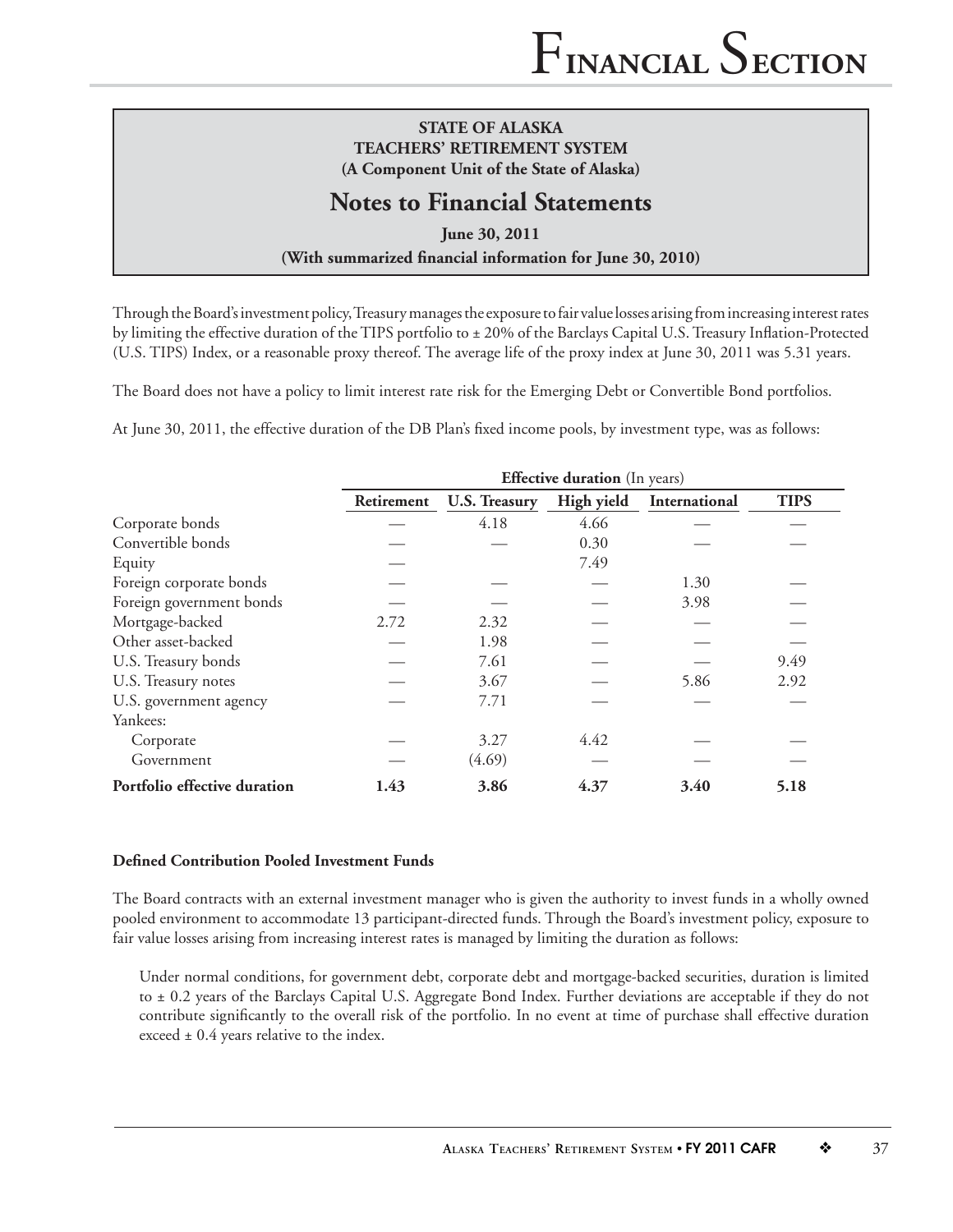**STATE OF ALASKA**
**TEACHERS' RETIREMENT SYSTEM**
**(A Component Unit of the State of Alaska)**

## Notes to Financial Statements

**June 30, 2011**
**(With summarized financial information for June 30, 2010)**

Through the Board's investment policy, Treasury manages the exposure to fair value losses arising from increasing interest rates by limiting the effective duration of the TIPS portfolio to ± 20% of the Barclays Capital U.S. Treasury Inflation-Protected (U.S. TIPS) Index, or a reasonable proxy thereof. The average life of the proxy index at June 30, 2011 was 5.31 years.

The Board does not have a policy to limit interest rate risk for the Emerging Debt or Convertible Bond portfolios.

At June 30, 2011, the effective duration of the DB Plan's fixed income pools, by investment type, was as follows:

| | **Effective duration** (In years) | | | | |
|---|---|---|---|---|---|
| | **Retirement** | **U.S. Treasury** | **High yield** | **International** | **TIPS** |
| Corporate bonds | — | 4.18 | 4.66 | — | — |
| Convertible bonds | — | — | 0.30 | — | — |
| Equity | — | | 7.49 | | |
| Foreign corporate bonds | — | — | — | 1.30 | — |
| Foreign government bonds | — | — | — | 3.98 | — |
| Mortgage-backed | 2.72 | 2.32 | — | — | — |
| Other asset-backed | — | 1.98 | — | — | — |
| U.S. Treasury bonds | — | 7.61 | — | — | 9.49 |
| U.S. Treasury notes | — | 3.67 | — | 5.86 | 2.92 |
| U.S. government agency | — | 7.71 | — | — | — |
| Yankees: | | | | | |
| Corporate | — | 3.27 | 4.42 | — | — |
| Government | — | (4.69) | — | — | — |
| **Portfolio effective duration** | **1.43** | **3.86** | **4.37** | **3.40** | **5.18** |

**Defined Contribution Pooled Investment Funds**

The Board contracts with an external investment manager who is given the authority to invest funds in a wholly owned pooled environment to accommodate 13 participant-directed funds. Through the Board's investment policy, exposure to fair value losses arising from increasing interest rates is managed by limiting the duration as follows:

Under normal conditions, for government debt, corporate debt and mortgage-backed securities, duration is limited to ± 0.2 years of the Barclays Capital U.S. Aggregate Bond Index. Further deviations are acceptable if they do not contribute significantly to the overall risk of the portfolio. In no event at time of purchase shall effective duration exceed ± 0.4 years relative to the index.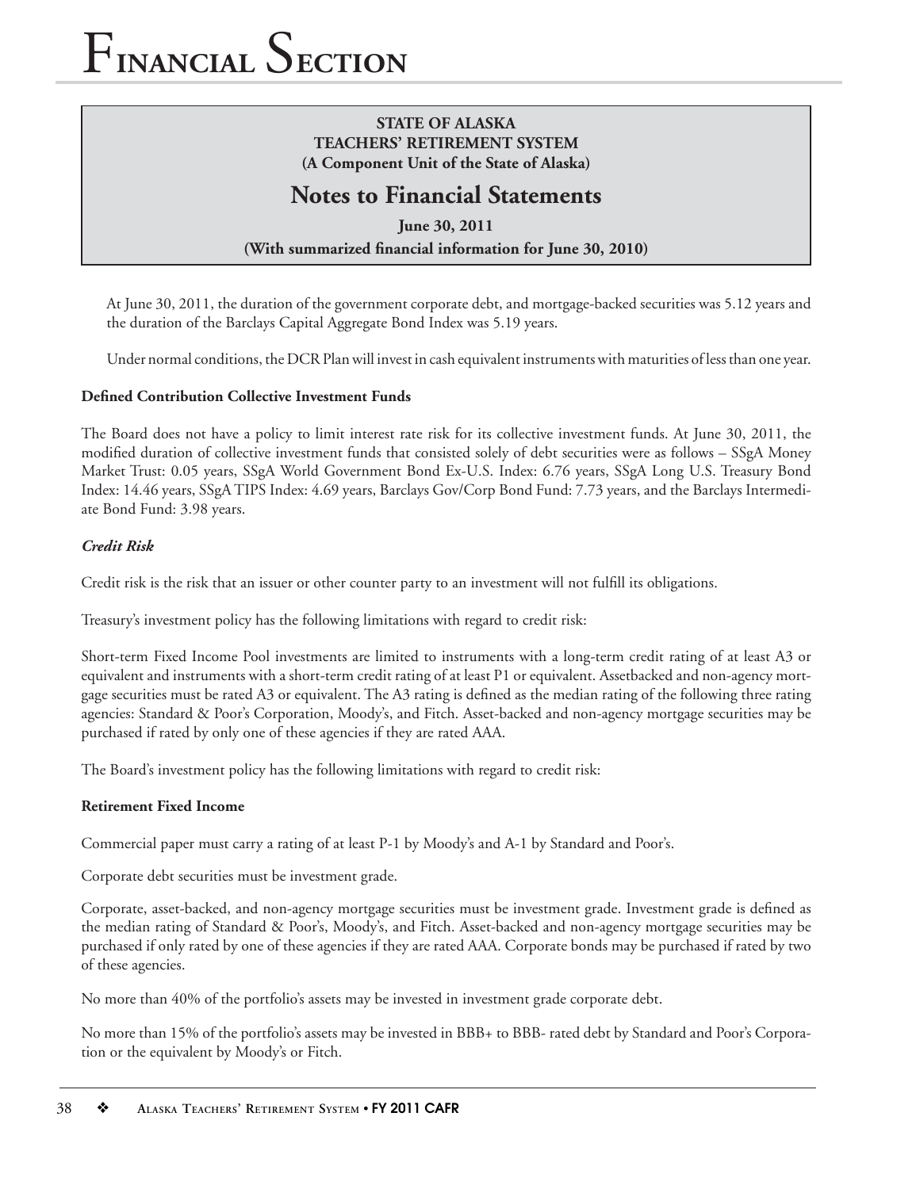**STATE OF ALASKA**
**TEACHERS' RETIREMENT SYSTEM**
**(A Component Unit of the State of Alaska)**

## Notes to Financial Statements

**June 30, 2011**
**(With summarized financial information for June 30, 2010)**

At June 30, 2011, the duration of the government corporate debt, and mortgage-backed securities was 5.12 years and the duration of the Barclays Capital Aggregate Bond Index was 5.19 years.

Under normal conditions, the DCR Plan will invest in cash equivalent instruments with maturities of less than one year.

**Defined Contribution Collective Investment Funds**

The Board does not have a policy to limit interest rate risk for its collective investment funds. At June 30, 2011, the modified duration of collective investment funds that consisted solely of debt securities were as follows – SSgA Money Market Trust: 0.05 years, SSgA World Government Bond Ex-U.S. Index: 6.76 years, SSgA Long U.S. Treasury Bond Index: 14.46 years, SSgA TIPS Index: 4.69 years, Barclays Gov/Corp Bond Fund: 7.73 years, and the Barclays Intermediate Bond Fund: 3.98 years.

***Credit Risk***

Credit risk is the risk that an issuer or other counter party to an investment will not fulfill its obligations.

Treasury's investment policy has the following limitations with regard to credit risk:

Short-term Fixed Income Pool investments are limited to instruments with a long-term credit rating of at least A3 or equivalent and instruments with a short-term credit rating of at least P1 or equivalent. Assetbacked and non-agency mortgage securities must be rated A3 or equivalent. The A3 rating is defined as the median rating of the following three rating agencies: Standard & Poor's Corporation, Moody's, and Fitch. Asset-backed and non-agency mortgage securities may be purchased if rated by only one of these agencies if they are rated AAA.

The Board's investment policy has the following limitations with regard to credit risk:

**Retirement Fixed Income**

Commercial paper must carry a rating of at least P-1 by Moody's and A-1 by Standard and Poor's.

Corporate debt securities must be investment grade.

Corporate, asset-backed, and non-agency mortgage securities must be investment grade. Investment grade is defined as the median rating of Standard & Poor's, Moody's, and Fitch. Asset-backed and non-agency mortgage securities may be purchased if only rated by one of these agencies if they are rated AAA. Corporate bonds may be purchased if rated by two of these agencies.

No more than 40% of the portfolio's assets may be invested in investment grade corporate debt.

No more than 15% of the portfolio's assets may be invested in BBB+ to BBB- rated debt by Standard and Poor's Corporation or the equivalent by Moody's or Fitch.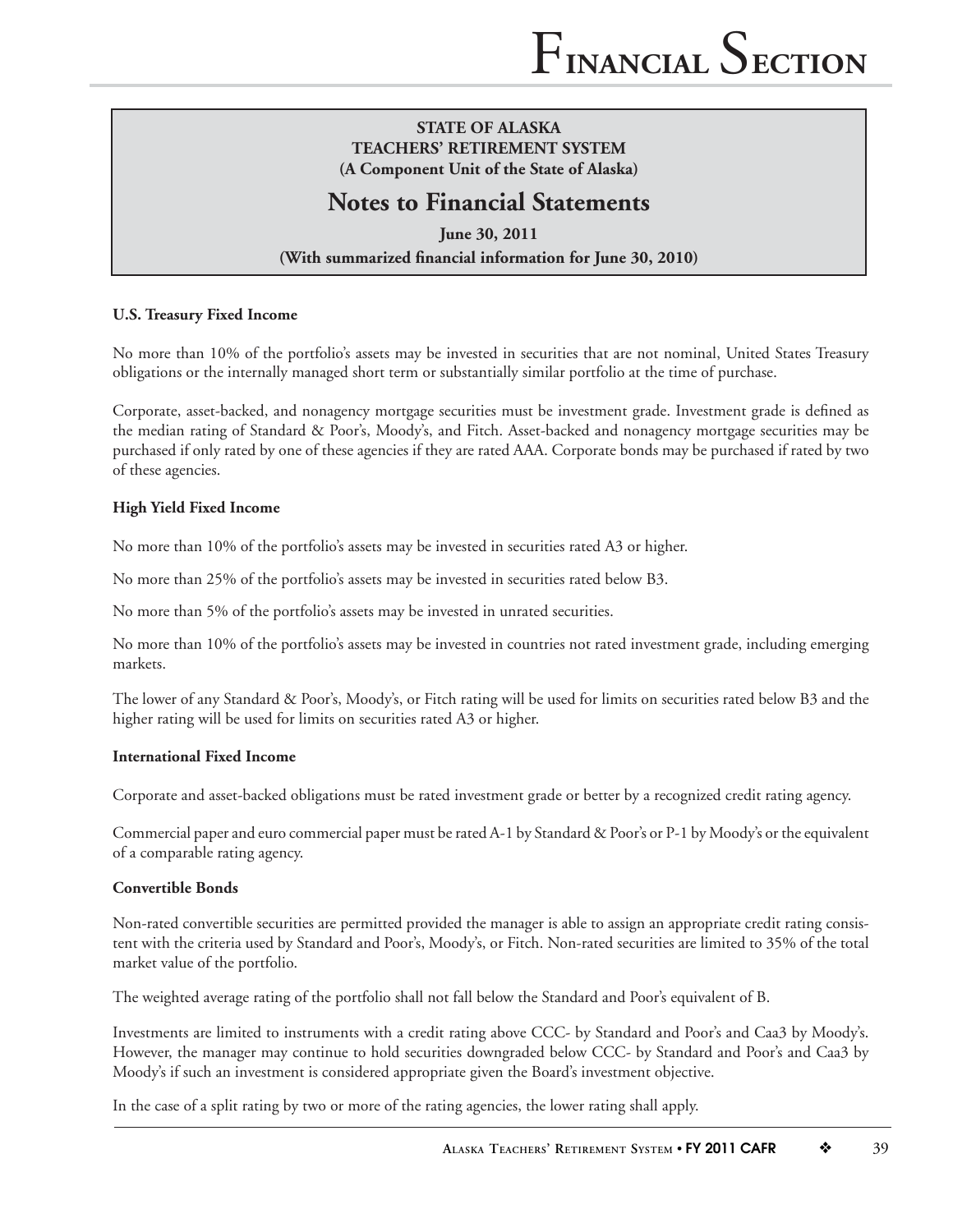## STATE OF ALASKA
## TEACHERS' RETIREMENT SYSTEM
### (A Component Unit of the State of Alaska)

# Notes to Financial Statements

**June 30, 2011**

**(With summarized financial information for June 30, 2010)**

**U.S. Treasury Fixed Income**

No more than 10% of the portfolio's assets may be invested in securities that are not nominal, United States Treasury obligations or the internally managed short term or substantially similar portfolio at the time of purchase.

Corporate, asset-backed, and nonagency mortgage securities must be investment grade. Investment grade is defined as the median rating of Standard & Poor's, Moody's, and Fitch. Asset-backed and nonagency mortgage securities may be purchased if only rated by one of these agencies if they are rated AAA. Corporate bonds may be purchased if rated by two of these agencies.

**High Yield Fixed Income**

No more than 10% of the portfolio's assets may be invested in securities rated A3 or higher.

No more than 25% of the portfolio's assets may be invested in securities rated below B3.

No more than 5% of the portfolio's assets may be invested in unrated securities.

No more than 10% of the portfolio's assets may be invested in countries not rated investment grade, including emerging markets.

The lower of any Standard & Poor's, Moody's, or Fitch rating will be used for limits on securities rated below B3 and the higher rating will be used for limits on securities rated A3 or higher.

**International Fixed Income**

Corporate and asset-backed obligations must be rated investment grade or better by a recognized credit rating agency.

Commercial paper and euro commercial paper must be rated A-1 by Standard & Poor's or P-1 by Moody's or the equivalent of a comparable rating agency.

**Convertible Bonds**

Non-rated convertible securities are permitted provided the manager is able to assign an appropriate credit rating consistent with the criteria used by Standard and Poor's, Moody's, or Fitch. Non-rated securities are limited to 35% of the total market value of the portfolio.

The weighted average rating of the portfolio shall not fall below the Standard and Poor's equivalent of B.

Investments are limited to instruments with a credit rating above CCC- by Standard and Poor's and Caa3 by Moody's. However, the manager may continue to hold securities downgraded below CCC- by Standard and Poor's and Caa3 by Moody's if such an investment is considered appropriate given the Board's investment objective.

In the case of a split rating by two or more of the rating agencies, the lower rating shall apply.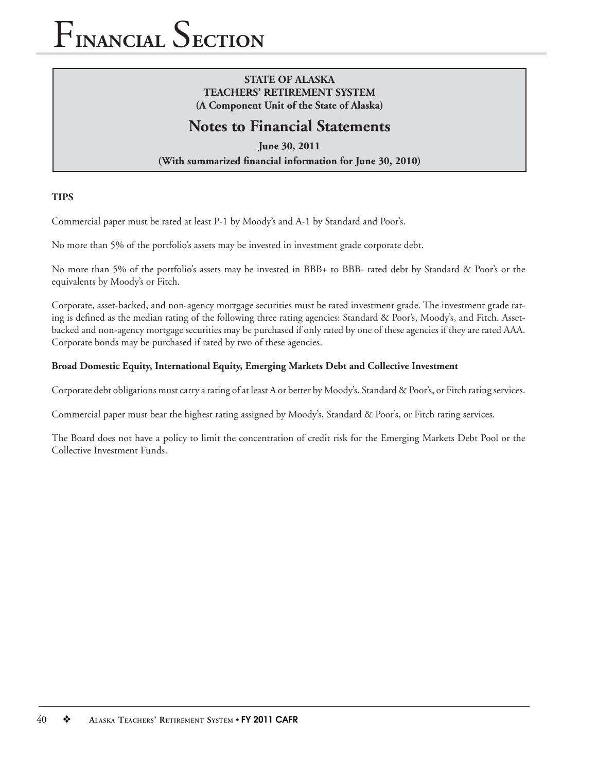**STATE OF ALASKA**
**TEACHERS' RETIREMENT SYSTEM**
**(A Component Unit of the State of Alaska)**

## Notes to Financial Statements

**June 30, 2011**
**(With summarized financial information for June 30, 2010)**

**TIPS**

Commercial paper must be rated at least P-1 by Moody's and A-1 by Standard and Poor's.

No more than 5% of the portfolio's assets may be invested in investment grade corporate debt.

No more than 5% of the portfolio's assets may be invested in BBB+ to BBB- rated debt by Standard & Poor's or the equivalents by Moody's or Fitch.

Corporate, asset-backed, and non-agency mortgage securities must be rated investment grade. The investment grade rating is defined as the median rating of the following three rating agencies: Standard & Poor's, Moody's, and Fitch. Asset-backed and non-agency mortgage securities may be purchased if only rated by one of these agencies if they are rated AAA. Corporate bonds may be purchased if rated by two of these agencies.

**Broad Domestic Equity, International Equity, Emerging Markets Debt and Collective Investment**

Corporate debt obligations must carry a rating of at least A or better by Moody's, Standard & Poor's, or Fitch rating services.

Commercial paper must bear the highest rating assigned by Moody's, Standard & Poor's, or Fitch rating services.

The Board does not have a policy to limit the concentration of credit risk for the Emerging Markets Debt Pool or the Collective Investment Funds.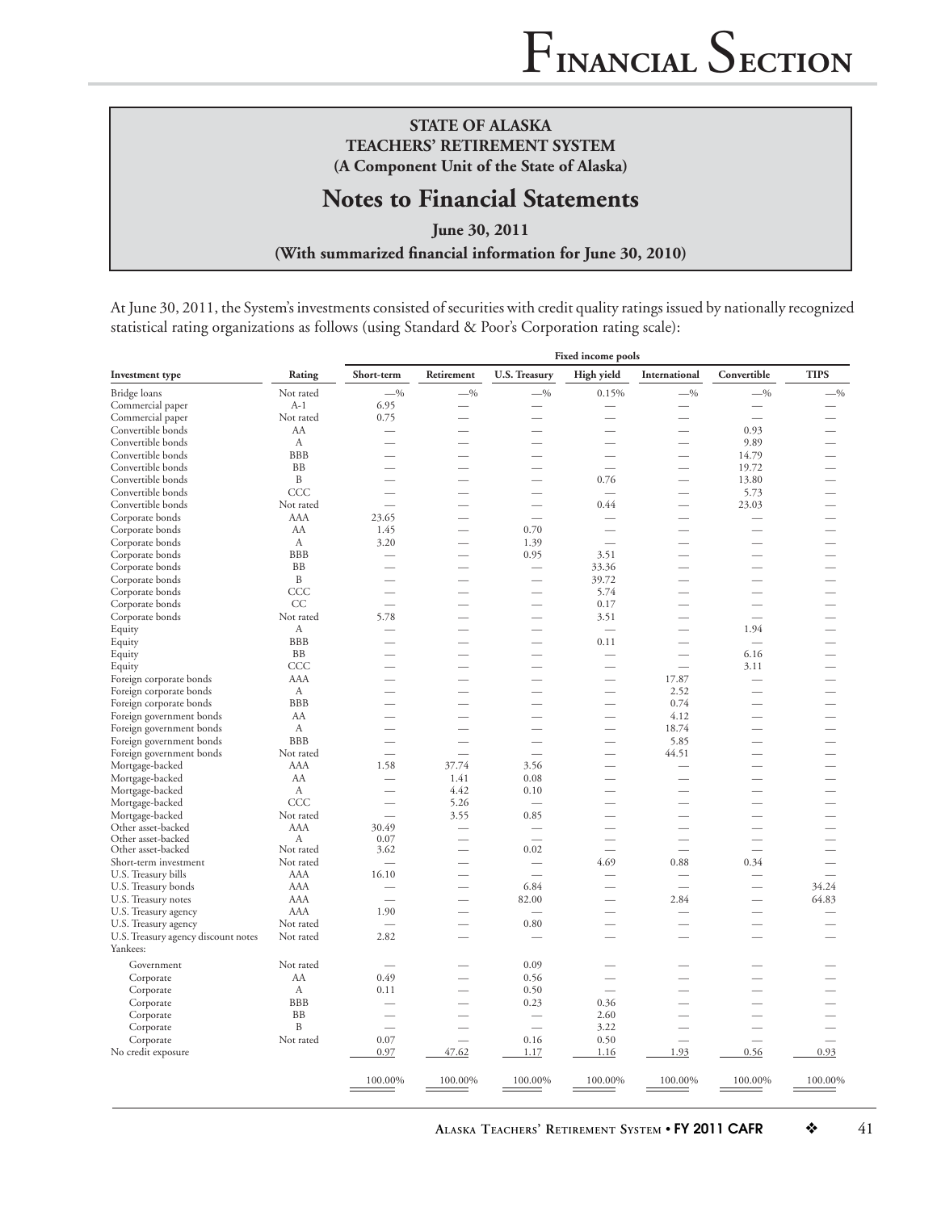**STATE OF ALASKA**
**TEACHERS' RETIREMENT SYSTEM**
**(A Component Unit of the State of Alaska)**

# Notes to Financial Statements

**June 30, 2011**

**(With summarized financial information for June 30, 2010)**

At June 30, 2011, the System's investments consisted of securities with credit quality ratings issued by nationally recognized statistical rating organizations as follows (using Standard & Poor's Corporation rating scale):

| | | Fixed income pools | | | | | | |
|---|---|---|---|---|---|---|---|---|
| **Investment type** | **Rating** | **Short-term** | **Retirement** | **U.S. Treasury** | **High yield** | **International** | **Convertible** | **TIPS** |
| Bridge loans | Not rated | —% | —% | —% | 0.15% | —% | —% | —% |
| Commercial paper | A-1 | 6.95 | — | — | — | — | — | — |
| Commercial paper | Not rated | 0.75 | — | — | — | — | — | — |
| Convertible bonds | AA | — | — | — | — | — | 0.93 | — |
| Convertible bonds | A | — | — | — | — | — | 9.89 | — |
| Convertible bonds | BBB | — | — | — | — | — | 14.79 | — |
| Convertible bonds | BB | — | — | — | — | — | 19.72 | — |
| Convertible bonds | B | — | — | — | 0.76 | — | 13.80 | — |
| Convertible bonds | CCC | — | — | — | — | — | 5.73 | — |
| Convertible bonds | Not rated | — | — | — | 0.44 | — | 23.03 | — |
| Corporate bonds | AAA | 23.65 | — | — | — | — | — | — |
| Corporate bonds | AA | 1.45 | — | 0.70 | — | — | — | — |
| Corporate bonds | A | 3.20 | — | 1.39 | — | — | — | — |
| Corporate bonds | BBB | — | — | 0.95 | 3.51 | — | — | — |
| Corporate bonds | BB | — | — | — | 33.36 | — | — | — |
| Corporate bonds | B | — | — | — | 39.72 | — | — | — |
| Corporate bonds | CCC | — | — | — | 5.74 | — | — | — |
| Corporate bonds | CC | — | — | — | 0.17 | — | — | — |
| Corporate bonds | Not rated | 5.78 | — | — | 3.51 | — | — | — |
| Equity | A | — | — | — | — | — | 1.94 | — |
| Equity | BBB | — | — | — | 0.11 | — | — | — |
| Equity | BB | — | — | — | — | — | 6.16 | — |
| Equity | CCC | — | — | — | — | — | 3.11 | — |
| Foreign corporate bonds | AAA | — | — | — | — | 17.87 | — | — |
| Foreign corporate bonds | A | — | — | — | — | 2.52 | — | — |
| Foreign corporate bonds | BBB | — | — | — | — | 0.74 | — | — |
| Foreign government bonds | AA | — | — | — | — | 4.12 | — | — |
| Foreign government bonds | A | — | — | — | — | 18.74 | — | — |
| Foreign government bonds | BBB | — | — | — | — | 5.85 | — | — |
| Foreign government bonds | Not rated | — | — | — | — | 44.51 | — | — |
| Mortgage-backed | AAA | 1.58 | 37.74 | 3.56 | — | — | — | — |
| Mortgage-backed | AA | — | 1.41 | 0.08 | — | — | — | — |
| Mortgage-backed | A | — | 4.42 | 0.10 | — | — | — | — |
| Mortgage-backed | CCC | — | 5.26 | — | — | — | — | — |
| Mortgage-backed | Not rated | — | 3.55 | 0.85 | — | — | — | — |
| Other asset-backed | AAA | 30.49 | — | — | — | — | — | — |
| Other asset-backed | A | 0.07 | — | — | — | — | — | — |
| Other asset-backed | Not rated | 3.62 | — | 0.02 | — | — | — | — |
| Short-term investment | Not rated | — | — | — | 4.69 | 0.88 | 0.34 | — |
| U.S. Treasury bills | AAA | 16.10 | — | — | — | — | — | — |
| U.S. Treasury bonds | AAA | — | — | 6.84 | — | — | — | 34.24 |
| U.S. Treasury notes | AAA | — | — | 82.00 | — | 2.84 | — | 64.83 |
| U.S. Treasury agency | AAA | 1.90 | — | — | — | — | — | — |
| U.S. Treasury agency | Not rated | — | — | 0.80 | — | — | — | — |
| U.S. Treasury agency discount notes | Not rated | 2.82 | — | — | — | — | — | — |
| Yankees: | | | | | | | | |
| Government | Not rated | — | — | 0.09 | — | — | — | — |
| Corporate | AA | 0.49 | — | 0.56 | — | — | — | — |
| Corporate | A | 0.11 | — | 0.50 | — | — | — | — |
| Corporate | BBB | — | — | 0.23 | 0.36 | — | — | — |
| Corporate | BB | — | — | — | 2.60 | — | — | — |
| Corporate | B | — | — | — | 3.22 | — | — | — |
| Corporate | Not rated | 0.07 | — | 0.16 | 0.50 | — | — | — |
| No credit exposure | | 0.97 | 47.62 | 1.17 | 1.16 | 1.93 | 0.56 | 0.93 |
| | | 100.00% | 100.00% | 100.00% | 100.00% | 100.00% | 100.00% | 100.00% |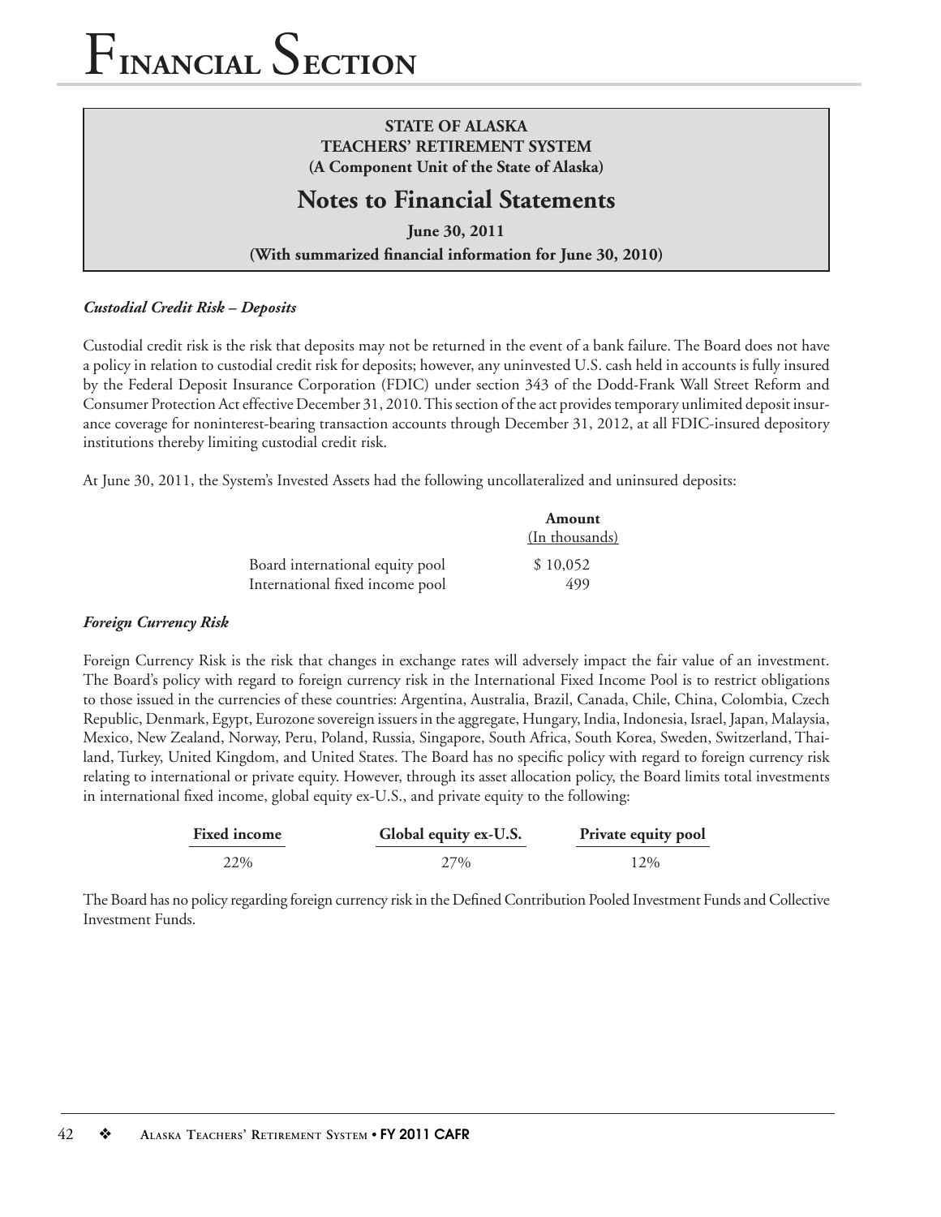**STATE OF ALASKA**
**TEACHERS' RETIREMENT SYSTEM**
**(A Component Unit of the State of Alaska)**

## Notes to Financial Statements

**June 30, 2011**
**(With summarized financial information for June 30, 2010)**

### *Custodial Credit Risk – Deposits*

Custodial credit risk is the risk that deposits may not be returned in the event of a bank failure. The Board does not have a policy in relation to custodial credit risk for deposits; however, any uninvested U.S. cash held in accounts is fully insured by the Federal Deposit Insurance Corporation (FDIC) under section 343 of the Dodd-Frank Wall Street Reform and Consumer Protection Act effective December 31, 2010. This section of the act provides temporary unlimited deposit insurance coverage for noninterest-bearing transaction accounts through December 31, 2012, at all FDIC-insured depository institutions thereby limiting custodial credit risk.

At June 30, 2011, the System's Invested Assets had the following uncollateralized and uninsured deposits:

| | Amount (In thousands) |
|---|---|
| Board international equity pool | $ 10,052 |
| International fixed income pool | 499 |

### *Foreign Currency Risk*

Foreign Currency Risk is the risk that changes in exchange rates will adversely impact the fair value of an investment. The Board's policy with regard to foreign currency risk in the International Fixed Income Pool is to restrict obligations to those issued in the currencies of these countries: Argentina, Australia, Brazil, Canada, Chile, China, Colombia, Czech Republic, Denmark, Egypt, Eurozone sovereign issuers in the aggregate, Hungary, India, Indonesia, Israel, Japan, Malaysia, Mexico, New Zealand, Norway, Peru, Poland, Russia, Singapore, South Africa, South Korea, Sweden, Switzerland, Thailand, Turkey, United Kingdom, and United States. The Board has no specific policy with regard to foreign currency risk relating to international or private equity. However, through its asset allocation policy, the Board limits total investments in international fixed income, global equity ex-U.S., and private equity to the following:

| Fixed income | Global equity ex-U.S. | Private equity pool |
|---|---|---|
| 22% | 27% | 12% |

The Board has no policy regarding foreign currency risk in the Defined Contribution Pooled Investment Funds and Collective Investment Funds.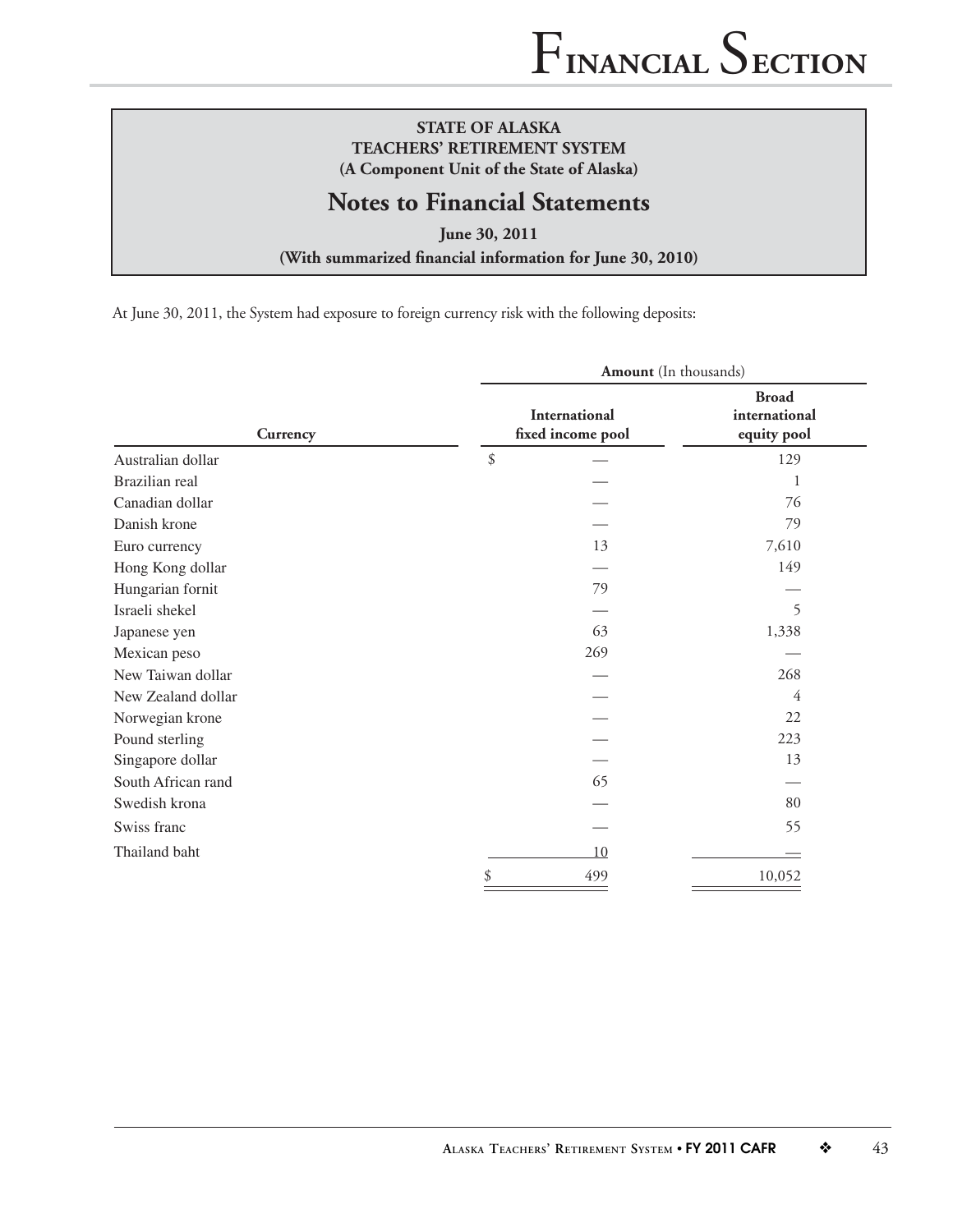**STATE OF ALASKA**
**TEACHERS' RETIREMENT SYSTEM**
**(A Component Unit of the State of Alaska)**

## Notes to Financial Statements

**June 30, 2011**
**(With summarized financial information for June 30, 2010)**

At June 30, 2011, the System had exposure to foreign currency risk with the following deposits:

| | **Amount** (In thousands) | |
|---|---|---|
| **Currency** | **International fixed income pool** | **Broad international equity pool** |
| Australian dollar | $ — | 129 |
| Brazilian real | — | 1 |
| Canadian dollar | — | 76 |
| Danish krone | — | 79 |
| Euro currency | 13 | 7,610 |
| Hong Kong dollar | — | 149 |
| Hungarian fornit | 79 | — |
| Israeli shekel | — | 5 |
| Japanese yen | 63 | 1,338 |
| Mexican peso | 269 | — |
| New Taiwan dollar | — | 268 |
| New Zealand dollar | — | 4 |
| Norwegian krone | — | 22 |
| Pound sterling | — | 223 |
| Singapore dollar | — | 13 |
| South African rand | 65 | — |
| Swedish krona | — | 80 |
| Swiss franc | — | 55 |
| Thailand baht | 10 | — |
| | $ 499 | 10,052 |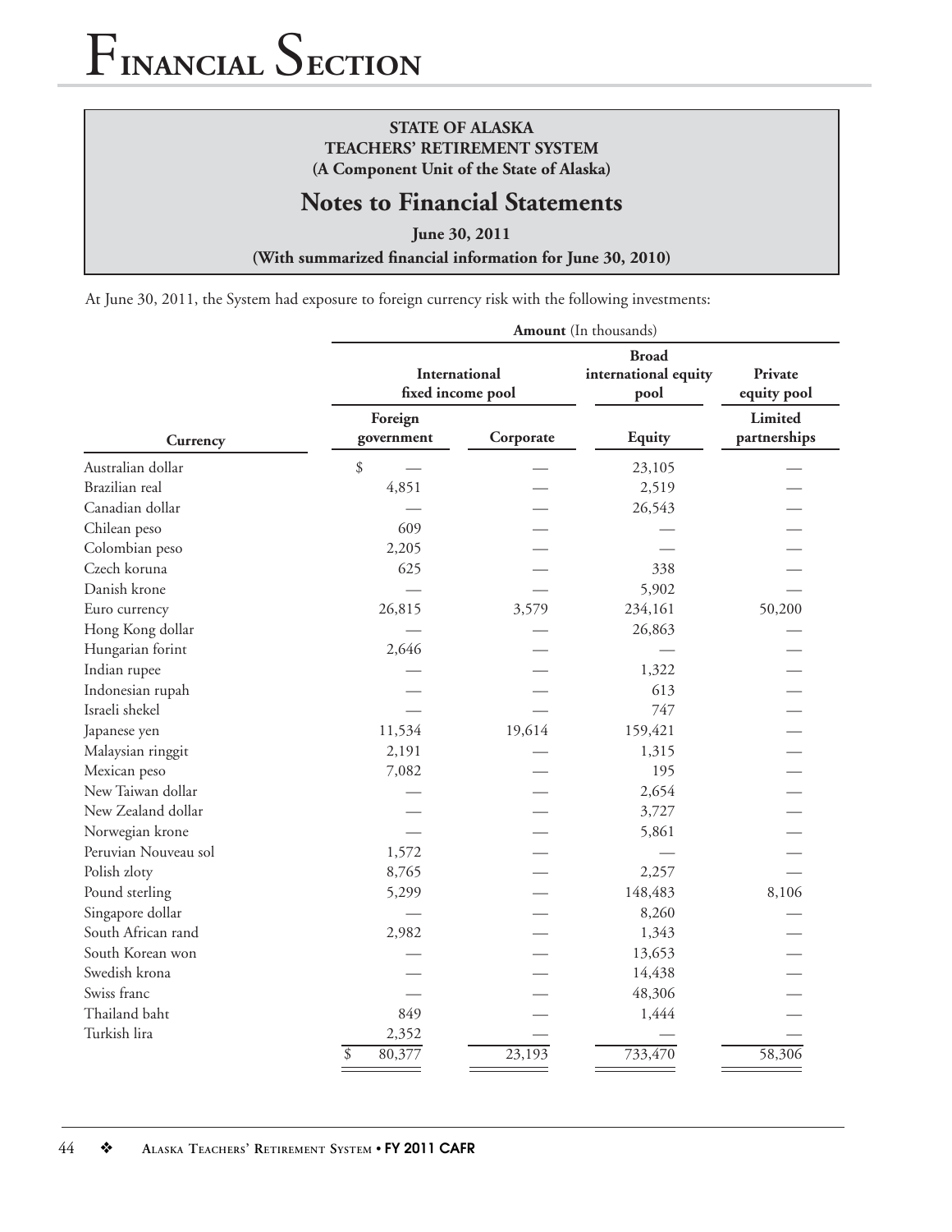**STATE OF ALASKA**
**TEACHERS' RETIREMENT SYSTEM**
**(A Component Unit of the State of Alaska)**

## Notes to Financial Statements

**June 30, 2011**

**(With summarized financial information for June 30, 2010)**

At June 30, 2011, the System had exposure to foreign currency risk with the following investments:

| | **Amount** (In thousands) | | | |
|---|---|---|---|---|
| | **International fixed income pool** | | **Broad international equity pool** | **Private equity pool** |
| **Currency** | **Foreign government** | **Corporate** | **Equity** | **Limited partnerships** |
| Australian dollar | $ — | — | 23,105 | — |
| Brazilian real | 4,851 | — | 2,519 | — |
| Canadian dollar | — | — | 26,543 | — |
| Chilean peso | 609 | — | — | — |
| Colombian peso | 2,205 | — | — | — |
| Czech koruna | 625 | — | 338 | — |
| Danish krone | — | — | 5,902 | — |
| Euro currency | 26,815 | 3,579 | 234,161 | 50,200 |
| Hong Kong dollar | — | — | 26,863 | — |
| Hungarian forint | 2,646 | — | — | — |
| Indian rupee | — | — | 1,322 | — |
| Indonesian rupah | — | — | 613 | — |
| Israeli shekel | — | — | 747 | — |
| Japanese yen | 11,534 | 19,614 | 159,421 | — |
| Malaysian ringgit | 2,191 | — | 1,315 | — |
| Mexican peso | 7,082 | — | 195 | — |
| New Taiwan dollar | — | — | 2,654 | — |
| New Zealand dollar | — | — | 3,727 | — |
| Norwegian krone | — | — | 5,861 | — |
| Peruvian Nouveau sol | 1,572 | — | — | — |
| Polish zloty | 8,765 | — | 2,257 | — |
| Pound sterling | 5,299 | — | 148,483 | 8,106 |
| Singapore dollar | — | — | 8,260 | — |
| South African rand | 2,982 | — | 1,343 | — |
| South Korean won | — | — | 13,653 | — |
| Swedish krona | — | — | 14,438 | — |
| Swiss franc | — | — | 48,306 | — |
| Thailand baht | 849 | — | 1,444 | — |
| Turkish lira | 2,352 | — | — | — |
| | $ 80,377 | 23,193 | 733,470 | 58,306 |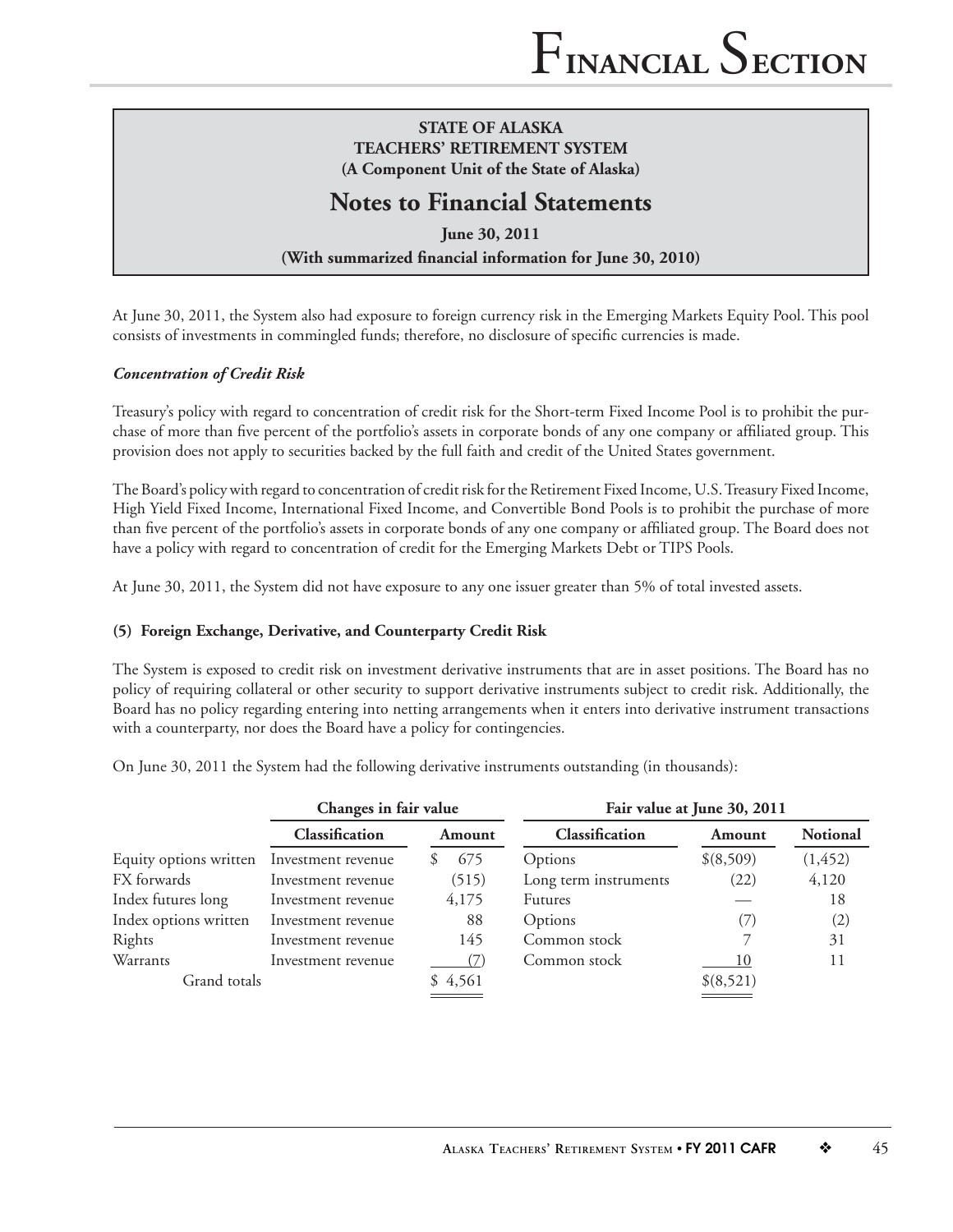**STATE OF ALASKA**
**TEACHERS' RETIREMENT SYSTEM**
**(A Component Unit of the State of Alaska)**

# Notes to Financial Statements

**June 30, 2011**
**(With summarized financial information for June 30, 2010)**

At June 30, 2011, the System also had exposure to foreign currency risk in the Emerging Markets Equity Pool. This pool consists of investments in commingled funds; therefore, no disclosure of specific currencies is made.

***Concentration of Credit Risk***

Treasury's policy with regard to concentration of credit risk for the Short-term Fixed Income Pool is to prohibit the purchase of more than five percent of the portfolio's assets in corporate bonds of any one company or affiliated group. This provision does not apply to securities backed by the full faith and credit of the United States government.

The Board's policy with regard to concentration of credit risk for the Retirement Fixed Income, U.S. Treasury Fixed Income, High Yield Fixed Income, International Fixed Income, and Convertible Bond Pools is to prohibit the purchase of more than five percent of the portfolio's assets in corporate bonds of any one company or affiliated group. The Board does not have a policy with regard to concentration of credit for the Emerging Markets Debt or TIPS Pools.

At June 30, 2011, the System did not have exposure to any one issuer greater than 5% of total invested assets.

### (5) Foreign Exchange, Derivative, and Counterparty Credit Risk

The System is exposed to credit risk on investment derivative instruments that are in asset positions. The Board has no policy of requiring collateral or other security to support derivative instruments subject to credit risk. Additionally, the Board has no policy regarding entering into netting arrangements when it enters into derivative instrument transactions with a counterparty, nor does the Board have a policy for contingencies.

On June 30, 2011 the System had the following derivative instruments outstanding (in thousands):

| | Changes in fair value | | Fair value at June 30, 2011 | | |
|---|---|---|---|---|---|
| | **Classification** | **Amount** | **Classification** | **Amount** | **Notional** |
| Equity options written | Investment revenue | $ 675 | Options | $(8,509) | (1,452) |
| FX forwards | Investment revenue | (515) | Long term instruments | (22) | 4,120 |
| Index futures long | Investment revenue | 4,175 | Futures | — | 18 |
| Index options written | Investment revenue | 88 | Options | (7) | (2) |
| Rights | Investment revenue | 145 | Common stock | 7 | 31 |
| Warrants | Investment revenue | (7) | Common stock | 10 | 11 |
| Grand totals | | $ 4,561 | | $(8,521) | |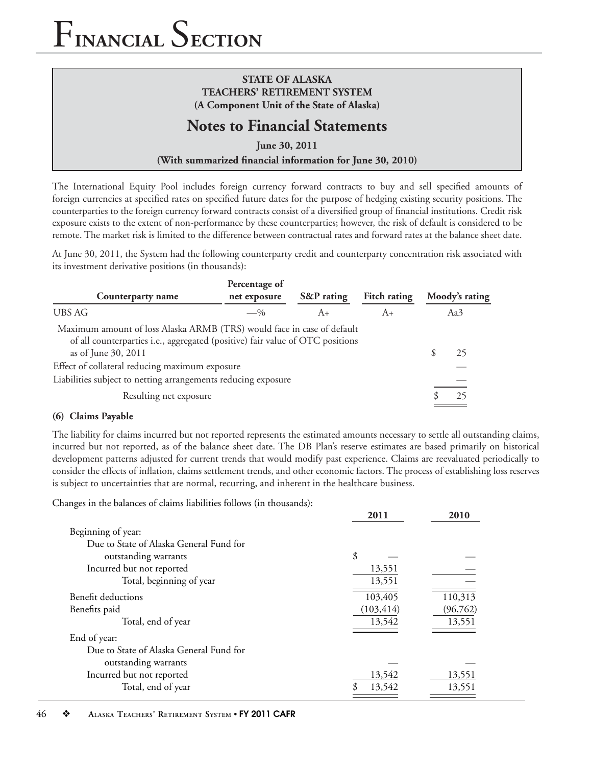**STATE OF ALASKA**
**TEACHERS' RETIREMENT SYSTEM**
**(A Component Unit of the State of Alaska)**

## Notes to Financial Statements

**June 30, 2011**
**(With summarized financial information for June 30, 2010)**

The International Equity Pool includes foreign currency forward contracts to buy and sell specified amounts of foreign currencies at specified rates on specified future dates for the purpose of hedging existing security positions. The counterparties to the foreign currency forward contracts consist of a diversified group of financial institutions. Credit risk exposure exists to the extent of non-performance by these counterparties; however, the risk of default is considered to be remote. The market risk is limited to the difference between contractual rates and forward rates at the balance sheet date.

At June 30, 2011, the System had the following counterparty credit and counterparty concentration risk associated with its investment derivative positions (in thousands):

| Counterparty name | Percentage of net exposure | S&P rating | Fitch rating | Moody's rating |
|---|---|---|---|---|
| UBS AG | —% | A+ | A+ | Aa3 |
| Maximum amount of loss Alaska ARMB (TRS) would face in case of default of all counterparties i.e., aggregated (positive) fair value of OTC positions as of June 30, 2011 | | | | $ 25 |
| Effect of collateral reducing maximum exposure | | | | — |
| Liabilities subject to netting arrangements reducing exposure | | | | — |
| Resulting net exposure | | | | $ 25 |

**(6) Claims Payable**

The liability for claims incurred but not reported represents the estimated amounts necessary to settle all outstanding claims, incurred but not reported, as of the balance sheet date. The DB Plan's reserve estimates are based primarily on historical development patterns adjusted for current trends that would modify past experience. Claims are reevaluated periodically to consider the effects of inflation, claims settlement trends, and other economic factors. The process of establishing loss reserves is subject to uncertainties that are normal, recurring, and inherent in the healthcare business.

Changes in the balances of claims liabilities follows (in thousands):

| | 2011 | 2010 |
|---|---|---|
| Beginning of year: | | |
| Due to State of Alaska General Fund for outstanding warrants | $ — | — |
| Incurred but not reported | 13,551 | — |
| Total, beginning of year | 13,551 | — |
| Benefit deductions | 103,405 | 110,313 |
| Benefits paid | (103,414) | (96,762) |
| Total, end of year | 13,542 | 13,551 |
| End of year: | | |
| Due to State of Alaska General Fund for outstanding warrants | — | — |
| Incurred but not reported | 13,542 | 13,551 |
| Total, end of year | $ 13,542 | 13,551 |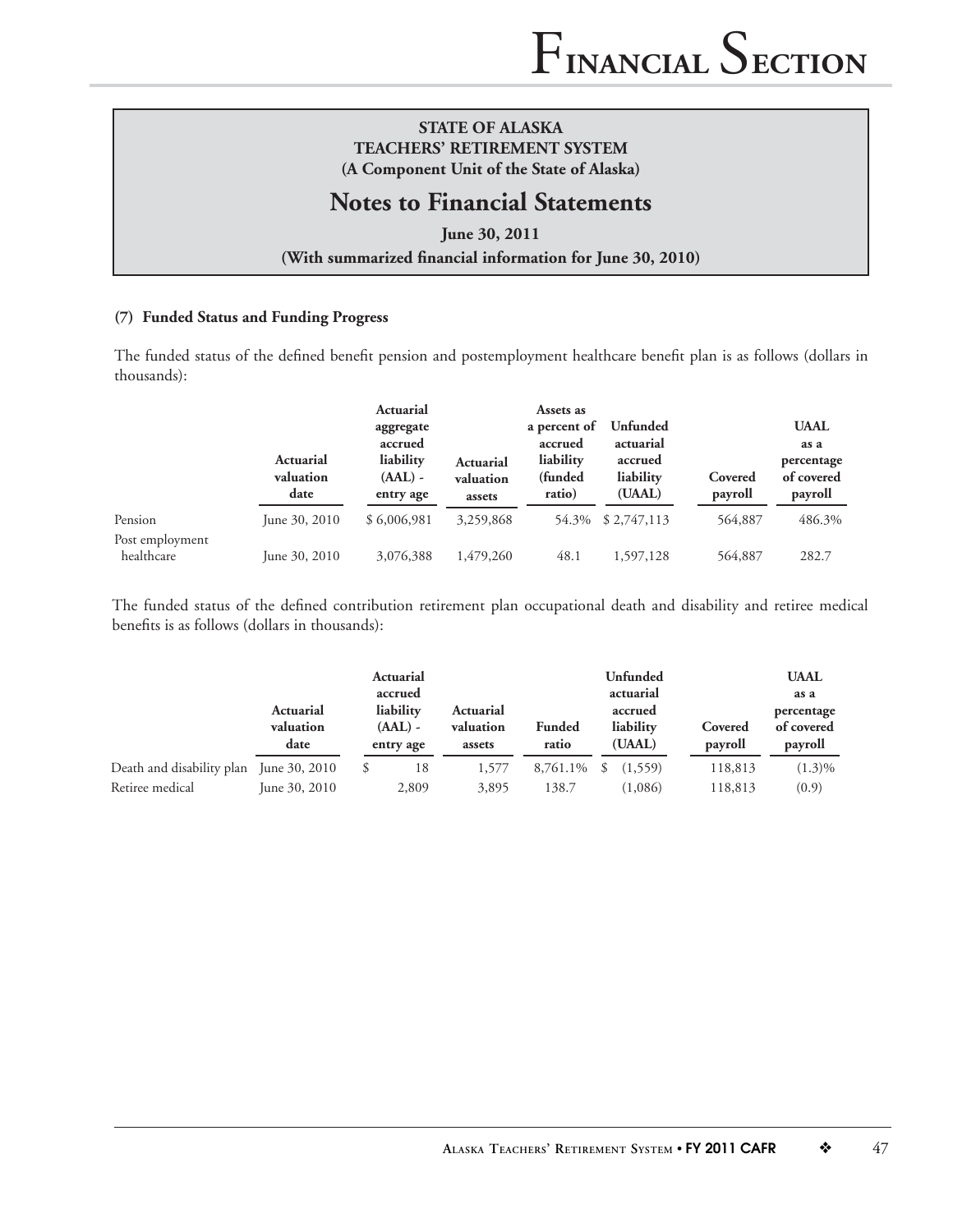**STATE OF ALASKA**
**TEACHERS' RETIREMENT SYSTEM**
**(A Component Unit of the State of Alaska)**

## Notes to Financial Statements

**June 30, 2011**
**(With summarized financial information for June 30, 2010)**

#### (7) Funded Status and Funding Progress

The funded status of the defined benefit pension and postemployment healthcare benefit plan is as follows (dollars in thousands):

| | Actuarial valuation date | Actuarial aggregate accrued liability (AAL) - entry age | Actuarial valuation assets | Assets as a percent of accrued liability (funded ratio) | Unfunded actuarial accrued liability (UAAL) | Covered payroll | UAAL as a percentage of covered payroll |
|---|---|---|---|---|---|---|---|
| Pension | June 30, 2010 | $ 6,006,981 | 3,259,868 | 54.3% | $ 2,747,113 | 564,887 | 486.3% |
| Post employment healthcare | June 30, 2010 | 3,076,388 | 1,479,260 | 48.1 | 1,597,128 | 564,887 | 282.7 |

The funded status of the defined contribution retirement plan occupational death and disability and retiree medical benefits is as follows (dollars in thousands):

| | Actuarial valuation date | Actuarial accrued liability (AAL) - entry age | Actuarial valuation assets | Funded ratio | Unfunded actuarial accrued liability (UAAL) | Covered payroll | UAAL as a percentage of covered payroll |
|---|---|---|---|---|---|---|---|
| Death and disability plan | June 30, 2010 | $ 18 | 1,577 | 8,761.1% | $ (1,559) | 118,813 | (1.3)% |
| Retiree medical | June 30, 2010 | 2,809 | 3,895 | 138.7 | (1,086) | 118,813 | (0.9) |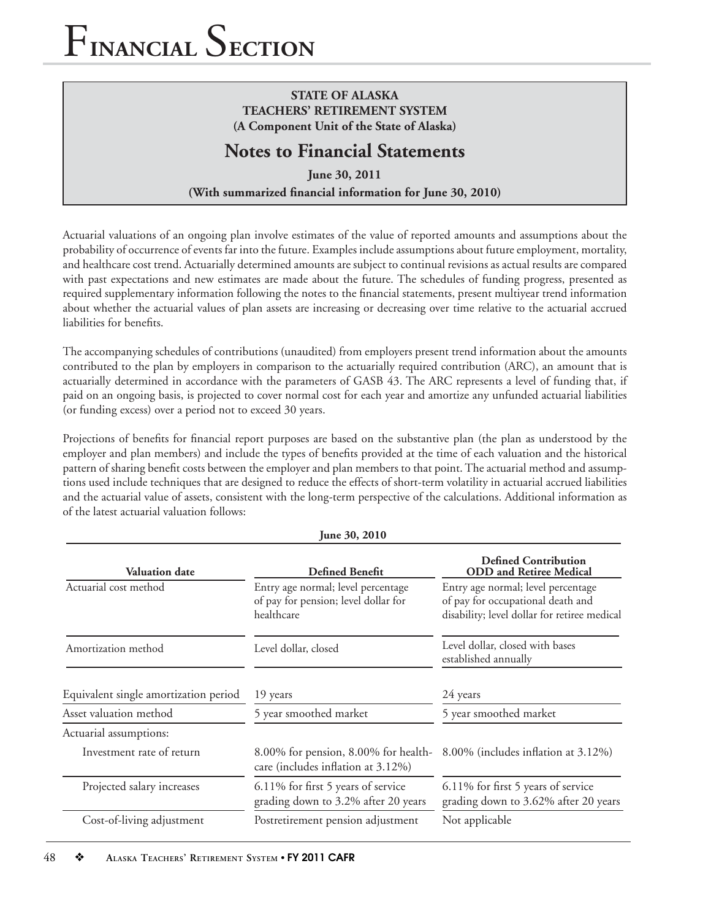# Financial Section

**STATE OF ALASKA**
**TEACHERS' RETIREMENT SYSTEM**
**(A Component Unit of the State of Alaska)**

## Notes to Financial Statements

**June 30, 2011**
**(With summarized financial information for June 30, 2010)**

Actuarial valuations of an ongoing plan involve estimates of the value of reported amounts and assumptions about the probability of occurrence of events far into the future. Examples include assumptions about future employment, mortality, and healthcare cost trend. Actuarially determined amounts are subject to continual revisions as actual results are compared with past expectations and new estimates are made about the future. The schedules of funding progress, presented as required supplementary information following the notes to the financial statements, present multiyear trend information about whether the actuarial values of plan assets are increasing or decreasing over time relative to the actuarial accrued liabilities for benefits.

The accompanying schedules of contributions (unaudited) from employers present trend information about the amounts contributed to the plan by employers in comparison to the actuarially required contribution (ARC), an amount that is actuarially determined in accordance with the parameters of GASB 43. The ARC represents a level of funding that, if paid on an ongoing basis, is projected to cover normal cost for each year and amortize any unfunded actuarial liabilities (or funding excess) over a period not to exceed 30 years.

Projections of benefits for financial report purposes are based on the substantive plan (the plan as understood by the employer and plan members) and include the types of benefits provided at the time of each valuation and the historical pattern of sharing benefit costs between the employer and plan members to that point. The actuarial method and assumptions used include techniques that are designed to reduce the effects of short-term volatility in actuarial accrued liabilities and the actuarial value of assets, consistent with the long-term perspective of the calculations. Additional information as of the latest actuarial valuation follows:

**June 30, 2010**

| Valuation date | Defined Benefit | Defined Contribution ODD and Retiree Medical |
|---|---|---|
| Actuarial cost method | Entry age normal; level percentage of pay for pension; level dollar for healthcare | Entry age normal; level percentage of pay for occupational death and disability; level dollar for retiree medical |
| Amortization method | Level dollar, closed | Level dollar, closed with bases established annually |
| Equivalent single amortization period | 19 years | 24 years |
| Asset valuation method | 5 year smoothed market | 5 year smoothed market |
| Actuarial assumptions: | | |
| Investment rate of return | 8.00% for pension, 8.00% for healthcare (includes inflation at 3.12%) | 8.00% (includes inflation at 3.12%) |
| Projected salary increases | 6.11% for first 5 years of service grading down to 3.2% after 20 years | 6.11% for first 5 years of service grading down to 3.62% after 20 years |
| Cost-of-living adjustment | Postretirement pension adjustment | Not applicable |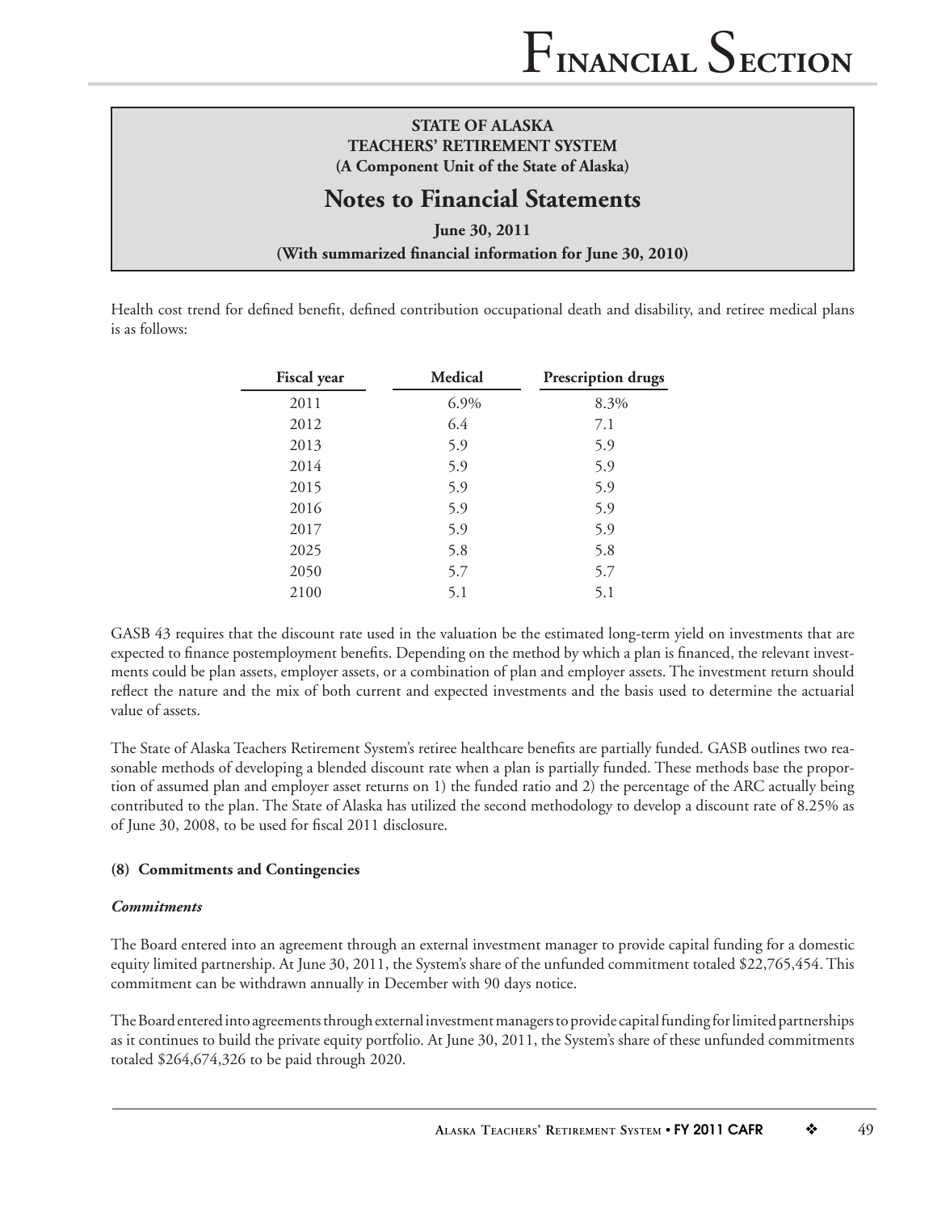**STATE OF ALASKA**
**TEACHERS' RETIREMENT SYSTEM**
**(A Component Unit of the State of Alaska)**

## Notes to Financial Statements

**June 30, 2011**
**(With summarized financial information for June 30, 2010)**

Health cost trend for defined benefit, defined contribution occupational death and disability, and retiree medical plans is as follows:

| Fiscal year | Medical | Prescription drugs |
|---|---|---|
| 2011 | 6.9% | 8.3% |
| 2012 | 6.4 | 7.1 |
| 2013 | 5.9 | 5.9 |
| 2014 | 5.9 | 5.9 |
| 2015 | 5.9 | 5.9 |
| 2016 | 5.9 | 5.9 |
| 2017 | 5.9 | 5.9 |
| 2025 | 5.8 | 5.8 |
| 2050 | 5.7 | 5.7 |
| 2100 | 5.1 | 5.1 |

GASB 43 requires that the discount rate used in the valuation be the estimated long-term yield on investments that are expected to finance postemployment benefits. Depending on the method by which a plan is financed, the relevant investments could be plan assets, employer assets, or a combination of plan and employer assets. The investment return should reflect the nature and the mix of both current and expected investments and the basis used to determine the actuarial value of assets.

The State of Alaska Teachers Retirement System's retiree healthcare benefits are partially funded. GASB outlines two reasonable methods of developing a blended discount rate when a plan is partially funded. These methods base the proportion of assumed plan and employer asset returns on 1) the funded ratio and 2) the percentage of the ARC actually being contributed to the plan. The State of Alaska has utilized the second methodology to develop a discount rate of 8.25% as of June 30, 2008, to be used for fiscal 2011 disclosure.

### (8) Commitments and Contingencies

#### *Commitments*

The Board entered into an agreement through an external investment manager to provide capital funding for a domestic equity limited partnership. At June 30, 2011, the System's share of the unfunded commitment totaled $22,765,454. This commitment can be withdrawn annually in December with 90 days notice.

The Board entered into agreements through external investment managers to provide capital funding for limited partnerships as it continues to build the private equity portfolio. At June 30, 2011, the System's share of these unfunded commitments totaled $264,674,326 to be paid through 2020.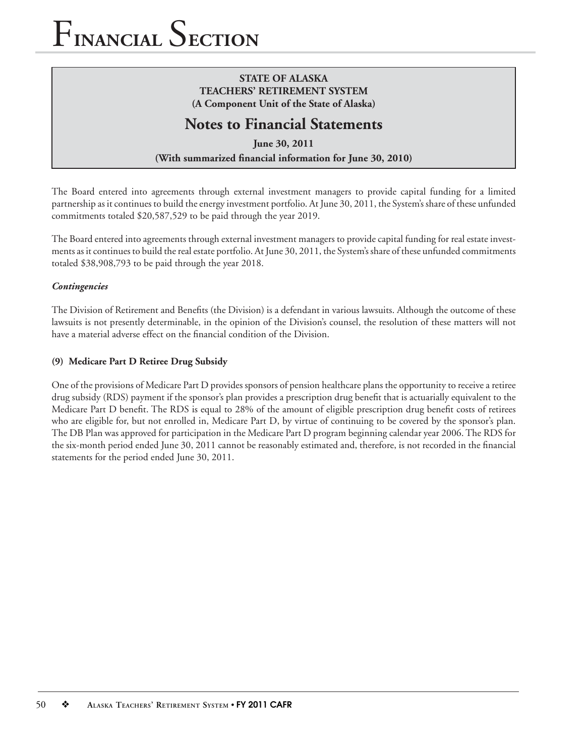**STATE OF ALASKA**
**TEACHERS' RETIREMENT SYSTEM**
**(A Component Unit of the State of Alaska)**

## Notes to Financial Statements

**June 30, 2011**
**(With summarized financial information for June 30, 2010)**

The Board entered into agreements through external investment managers to provide capital funding for a limited partnership as it continues to build the energy investment portfolio. At June 30, 2011, the System's share of these unfunded commitments totaled $20,587,529 to be paid through the year 2019.

The Board entered into agreements through external investment managers to provide capital funding for real estate investments as it continues to build the real estate portfolio. At June 30, 2011, the System's share of these unfunded commitments totaled $38,908,793 to be paid through the year 2018.

***Contingencies***

The Division of Retirement and Benefits (the Division) is a defendant in various lawsuits. Although the outcome of these lawsuits is not presently determinable, in the opinion of the Division's counsel, the resolution of these matters will not have a material adverse effect on the financial condition of the Division.

**(9) Medicare Part D Retiree Drug Subsidy**

One of the provisions of Medicare Part D provides sponsors of pension healthcare plans the opportunity to receive a retiree drug subsidy (RDS) payment if the sponsor's plan provides a prescription drug benefit that is actuarially equivalent to the Medicare Part D benefit. The RDS is equal to 28% of the amount of eligible prescription drug benefit costs of retirees who are eligible for, but not enrolled in, Medicare Part D, by virtue of continuing to be covered by the sponsor's plan. The DB Plan was approved for participation in the Medicare Part D program beginning calendar year 2006. The RDS for the six-month period ended June 30, 2011 cannot be reasonably estimated and, therefore, is not recorded in the financial statements for the period ended June 30, 2011.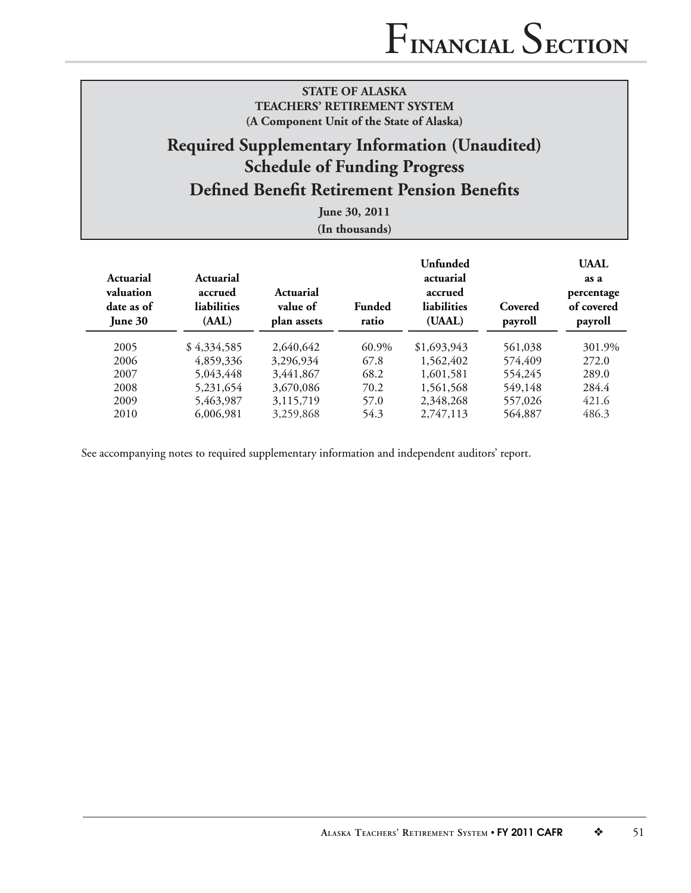**STATE OF ALASKA**
**TEACHERS' RETIREMENT SYSTEM**
**(A Component Unit of the State of Alaska)**

# Required Supplementary Information (Unaudited)
## Schedule of Funding Progress
## Defined Benefit Retirement Pension Benefits

**June 30, 2011**
**(In thousands)**

| Actuarial valuation date as of June 30 | Actuarial accrued liabilities (AAL) | Actuarial value of plan assets | Funded ratio | Unfunded actuarial accrued liabilities (UAAL) | Covered payroll | UAAL as a percentage of covered payroll |
|---|---|---|---|---|---|---|
| 2005 | $ 4,334,585 | 2,640,642 | 60.9% | $1,693,943 | 561,038 | 301.9% |
| 2006 | 4,859,336 | 3,296,934 | 67.8 | 1,562,402 | 574,409 | 272.0 |
| 2007 | 5,043,448 | 3,441,867 | 68.2 | 1,601,581 | 554,245 | 289.0 |
| 2008 | 5,231,654 | 3,670,086 | 70.2 | 1,561,568 | 549,148 | 284.4 |
| 2009 | 5,463,987 | 3,115,719 | 57.0 | 2,348,268 | 557,026 | 421.6 |
| 2010 | 6,006,981 | 3,259,868 | 54.3 | 2,747,113 | 564,887 | 486.3 |

See accompanying notes to required supplementary information and independent auditors' report.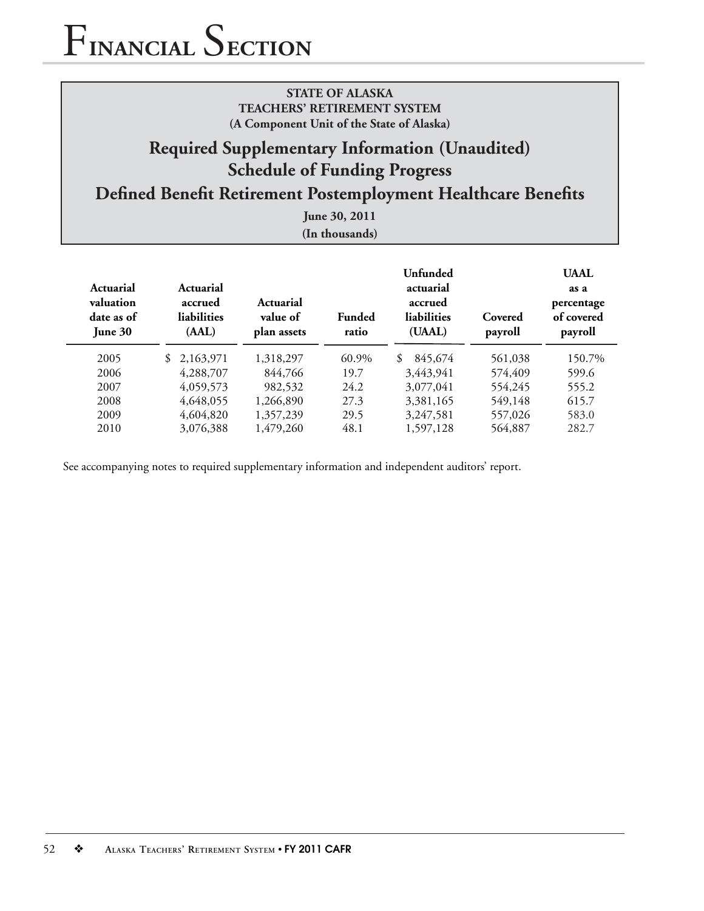# Financial Section

**STATE OF ALASKA**
**TEACHERS' RETIREMENT SYSTEM**
**(A Component Unit of the State of Alaska)**

## Required Supplementary Information (Unaudited)
## Schedule of Funding Progress
## Defined Benefit Retirement Postemployment Healthcare Benefits

**June 30, 2011**
**(In thousands)**

| Actuarial valuation date as of June 30 | Actuarial accrued liabilities (AAL) | Actuarial value of plan assets | Funded ratio | Unfunded actuarial accrued liabilities (UAAL) | Covered payroll | UAAL as a percentage of covered payroll |
|---|---|---|---|---|---|---|
| 2005 | $ 2,163,971 | 1,318,297 | 60.9% | $ 845,674 | 561,038 | 150.7% |
| 2006 | 4,288,707 | 844,766 | 19.7 | 3,443,941 | 574,409 | 599.6 |
| 2007 | 4,059,573 | 982,532 | 24.2 | 3,077,041 | 554,245 | 555.2 |
| 2008 | 4,648,055 | 1,266,890 | 27.3 | 3,381,165 | 549,148 | 615.7 |
| 2009 | 4,604,820 | 1,357,239 | 29.5 | 3,247,581 | 557,026 | 583.0 |
| 2010 | 3,076,388 | 1,479,260 | 48.1 | 1,597,128 | 564,887 | 282.7 |

See accompanying notes to required supplementary information and independent auditors' report.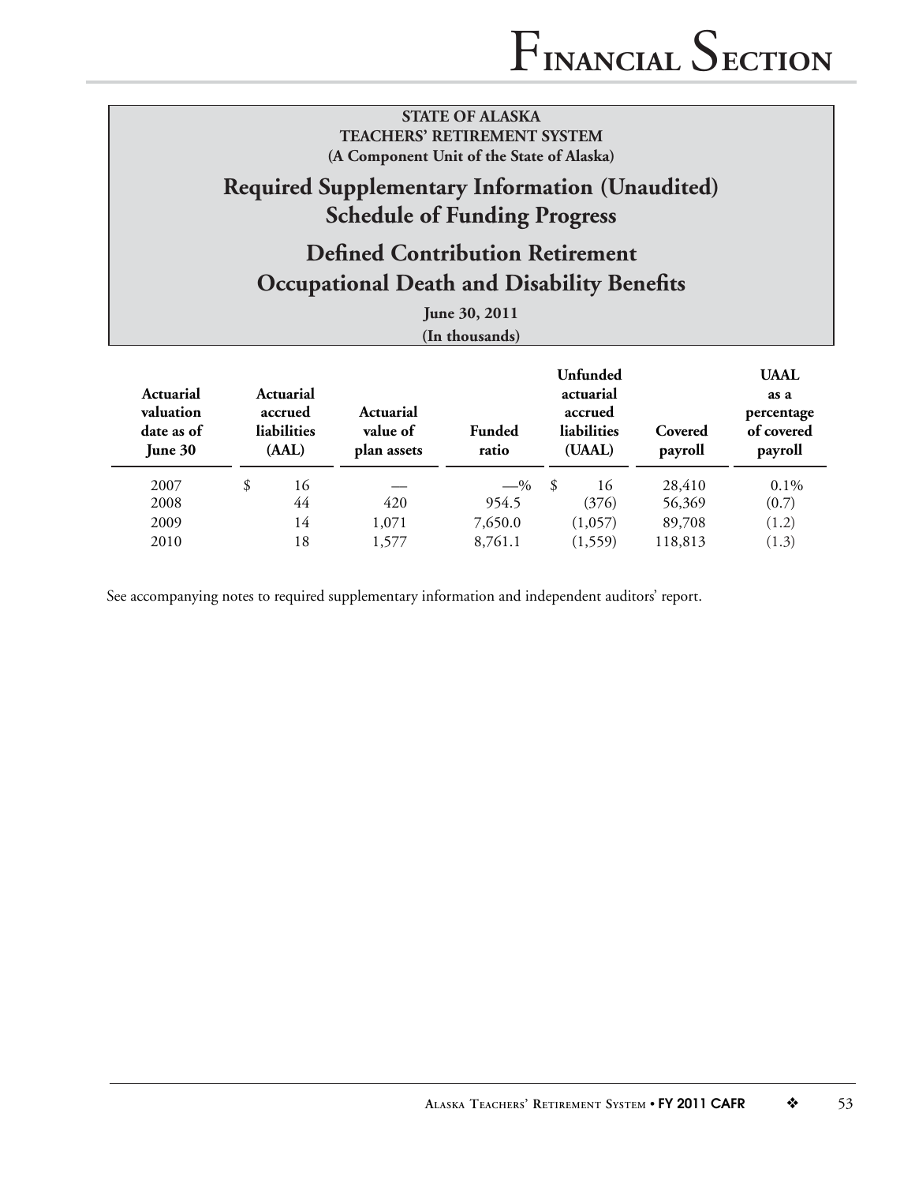**STATE OF ALASKA**
**TEACHERS' RETIREMENT SYSTEM**
**(A Component Unit of the State of Alaska)**

# Required Supplementary Information (Unaudited)
# Schedule of Funding Progress

## Defined Contribution Retirement
## Occupational Death and Disability Benefits

**June 30, 2011**
**(In thousands)**

| Actuarial valuation date as of June 30 | Actuarial accrued liabilities (AAL) | Actuarial value of plan assets | Funded ratio | Unfunded actuarial accrued liabilities (UAAL) | Covered payroll | UAAL as a percentage of covered payroll |
|---|---|---|---|---|---|---|
| 2007 | $ 16 | — | —% | $ 16 | 28,410 | 0.1% |
| 2008 | 44 | 420 | 954.5 | (376) | 56,369 | (0.7) |
| 2009 | 14 | 1,071 | 7,650.0 | (1,057) | 89,708 | (1.2) |
| 2010 | 18 | 1,577 | 8,761.1 | (1,559) | 118,813 | (1.3) |

See accompanying notes to required supplementary information and independent auditors' report.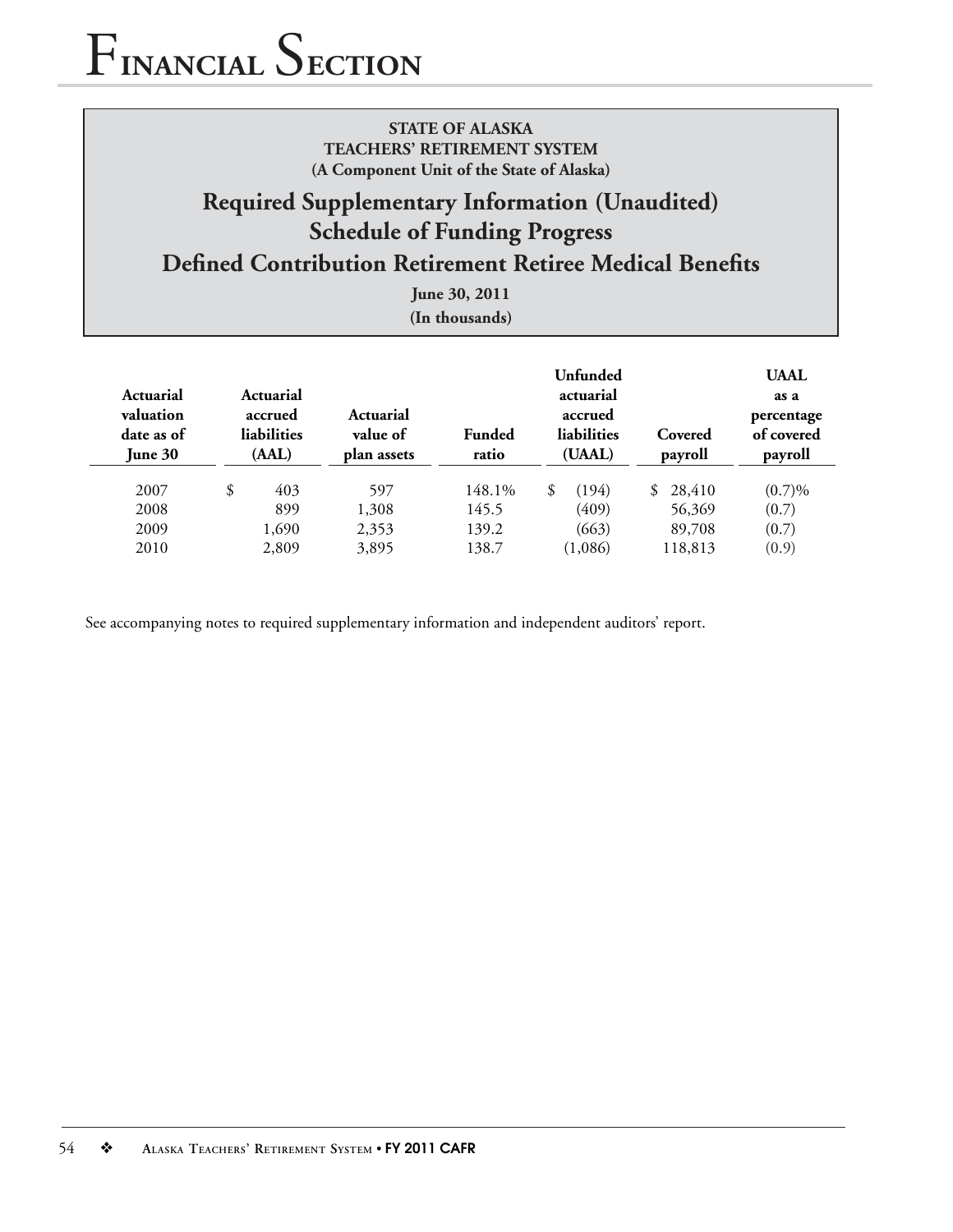# Financial Section

**STATE OF ALASKA**
**TEACHERS' RETIREMENT SYSTEM**
**(A Component Unit of the State of Alaska)**

## Required Supplementary Information (Unaudited)
## Schedule of Funding Progress
## Defined Contribution Retirement Retiree Medical Benefits

**June 30, 2011**
**(In thousands)**

| Actuarial valuation date as of June 30 | Actuarial accrued liabilities (AAL) | Actuarial value of plan assets | Funded ratio | Unfunded actuarial accrued liabilities (UAAL) | Covered payroll | UAAL as a percentage of covered payroll |
|---|---|---|---|---|---|---|
| 2007 | $ 403 | 597 | 148.1% | $ (194) | $ 28,410 | (0.7)% |
| 2008 | 899 | 1,308 | 145.5 | (409) | 56,369 | (0.7) |
| 2009 | 1,690 | 2,353 | 139.2 | (663) | 89,708 | (0.7) |
| 2010 | 2,809 | 3,895 | 138.7 | (1,086) | 118,813 | (0.9) |

See accompanying notes to required supplementary information and independent auditors' report.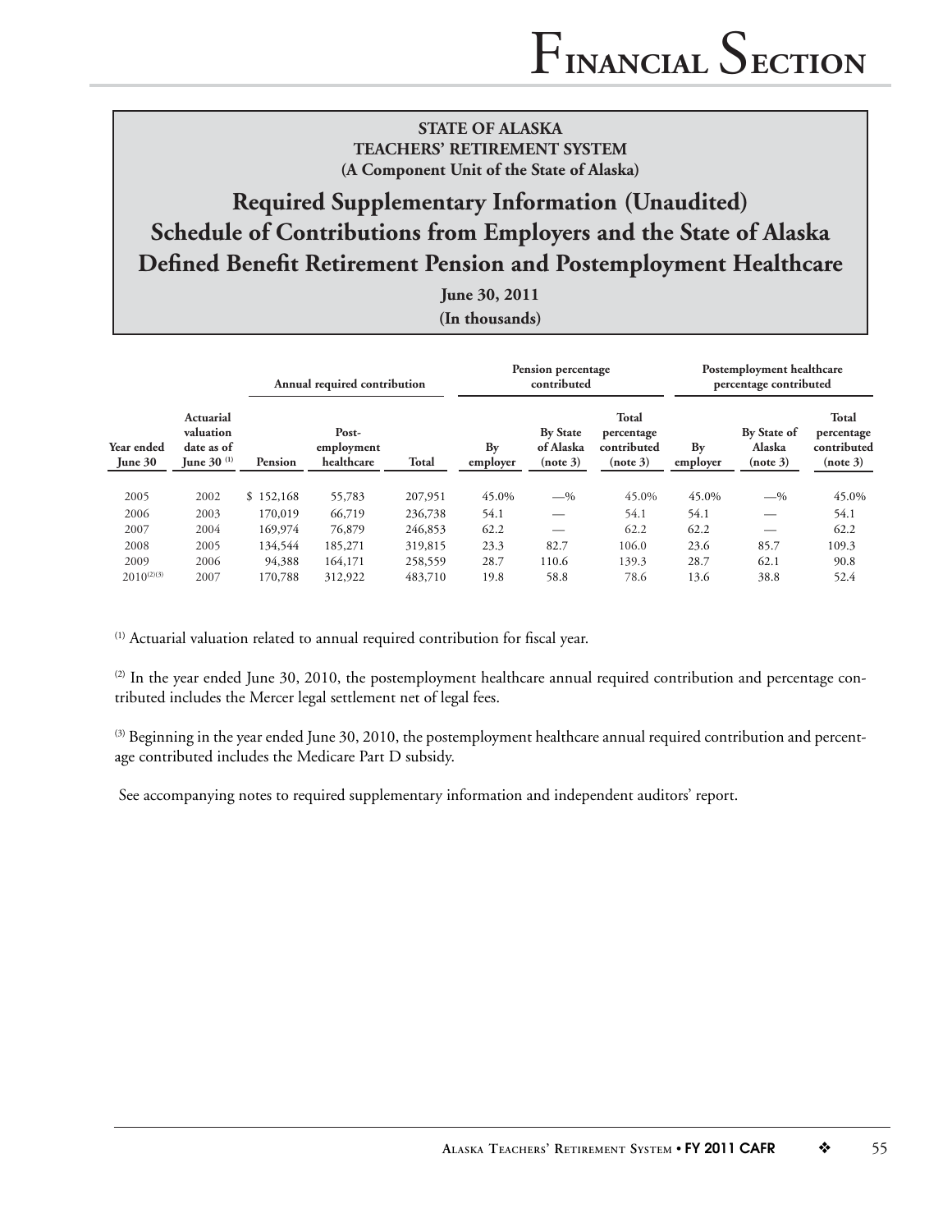**STATE OF ALASKA**
**TEACHERS' RETIREMENT SYSTEM**
**(A Component Unit of the State of Alaska)**

# Required Supplementary Information (Unaudited)
# Schedule of Contributions from Employers and the State of Alaska
# Defined Benefit Retirement Pension and Postemployment Healthcare

**June 30, 2011**
**(In thousands)**

| | | Annual required contribution | | | Pension percentage contributed | | | Postemployment healthcare percentage contributed | | |
|---|---|---|---|---|---|---|---|---|---|---|
| Year ended June 30 | Actuarial valuation date as of June 30 [1] | Pension | Post-employment healthcare | Total | By employer | By State of Alaska (note 3) | Total percentage contributed (note 3) | By employer | By State of Alaska (note 3) | Total percentage contributed (note 3) |
| 2005 | 2002 | $ 152,168 | 55,783 | 207,951 | 45.0% | —% | 45.0% | 45.0% | —% | 45.0% |
| 2006 | 2003 | 170,019 | 66,719 | 236,738 | 54.1 | — | 54.1 | 54.1 | — | 54.1 |
| 2007 | 2004 | 169,974 | 76,879 | 246,853 | 62.2 | — | 62.2 | 62.2 | — | 62.2 |
| 2008 | 2005 | 134,544 | 185,271 | 319,815 | 23.3 | 82.7 | 106.0 | 23.6 | 85.7 | 109.3 |
| 2009 | 2006 | 94,388 | 164,171 | 258,559 | 28.7 | 110.6 | 139.3 | 28.7 | 62.1 | 90.8 |
| 2010[2][3] | 2007 | 170,788 | 312,922 | 483,710 | 19.8 | 58.8 | 78.6 | 13.6 | 38.8 | 52.4 |

[1] Actuarial valuation related to annual required contribution for fiscal year.

[2] In the year ended June 30, 2010, the postemployment healthcare annual required contribution and percentage contributed includes the Mercer legal settlement net of legal fees.

[3] Beginning in the year ended June 30, 2010, the postemployment healthcare annual required contribution and percentage contributed includes the Medicare Part D subsidy.

See accompanying notes to required supplementary information and independent auditors' report.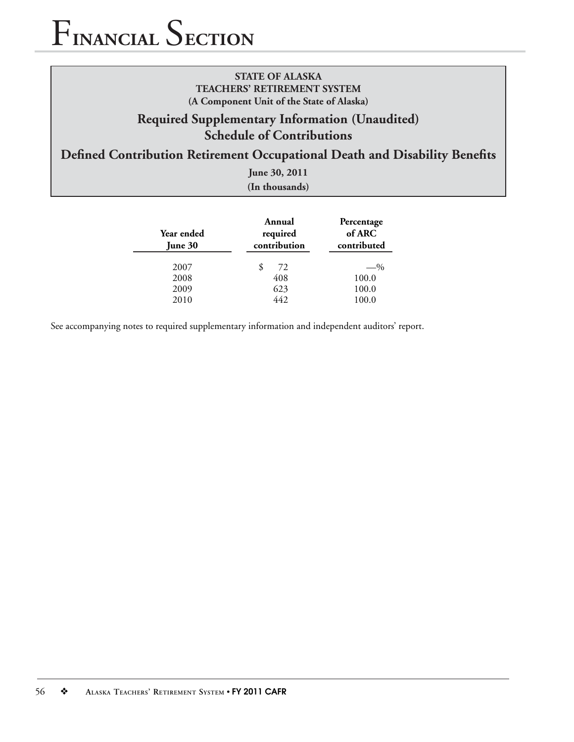# Financial Section

**STATE OF ALASKA**
**TEACHERS' RETIREMENT SYSTEM**
**(A Component Unit of the State of Alaska)**

## Required Supplementary Information (Unaudited)
## Schedule of Contributions
## Defined Contribution Retirement Occupational Death and Disability Benefits

**June 30, 2011**
**(In thousands)**

| Year ended June 30 | Annual required contribution | Percentage of ARC contributed |
|---|---|---|
| 2007 | $ 72 | —% |
| 2008 | 408 | 100.0 |
| 2009 | 623 | 100.0 |
| 2010 | 442 | 100.0 |

See accompanying notes to required supplementary information and independent auditors' report.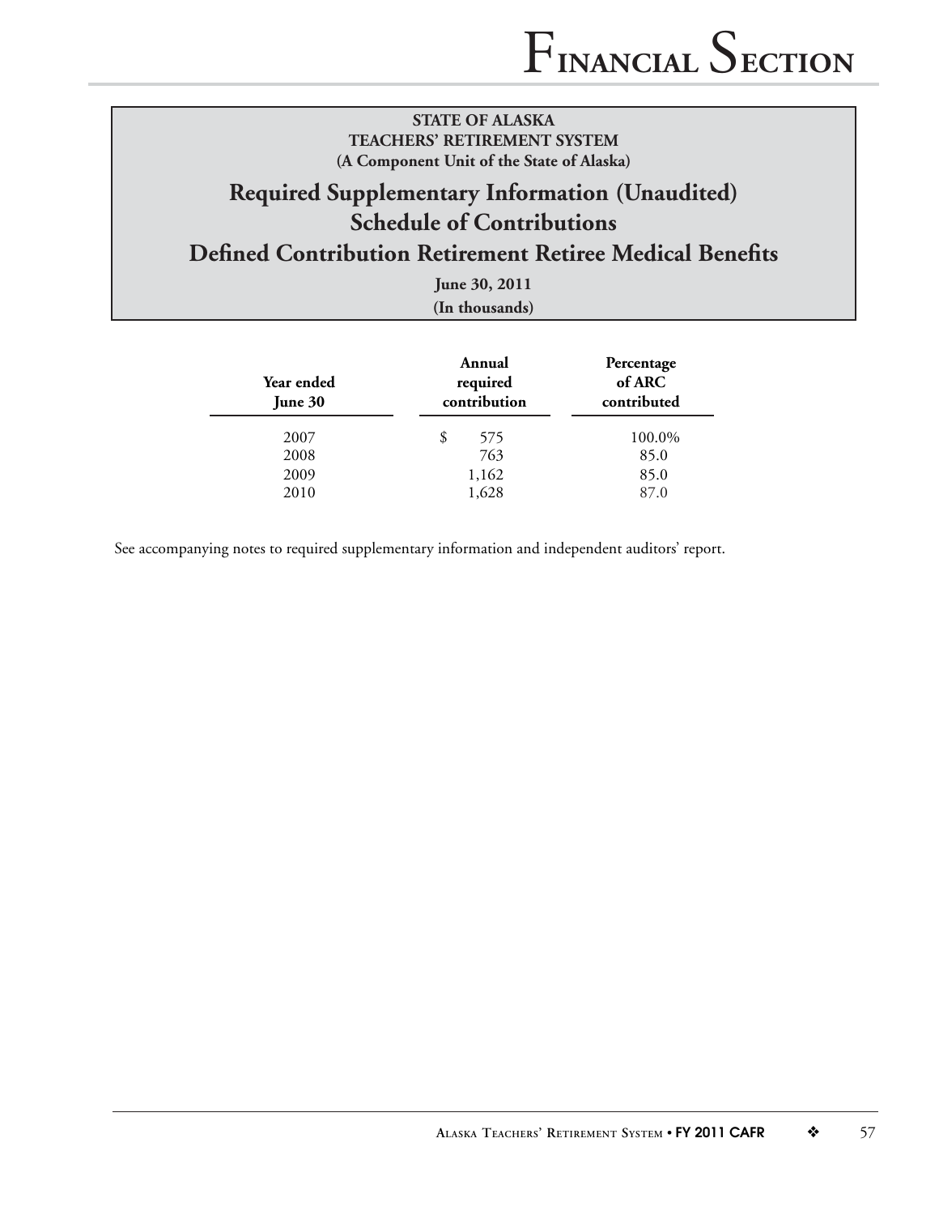**STATE OF ALASKA**
**TEACHERS' RETIREMENT SYSTEM**
**(A Component Unit of the State of Alaska)**

# Required Supplementary Information (Unaudited)
# Schedule of Contributions
# Defined Contribution Retirement Retiree Medical Benefits

**June 30, 2011**
**(In thousands)**

| Year ended June 30 | Annual required contribution | Percentage of ARC contributed |
|---|---|---|
| 2007 | $ 575 | 100.0% |
| 2008 | 763 | 85.0 |
| 2009 | 1,162 | 85.0 |
| 2010 | 1,628 | 87.0 |

See accompanying notes to required supplementary information and independent auditors' report.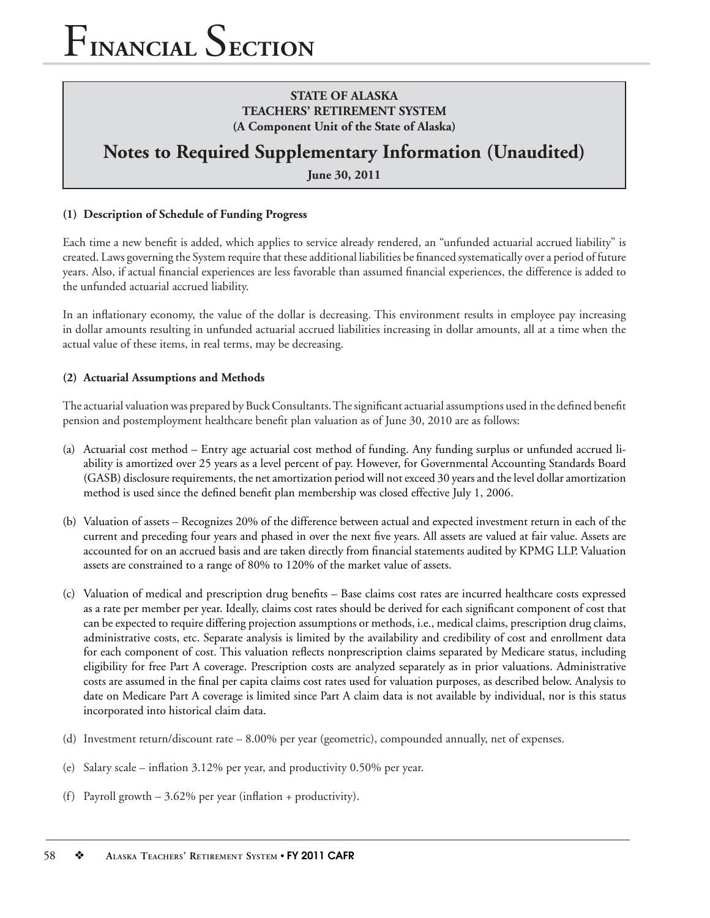# Financial Section

**STATE OF ALASKA**
**TEACHERS' RETIREMENT SYSTEM**
**(A Component Unit of the State of Alaska)**

## Notes to Required Supplementary Information (Unaudited)

**June 30, 2011**

### (1) Description of Schedule of Funding Progress

Each time a new benefit is added, which applies to service already rendered, an "unfunded actuarial accrued liability" is created. Laws governing the System require that these additional liabilities be financed systematically over a period of future years. Also, if actual financial experiences are less favorable than assumed financial experiences, the difference is added to the unfunded actuarial accrued liability.

In an inflationary economy, the value of the dollar is decreasing. This environment results in employee pay increasing in dollar amounts resulting in unfunded actuarial accrued liabilities increasing in dollar amounts, all at a time when the actual value of these items, in real terms, may be decreasing.

### (2) Actuarial Assumptions and Methods

The actuarial valuation was prepared by Buck Consultants. The significant actuarial assumptions used in the defined benefit pension and postemployment healthcare benefit plan valuation as of June 30, 2010 are as follows:

(a) Actuarial cost method – Entry age actuarial cost method of funding. Any funding surplus or unfunded accrued liability is amortized over 25 years as a level percent of pay. However, for Governmental Accounting Standards Board (GASB) disclosure requirements, the net amortization period will not exceed 30 years and the level dollar amortization method is used since the defined benefit plan membership was closed effective July 1, 2006.

(b) Valuation of assets – Recognizes 20% of the difference between actual and expected investment return in each of the current and preceding four years and phased in over the next five years. All assets are valued at fair value. Assets are accounted for on an accrued basis and are taken directly from financial statements audited by KPMG LLP. Valuation assets are constrained to a range of 80% to 120% of the market value of assets.

(c) Valuation of medical and prescription drug benefits – Base claims cost rates are incurred healthcare costs expressed as a rate per member per year. Ideally, claims cost rates should be derived for each significant component of cost that can be expected to require differing projection assumptions or methods, i.e., medical claims, prescription drug claims, administrative costs, etc. Separate analysis is limited by the availability and credibility of cost and enrollment data for each component of cost. This valuation reflects nonprescription claims separated by Medicare status, including eligibility for free Part A coverage. Prescription costs are analyzed separately as in prior valuations. Administrative costs are assumed in the final per capita claims cost rates used for valuation purposes, as described below. Analysis to date on Medicare Part A coverage is limited since Part A claim data is not available by individual, nor is this status incorporated into historical claim data.

(d) Investment return/discount rate – 8.00% per year (geometric), compounded annually, net of expenses.

(e) Salary scale – inflation 3.12% per year, and productivity 0.50% per year.

(f) Payroll growth – 3.62% per year (inflation + productivity).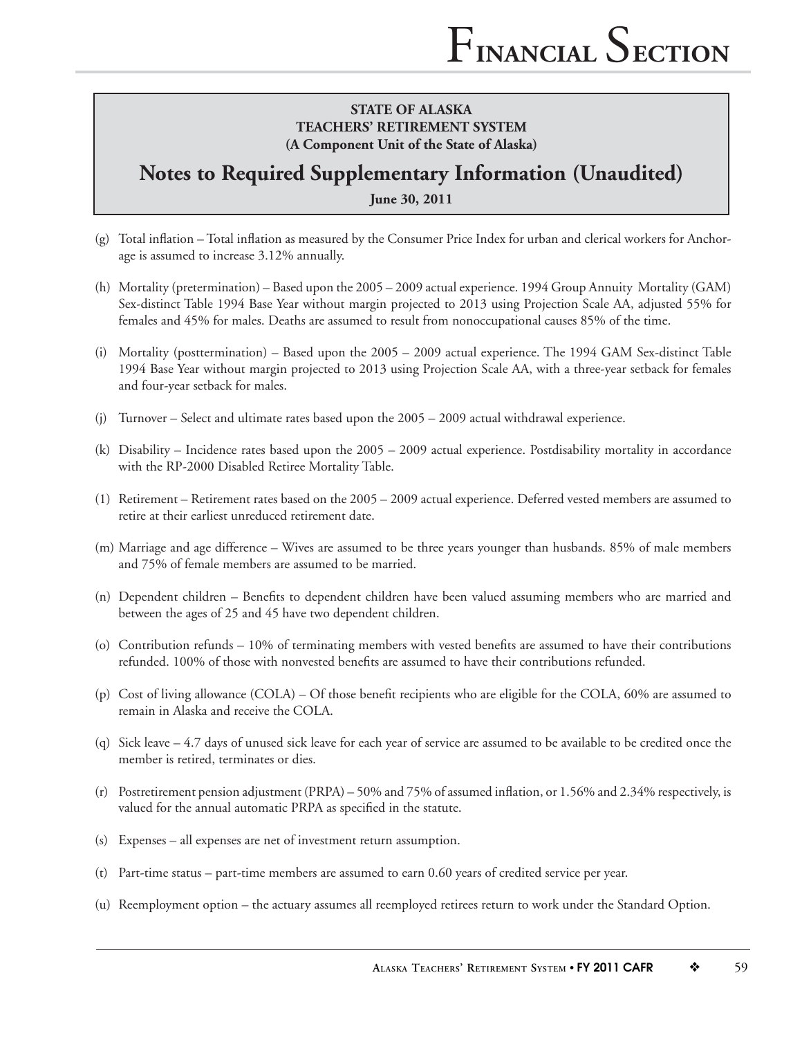**STATE OF ALASKA**
**TEACHERS' RETIREMENT SYSTEM**
**(A Component Unit of the State of Alaska)**

## Notes to Required Supplementary Information (Unaudited)

**June 30, 2011**

(g) Total inflation – Total inflation as measured by the Consumer Price Index for urban and clerical workers for Anchorage is assumed to increase 3.12% annually.

(h) Mortality (pretermination) – Based upon the 2005 – 2009 actual experience. 1994 Group Annuity Mortality (GAM) Sex-distinct Table 1994 Base Year without margin projected to 2013 using Projection Scale AA, adjusted 55% for females and 45% for males. Deaths are assumed to result from nonoccupational causes 85% of the time.

(i) Mortality (posttermination) – Based upon the 2005 – 2009 actual experience. The 1994 GAM Sex-distinct Table 1994 Base Year without margin projected to 2013 using Projection Scale AA, with a three-year setback for females and four-year setback for males.

(j) Turnover – Select and ultimate rates based upon the 2005 – 2009 actual withdrawal experience.

(k) Disability – Incidence rates based upon the 2005 – 2009 actual experience. Postdisability mortality in accordance with the RP-2000 Disabled Retiree Mortality Table.

(1) Retirement – Retirement rates based on the 2005 – 2009 actual experience. Deferred vested members are assumed to retire at their earliest unreduced retirement date.

(m) Marriage and age difference – Wives are assumed to be three years younger than husbands. 85% of male members and 75% of female members are assumed to be married.

(n) Dependent children – Benefits to dependent children have been valued assuming members who are married and between the ages of 25 and 45 have two dependent children.

(o) Contribution refunds – 10% of terminating members with vested benefits are assumed to have their contributions refunded. 100% of those with nonvested benefits are assumed to have their contributions refunded.

(p) Cost of living allowance (COLA) – Of those benefit recipients who are eligible for the COLA, 60% are assumed to remain in Alaska and receive the COLA.

(q) Sick leave – 4.7 days of unused sick leave for each year of service are assumed to be available to be credited once the member is retired, terminates or dies.

(r) Postretirement pension adjustment (PRPA) – 50% and 75% of assumed inflation, or 1.56% and 2.34% respectively, is valued for the annual automatic PRPA as specified in the statute.

(s) Expenses – all expenses are net of investment return assumption.

(t) Part-time status – part-time members are assumed to earn 0.60 years of credited service per year.

(u) Reemployment option – the actuary assumes all reemployed retirees return to work under the Standard Option.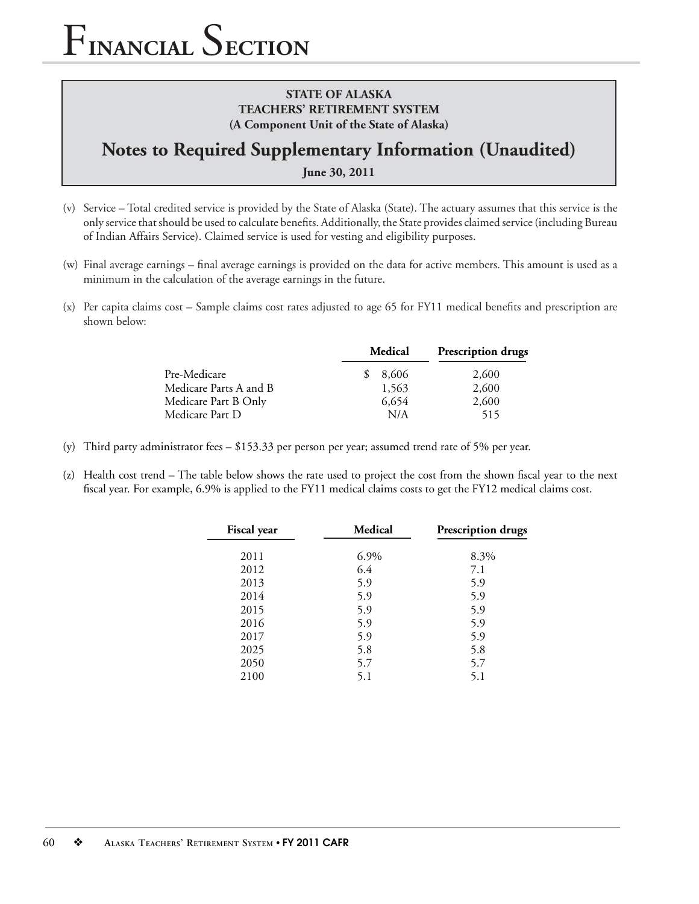**STATE OF ALASKA**
**TEACHERS' RETIREMENT SYSTEM**
**(A Component Unit of the State of Alaska)**

## Notes to Required Supplementary Information (Unaudited)

**June 30, 2011**

(v) Service – Total credited service is provided by the State of Alaska (State). The actuary assumes that this service is the only service that should be used to calculate benefits. Additionally, the State provides claimed service (including Bureau of Indian Affairs Service). Claimed service is used for vesting and eligibility purposes.

(w) Final average earnings – final average earnings is provided on the data for active members. This amount is used as a minimum in the calculation of the average earnings in the future.

(x) Per capita claims cost – Sample claims cost rates adjusted to age 65 for FY11 medical benefits and prescription are shown below:

| | Medical | Prescription drugs |
|---|---|---|
| Pre-Medicare | $ 8,606 | 2,600 |
| Medicare Parts A and B | 1,563 | 2,600 |
| Medicare Part B Only | 6,654 | 2,600 |
| Medicare Part D | N/A | 515 |

(y) Third party administrator fees – $153.33 per person per year; assumed trend rate of 5% per year.

(z) Health cost trend – The table below shows the rate used to project the cost from the shown fiscal year to the next fiscal year. For example, 6.9% is applied to the FY11 medical claims costs to get the FY12 medical claims cost.

| Fiscal year | Medical | Prescription drugs |
|---|---|---|
| 2011 | 6.9% | 8.3% |
| 2012 | 6.4 | 7.1 |
| 2013 | 5.9 | 5.9 |
| 2014 | 5.9 | 5.9 |
| 2015 | 5.9 | 5.9 |
| 2016 | 5.9 | 5.9 |
| 2017 | 5.9 | 5.9 |
| 2025 | 5.8 | 5.8 |
| 2050 | 5.7 | 5.7 |
| 2100 | 5.1 | 5.1 |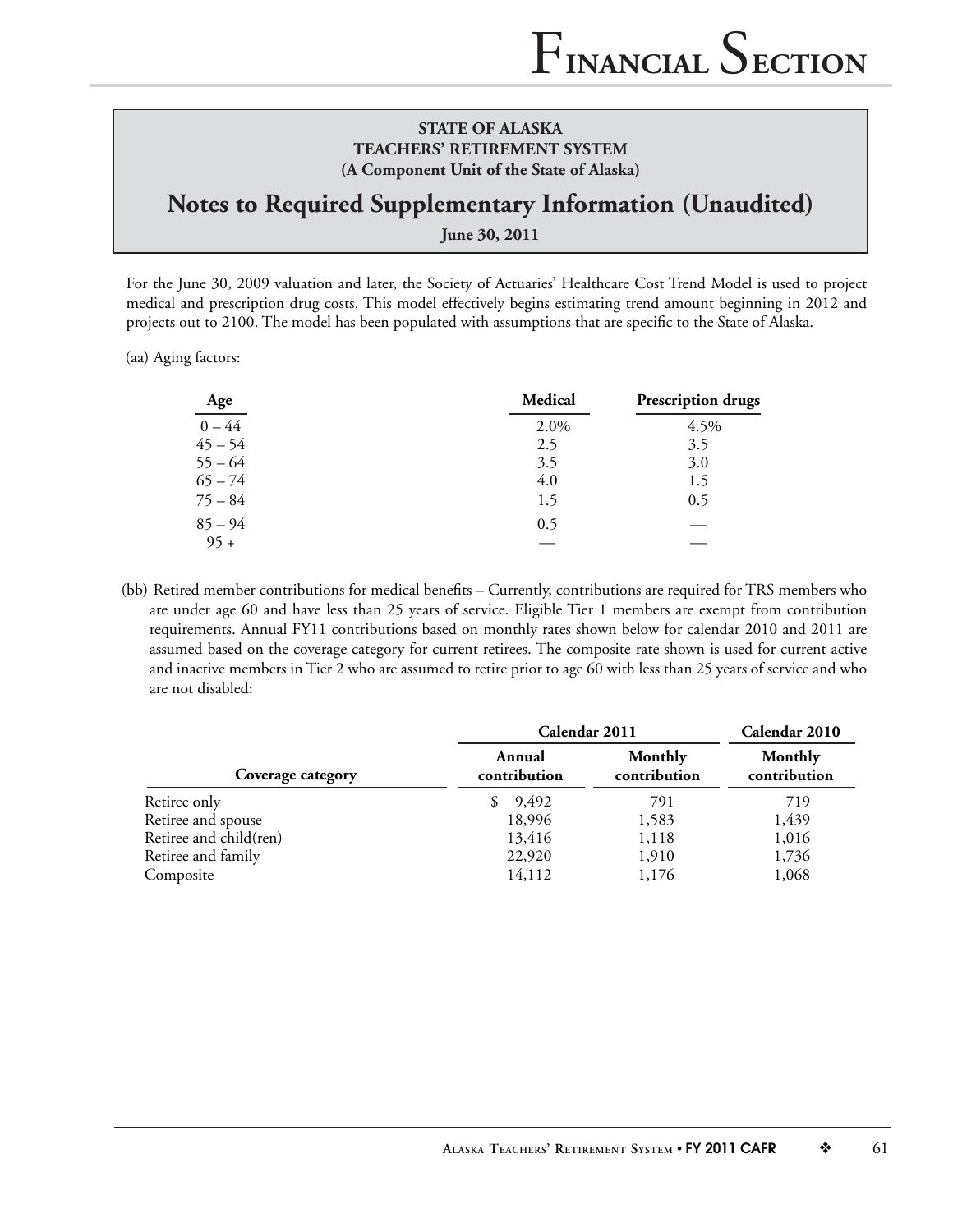**STATE OF ALASKA**
**TEACHERS' RETIREMENT SYSTEM**
**(A Component Unit of the State of Alaska)**

# Notes to Required Supplementary Information (Unaudited)

**June 30, 2011**

For the June 30, 2009 valuation and later, the Society of Actuaries' Healthcare Cost Trend Model is used to project medical and prescription drug costs. This model effectively begins estimating trend amount beginning in 2012 and projects out to 2100. The model has been populated with assumptions that are specific to the State of Alaska.

(aa) Aging factors:

| Age | Medical | Prescription drugs |
|---|---|---|
| 0 – 44 | 2.0% | 4.5% |
| 45 – 54 | 2.5 | 3.5 |
| 55 – 64 | 3.5 | 3.0 |
| 65 – 74 | 4.0 | 1.5 |
| 75 – 84 | 1.5 | 0.5 |
| 85 – 94 | 0.5 | — |
| 95 + | — | — |

(bb) Retired member contributions for medical benefits – Currently, contributions are required for TRS members who are under age 60 and have less than 25 years of service. Eligible Tier 1 members are exempt from contribution requirements. Annual FY11 contributions based on monthly rates shown below for calendar 2010 and 2011 are assumed based on the coverage category for current retirees. The composite rate shown is used for current active and inactive members in Tier 2 who are assumed to retire prior to age 60 with less than 25 years of service and who are not disabled:

| | Calendar 2011 | | Calendar 2010 |
|---|---|---|---|
| Coverage category | Annual contribution | Monthly contribution | Monthly contribution |
| Retiree only | $ 9,492 | 791 | 719 |
| Retiree and spouse | 18,996 | 1,583 | 1,439 |
| Retiree and child(ren) | 13,416 | 1,118 | 1,016 |
| Retiree and family | 22,920 | 1,910 | 1,736 |
| Composite | 14,112 | 1,176 | 1,068 |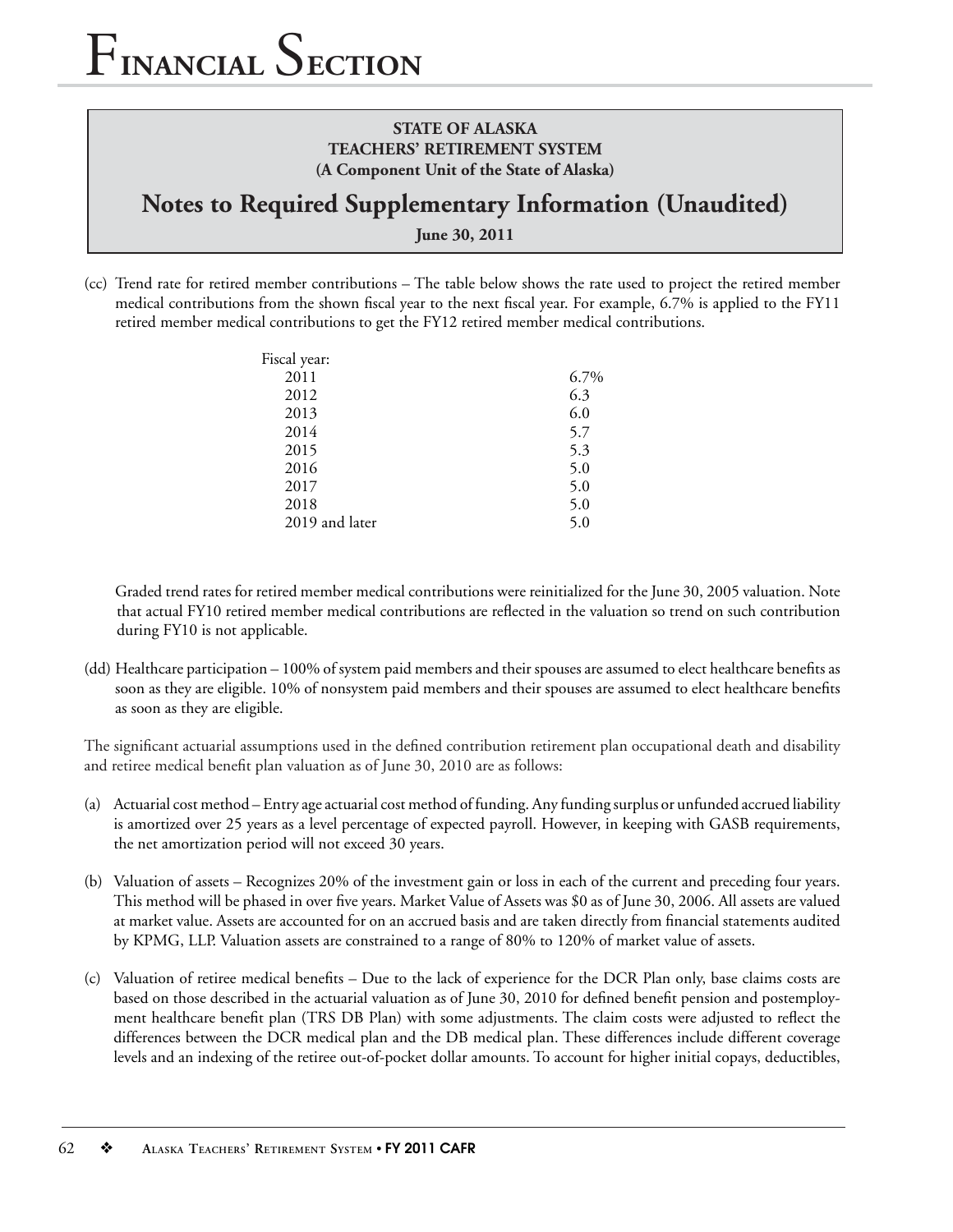**STATE OF ALASKA**
**TEACHERS' RETIREMENT SYSTEM**
**(A Component Unit of the State of Alaska)**

## Notes to Required Supplementary Information (Unaudited)

**June 30, 2011**

(cc) Trend rate for retired member contributions – The table below shows the rate used to project the retired member medical contributions from the shown fiscal year to the next fiscal year. For example, 6.7% is applied to the FY11 retired member medical contributions to get the FY12 retired member medical contributions.

| Fiscal year: | |
|---|---|
| 2011 | 6.7% |
| 2012 | 6.3 |
| 2013 | 6.0 |
| 2014 | 5.7 |
| 2015 | 5.3 |
| 2016 | 5.0 |
| 2017 | 5.0 |
| 2018 | 5.0 |
| 2019 and later | 5.0 |

Graded trend rates for retired member medical contributions were reinitialized for the June 30, 2005 valuation. Note that actual FY10 retired member medical contributions are reflected in the valuation so trend on such contribution during FY10 is not applicable.

(dd) Healthcare participation – 100% of system paid members and their spouses are assumed to elect healthcare benefits as soon as they are eligible. 10% of nonsystem paid members and their spouses are assumed to elect healthcare benefits as soon as they are eligible.

The significant actuarial assumptions used in the defined contribution retirement plan occupational death and disability and retiree medical benefit plan valuation as of June 30, 2010 are as follows:

(a) Actuarial cost method – Entry age actuarial cost method of funding. Any funding surplus or unfunded accrued liability is amortized over 25 years as a level percentage of expected payroll. However, in keeping with GASB requirements, the net amortization period will not exceed 30 years.

(b) Valuation of assets – Recognizes 20% of the investment gain or loss in each of the current and preceding four years. This method will be phased in over five years. Market Value of Assets was $0 as of June 30, 2006. All assets are valued at market value. Assets are accounted for on an accrued basis and are taken directly from financial statements audited by KPMG, LLP. Valuation assets are constrained to a range of 80% to 120% of market value of assets.

(c) Valuation of retiree medical benefits – Due to the lack of experience for the DCR Plan only, base claims costs are based on those described in the actuarial valuation as of June 30, 2010 for defined benefit pension and postemployment healthcare benefit plan (TRS DB Plan) with some adjustments. The claim costs were adjusted to reflect the differences between the DCR medical plan and the DB medical plan. These differences include different coverage levels and an indexing of the retiree out-of-pocket dollar amounts. To account for higher initial copays, deductibles,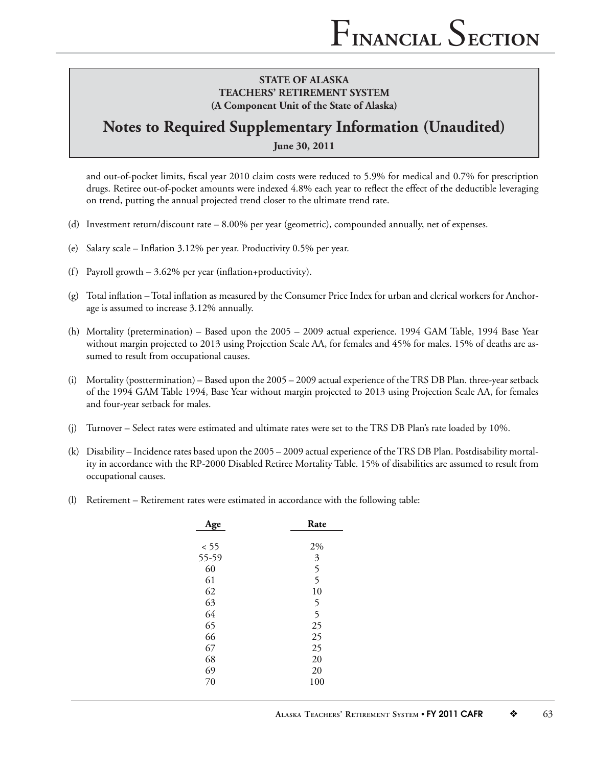**STATE OF ALASKA**
**TEACHERS' RETIREMENT SYSTEM**
**(A Component Unit of the State of Alaska)**

## Notes to Required Supplementary Information (Unaudited)

**June 30, 2011**

and out-of-pocket limits, fiscal year 2010 claim costs were reduced to 5.9% for medical and 0.7% for prescription drugs. Retiree out-of-pocket amounts were indexed 4.8% each year to reflect the effect of the deductible leveraging on trend, putting the annual projected trend closer to the ultimate trend rate.

(d) Investment return/discount rate – 8.00% per year (geometric), compounded annually, net of expenses.

(e) Salary scale – Inflation 3.12% per year. Productivity 0.5% per year.

(f) Payroll growth – 3.62% per year (inflation+productivity).

(g) Total inflation – Total inflation as measured by the Consumer Price Index for urban and clerical workers for Anchorage is assumed to increase 3.12% annually.

(h) Mortality (pretermination) – Based upon the 2005 – 2009 actual experience. 1994 GAM Table, 1994 Base Year without margin projected to 2013 using Projection Scale AA, for females and 45% for males. 15% of deaths are assumed to result from occupational causes.

(i) Mortality (posttermination) – Based upon the 2005 – 2009 actual experience of the TRS DB Plan. three-year setback of the 1994 GAM Table 1994, Base Year without margin projected to 2013 using Projection Scale AA, for females and four-year setback for males.

(j) Turnover – Select rates were estimated and ultimate rates were set to the TRS DB Plan's rate loaded by 10%.

(k) Disability – Incidence rates based upon the 2005 – 2009 actual experience of the TRS DB Plan. Postdisability mortality in accordance with the RP-2000 Disabled Retiree Mortality Table. 15% of disabilities are assumed to result from occupational causes.

(l) Retirement – Retirement rates were estimated in accordance with the following table:

| Age | Rate |
|---|---|
| < 55 | 2% |
| 55-59 | 3 |
| 60 | 5 |
| 61 | 5 |
| 62 | 10 |
| 63 | 5 |
| 64 | 5 |
| 65 | 25 |
| 66 | 25 |
| 67 | 25 |
| 68 | 20 |
| 69 | 20 |
| 70 | 100 |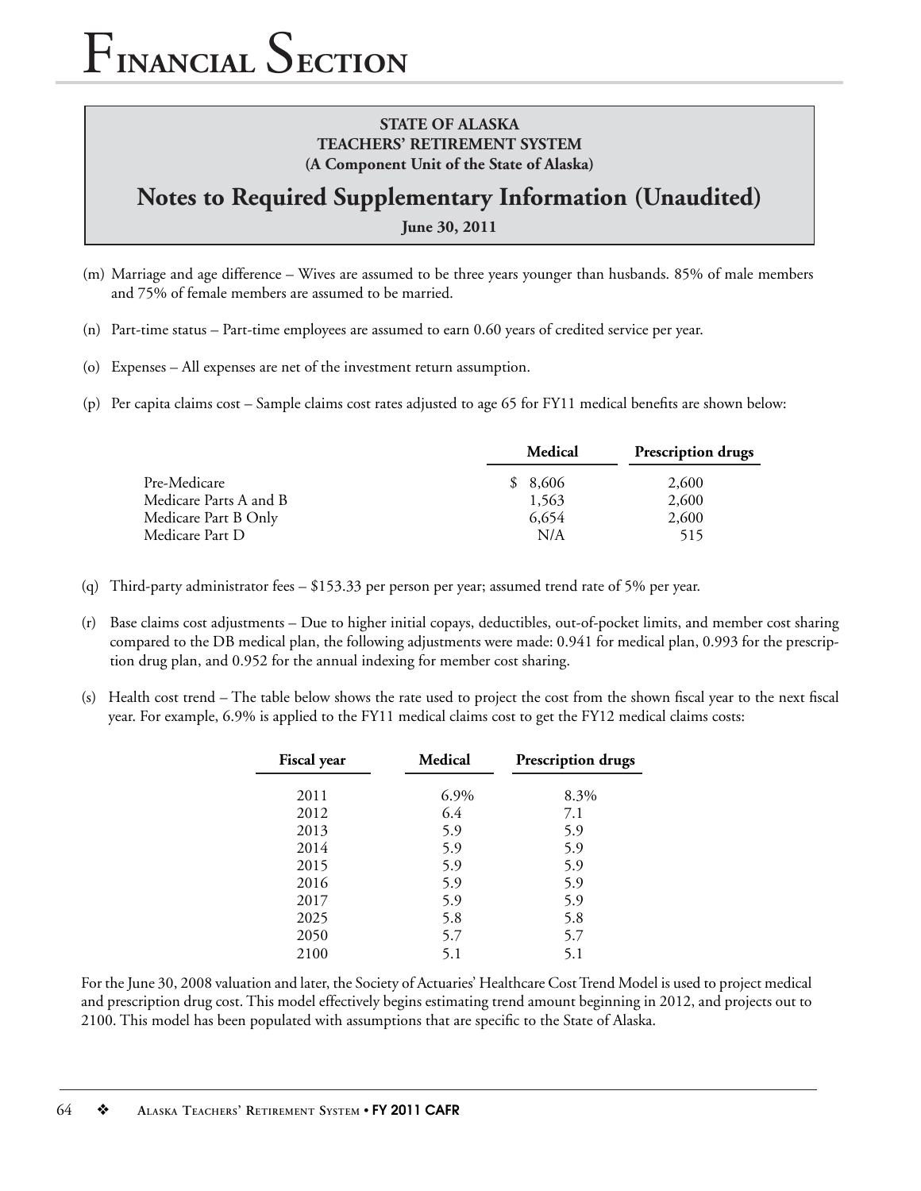**STATE OF ALASKA**
**TEACHERS' RETIREMENT SYSTEM**
**(A Component Unit of the State of Alaska)**

## Notes to Required Supplementary Information (Unaudited)

**June 30, 2011**

(m) Marriage and age difference – Wives are assumed to be three years younger than husbands. 85% of male members and 75% of female members are assumed to be married.

(n) Part-time status – Part-time employees are assumed to earn 0.60 years of credited service per year.

(o) Expenses – All expenses are net of the investment return assumption.

(p) Per capita claims cost – Sample claims cost rates adjusted to age 65 for FY11 medical benefits are shown below:

| | Medical | Prescription drugs |
|---|---|---|
| Pre-Medicare | $ 8,606 | 2,600 |
| Medicare Parts A and B | 1,563 | 2,600 |
| Medicare Part B Only | 6,654 | 2,600 |
| Medicare Part D | N/A | 515 |

(q) Third-party administrator fees – $153.33 per person per year; assumed trend rate of 5% per year.

(r) Base claims cost adjustments – Due to higher initial copays, deductibles, out-of-pocket limits, and member cost sharing compared to the DB medical plan, the following adjustments were made: 0.941 for medical plan, 0.993 for the prescription drug plan, and 0.952 for the annual indexing for member cost sharing.

(s) Health cost trend – The table below shows the rate used to project the cost from the shown fiscal year to the next fiscal year. For example, 6.9% is applied to the FY11 medical claims cost to get the FY12 medical claims costs:

| Fiscal year | Medical | Prescription drugs |
|---|---|---|
| 2011 | 6.9% | 8.3% |
| 2012 | 6.4 | 7.1 |
| 2013 | 5.9 | 5.9 |
| 2014 | 5.9 | 5.9 |
| 2015 | 5.9 | 5.9 |
| 2016 | 5.9 | 5.9 |
| 2017 | 5.9 | 5.9 |
| 2025 | 5.8 | 5.8 |
| 2050 | 5.7 | 5.7 |
| 2100 | 5.1 | 5.1 |

For the June 30, 2008 valuation and later, the Society of Actuaries' Healthcare Cost Trend Model is used to project medical and prescription drug cost. This model effectively begins estimating trend amount beginning in 2012, and projects out to 2100. This model has been populated with assumptions that are specific to the State of Alaska.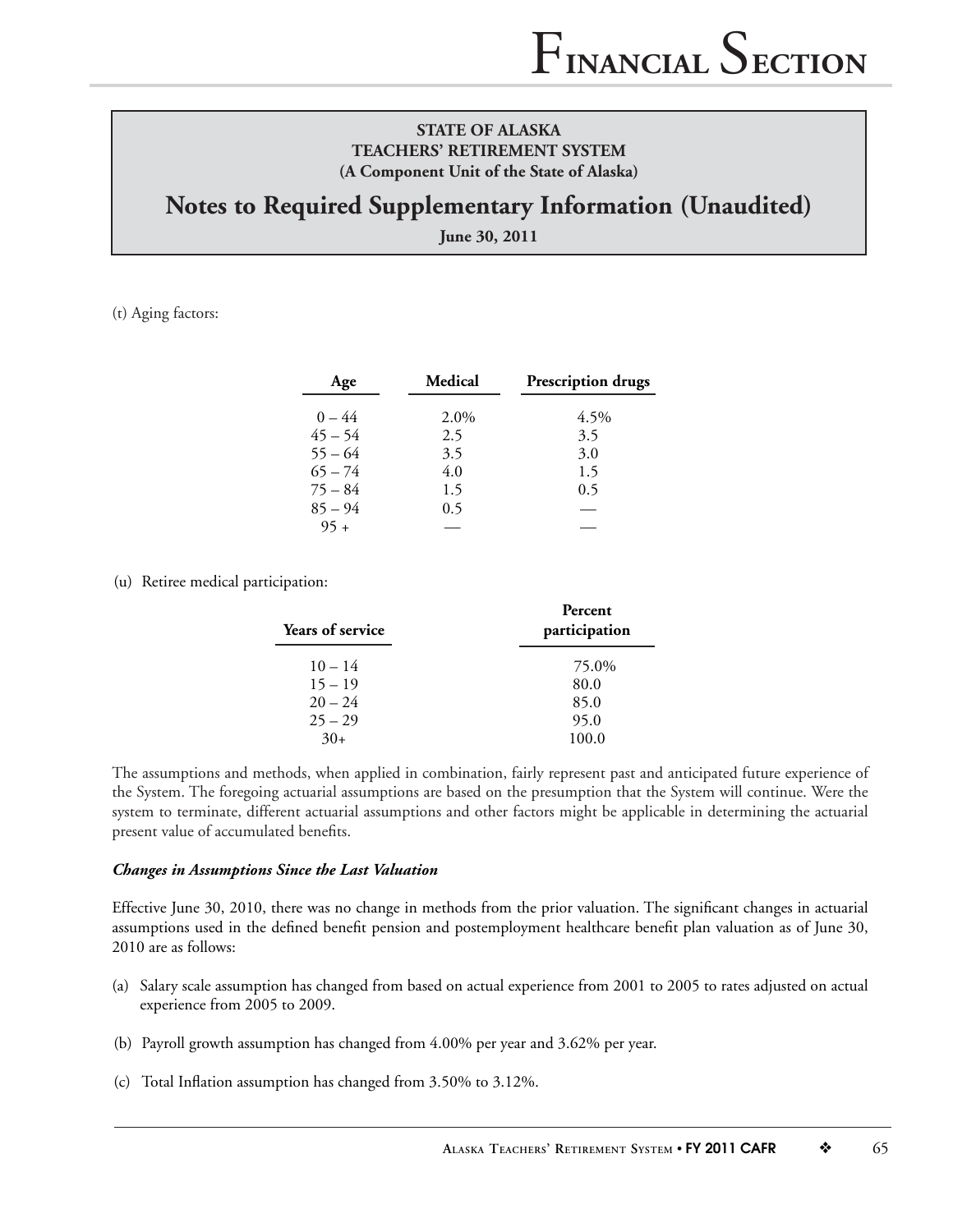**STATE OF ALASKA**
**TEACHERS' RETIREMENT SYSTEM**
**(A Component Unit of the State of Alaska)**

## Notes to Required Supplementary Information (Unaudited)

**June 30, 2011**

(t) Aging factors:

| Age | Medical | Prescription drugs |
|---|---|---|
| 0 – 44 | 2.0% | 4.5% |
| 45 – 54 | 2.5 | 3.5 |
| 55 – 64 | 3.5 | 3.0 |
| 65 – 74 | 4.0 | 1.5 |
| 75 – 84 | 1.5 | 0.5 |
| 85 – 94 | 0.5 | — |
| 95 + | — | — |

(u) Retiree medical participation:

| Years of service | Percent participation |
|---|---|
| 10 – 14 | 75.0% |
| 15 – 19 | 80.0 |
| 20 – 24 | 85.0 |
| 25 – 29 | 95.0 |
| 30+ | 100.0 |

The assumptions and methods, when applied in combination, fairly represent past and anticipated future experience of the System. The foregoing actuarial assumptions are based on the presumption that the System will continue. Were the system to terminate, different actuarial assumptions and other factors might be applicable in determining the actuarial present value of accumulated benefits.

***Changes in Assumptions Since the Last Valuation***

Effective June 30, 2010, there was no change in methods from the prior valuation. The significant changes in actuarial assumptions used in the defined benefit pension and postemployment healthcare benefit plan valuation as of June 30, 2010 are as follows:

(a) Salary scale assumption has changed from based on actual experience from 2001 to 2005 to rates adjusted on actual experience from 2005 to 2009.

(b) Payroll growth assumption has changed from 4.00% per year and 3.62% per year.

(c) Total Inflation assumption has changed from 3.50% to 3.12%.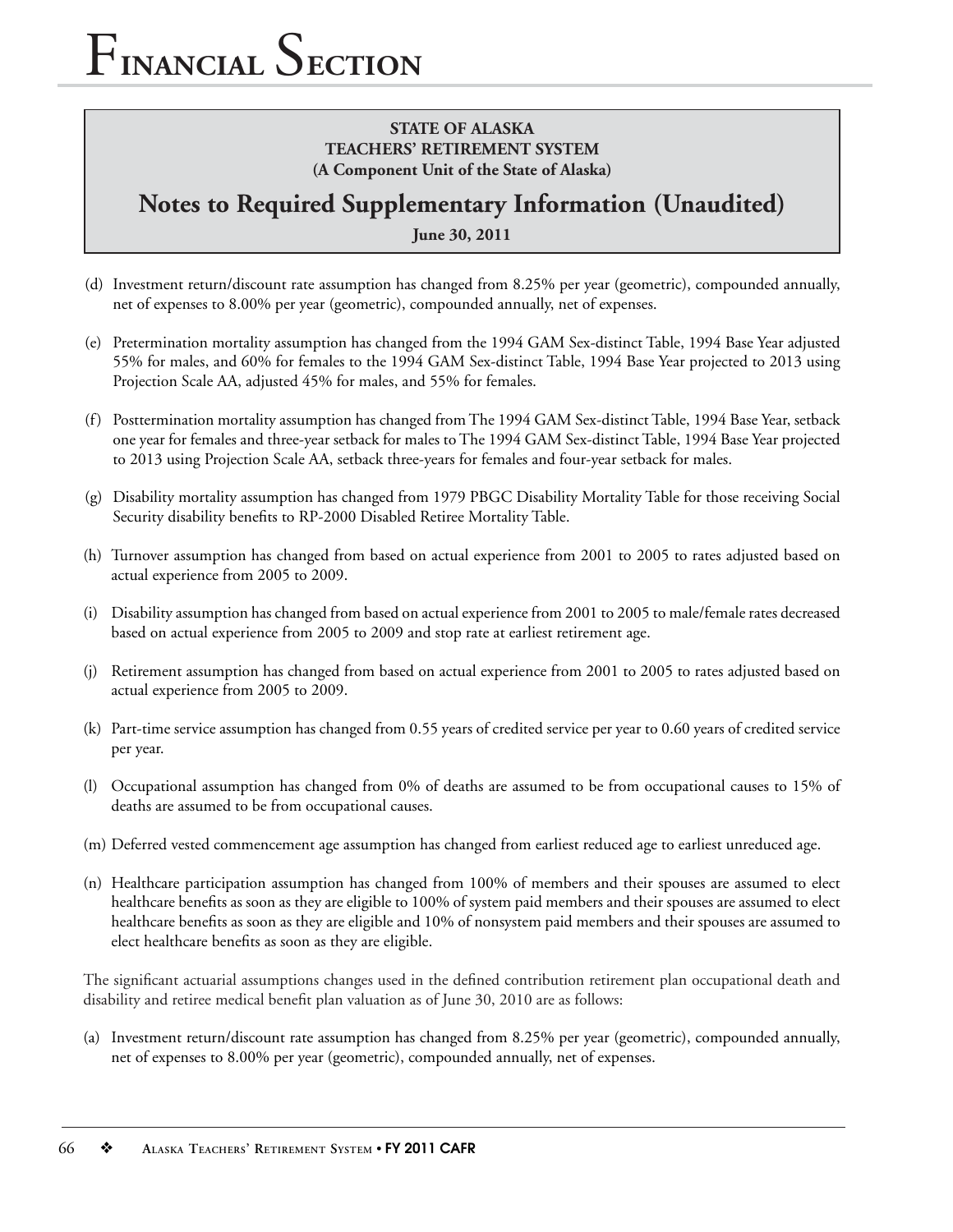**STATE OF ALASKA**
**TEACHERS' RETIREMENT SYSTEM**
**(A Component Unit of the State of Alaska)**

## Notes to Required Supplementary Information (Unaudited)

**June 30, 2011**

(d) Investment return/discount rate assumption has changed from 8.25% per year (geometric), compounded annually, net of expenses to 8.00% per year (geometric), compounded annually, net of expenses.

(e) Pretermination mortality assumption has changed from the 1994 GAM Sex-distinct Table, 1994 Base Year adjusted 55% for males, and 60% for females to the 1994 GAM Sex-distinct Table, 1994 Base Year projected to 2013 using Projection Scale AA, adjusted 45% for males, and 55% for females.

(f) Posttermination mortality assumption has changed from The 1994 GAM Sex-distinct Table, 1994 Base Year, setback one year for females and three-year setback for males to The 1994 GAM Sex-distinct Table, 1994 Base Year projected to 2013 using Projection Scale AA, setback three-years for females and four-year setback for males.

(g) Disability mortality assumption has changed from 1979 PBGC Disability Mortality Table for those receiving Social Security disability benefits to RP-2000 Disabled Retiree Mortality Table.

(h) Turnover assumption has changed from based on actual experience from 2001 to 2005 to rates adjusted based on actual experience from 2005 to 2009.

(i) Disability assumption has changed from based on actual experience from 2001 to 2005 to male/female rates decreased based on actual experience from 2005 to 2009 and stop rate at earliest retirement age.

(j) Retirement assumption has changed from based on actual experience from 2001 to 2005 to rates adjusted based on actual experience from 2005 to 2009.

(k) Part-time service assumption has changed from 0.55 years of credited service per year to 0.60 years of credited service per year.

(l) Occupational assumption has changed from 0% of deaths are assumed to be from occupational causes to 15% of deaths are assumed to be from occupational causes.

(m) Deferred vested commencement age assumption has changed from earliest reduced age to earliest unreduced age.

(n) Healthcare participation assumption has changed from 100% of members and their spouses are assumed to elect healthcare benefits as soon as they are eligible to 100% of system paid members and their spouses are assumed to elect healthcare benefits as soon as they are eligible and 10% of nonsystem paid members and their spouses are assumed to elect healthcare benefits as soon as they are eligible.

The significant actuarial assumptions changes used in the defined contribution retirement plan occupational death and disability and retiree medical benefit plan valuation as of June 30, 2010 are as follows:

(a) Investment return/discount rate assumption has changed from 8.25% per year (geometric), compounded annually, net of expenses to 8.00% per year (geometric), compounded annually, net of expenses.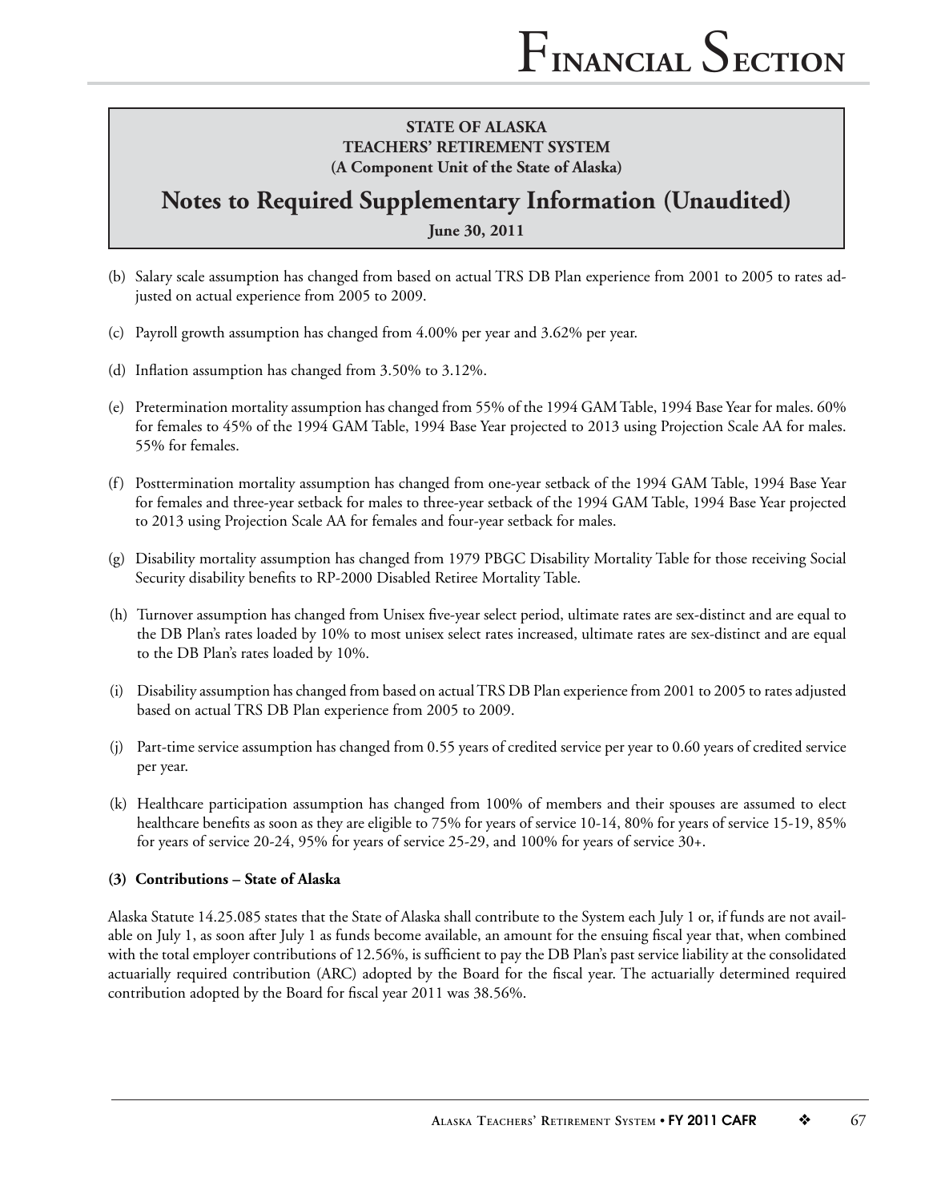**STATE OF ALASKA**
**TEACHERS' RETIREMENT SYSTEM**
**(A Component Unit of the State of Alaska)**

# Notes to Required Supplementary Information (Unaudited)

**June 30, 2011**

(b) Salary scale assumption has changed from based on actual TRS DB Plan experience from 2001 to 2005 to rates adjusted on actual experience from 2005 to 2009.

(c) Payroll growth assumption has changed from 4.00% per year and 3.62% per year.

(d) Inflation assumption has changed from 3.50% to 3.12%.

(e) Pretermination mortality assumption has changed from 55% of the 1994 GAM Table, 1994 Base Year for males. 60% for females to 45% of the 1994 GAM Table, 1994 Base Year projected to 2013 using Projection Scale AA for males. 55% for females.

(f) Posttermination mortality assumption has changed from one-year setback of the 1994 GAM Table, 1994 Base Year for females and three-year setback for males to three-year setback of the 1994 GAM Table, 1994 Base Year projected to 2013 using Projection Scale AA for females and four-year setback for males.

(g) Disability mortality assumption has changed from 1979 PBGC Disability Mortality Table for those receiving Social Security disability benefits to RP-2000 Disabled Retiree Mortality Table.

(h) Turnover assumption has changed from Unisex five-year select period, ultimate rates are sex-distinct and are equal to the DB Plan's rates loaded by 10% to most unisex select rates increased, ultimate rates are sex-distinct and are equal to the DB Plan's rates loaded by 10%.

(i) Disability assumption has changed from based on actual TRS DB Plan experience from 2001 to 2005 to rates adjusted based on actual TRS DB Plan experience from 2005 to 2009.

(j) Part-time service assumption has changed from 0.55 years of credited service per year to 0.60 years of credited service per year.

(k) Healthcare participation assumption has changed from 100% of members and their spouses are assumed to elect healthcare benefits as soon as they are eligible to 75% for years of service 10-14, 80% for years of service 15-19, 85% for years of service 20-24, 95% for years of service 25-29, and 100% for years of service 30+.

**(3) Contributions – State of Alaska**

Alaska Statute 14.25.085 states that the State of Alaska shall contribute to the System each July 1 or, if funds are not available on July 1, as soon after July 1 as funds become available, an amount for the ensuing fiscal year that, when combined with the total employer contributions of 12.56%, is sufficient to pay the DB Plan's past service liability at the consolidated actuarially required contribution (ARC) adopted by the Board for the fiscal year. The actuarially determined required contribution adopted by the Board for fiscal year 2011 was 38.56%.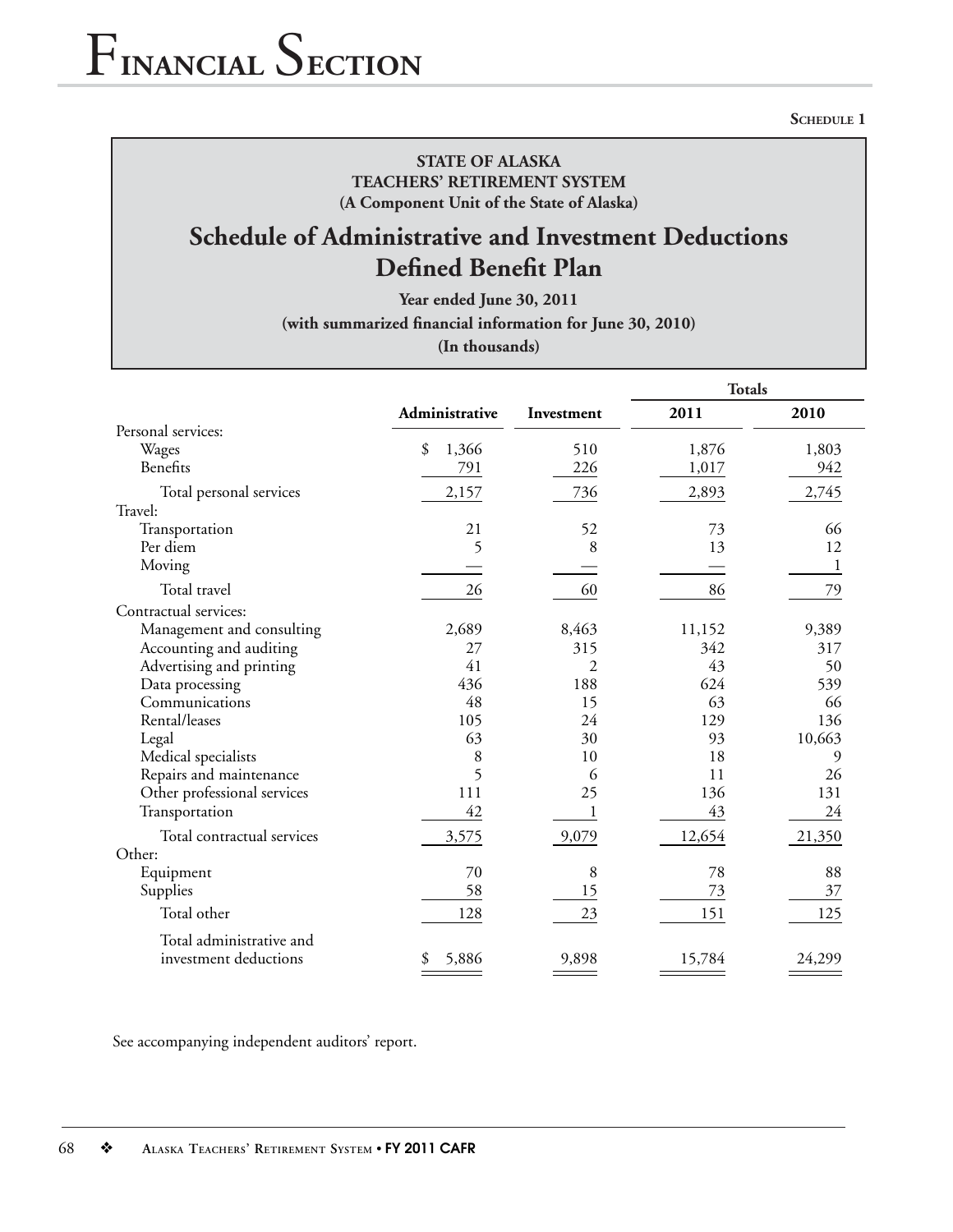Schedule 1

**STATE OF ALASKA**
**TEACHERS' RETIREMENT SYSTEM**
**(A Component Unit of the State of Alaska)**

## Schedule of Administrative and Investment Deductions Defined Benefit Plan

**Year ended June 30, 2011**
**(with summarized financial information for June 30, 2010)**
**(In thousands)**

| | Administrative | Investment | Totals 2011 | Totals 2010 |
|---|---|---|---|---|
| Personal services: | | | | |
| Wages | $ 1,366 | 510 | 1,876 | 1,803 |
| Benefits | 791 | 226 | 1,017 | 942 |
| Total personal services | 2,157 | 736 | 2,893 | 2,745 |
| Travel: | | | | |
| Transportation | 21 | 52 | 73 | 66 |
| Per diem | 5 | 8 | 13 | 12 |
| Moving | — | — | — | 1 |
| Total travel | 26 | 60 | 86 | 79 |
| Contractual services: | | | | |
| Management and consulting | 2,689 | 8,463 | 11,152 | 9,389 |
| Accounting and auditing | 27 | 315 | 342 | 317 |
| Advertising and printing | 41 | 2 | 43 | 50 |
| Data processing | 436 | 188 | 624 | 539 |
| Communications | 48 | 15 | 63 | 66 |
| Rental/leases | 105 | 24 | 129 | 136 |
| Legal | 63 | 30 | 93 | 10,663 |
| Medical specialists | 8 | 10 | 18 | 9 |
| Repairs and maintenance | 5 | 6 | 11 | 26 |
| Other professional services | 111 | 25 | 136 | 131 |
| Transportation | 42 | 1 | 43 | 24 |
| Total contractual services | 3,575 | 9,079 | 12,654 | 21,350 |
| Other: | | | | |
| Equipment | 70 | 8 | 78 | 88 |
| Supplies | 58 | 15 | 73 | 37 |
| Total other | 128 | 23 | 151 | 125 |
| Total administrative and investment deductions | $ 5,886 | 9,898 | 15,784 | 24,299 |

See accompanying independent auditors' report.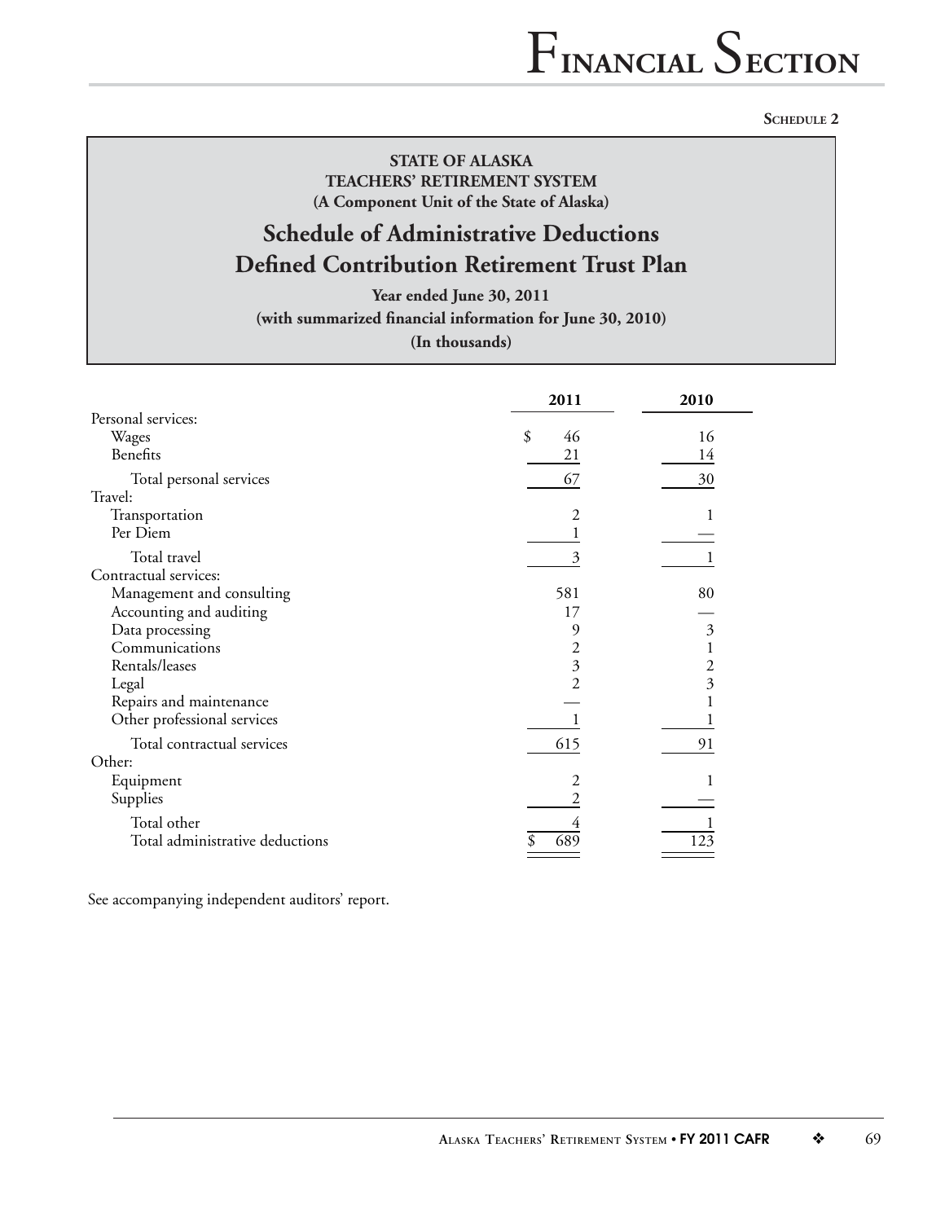Schedule 2

**STATE OF ALASKA**
**TEACHERS' RETIREMENT SYSTEM**
**(A Component Unit of the State of Alaska)**

# Schedule of Administrative Deductions
# Defined Contribution Retirement Trust Plan

**Year ended June 30, 2011**
**(with summarized financial information for June 30, 2010)**
**(In thousands)**

| | 2011 | 2010 |
|---|---|---|
| Personal services: | | |
| Wages | $ 46 | 16 |
| Benefits | 21 | 14 |
| Total personal services | 67 | 30 |
| Travel: | | |
| Transportation | 2 | 1 |
| Per Diem | 1 | — |
| Total travel | 3 | 1 |
| Contractual services: | | |
| Management and consulting | 581 | 80 |
| Accounting and auditing | 17 | — |
| Data processing | 9 | 3 |
| Communications | 2 | 1 |
| Rentals/leases | 3 | 2 |
| Legal | 2 | 3 |
| Repairs and maintenance | — | 1 |
| Other professional services | 1 | 1 |
| Total contractual services | 615 | 91 |
| Other: | | |
| Equipment | 2 | 1 |
| Supplies | 2 | — |
| Total other | 4 | 1 |
| Total administrative deductions | $ 689 | 123 |

See accompanying independent auditors' report.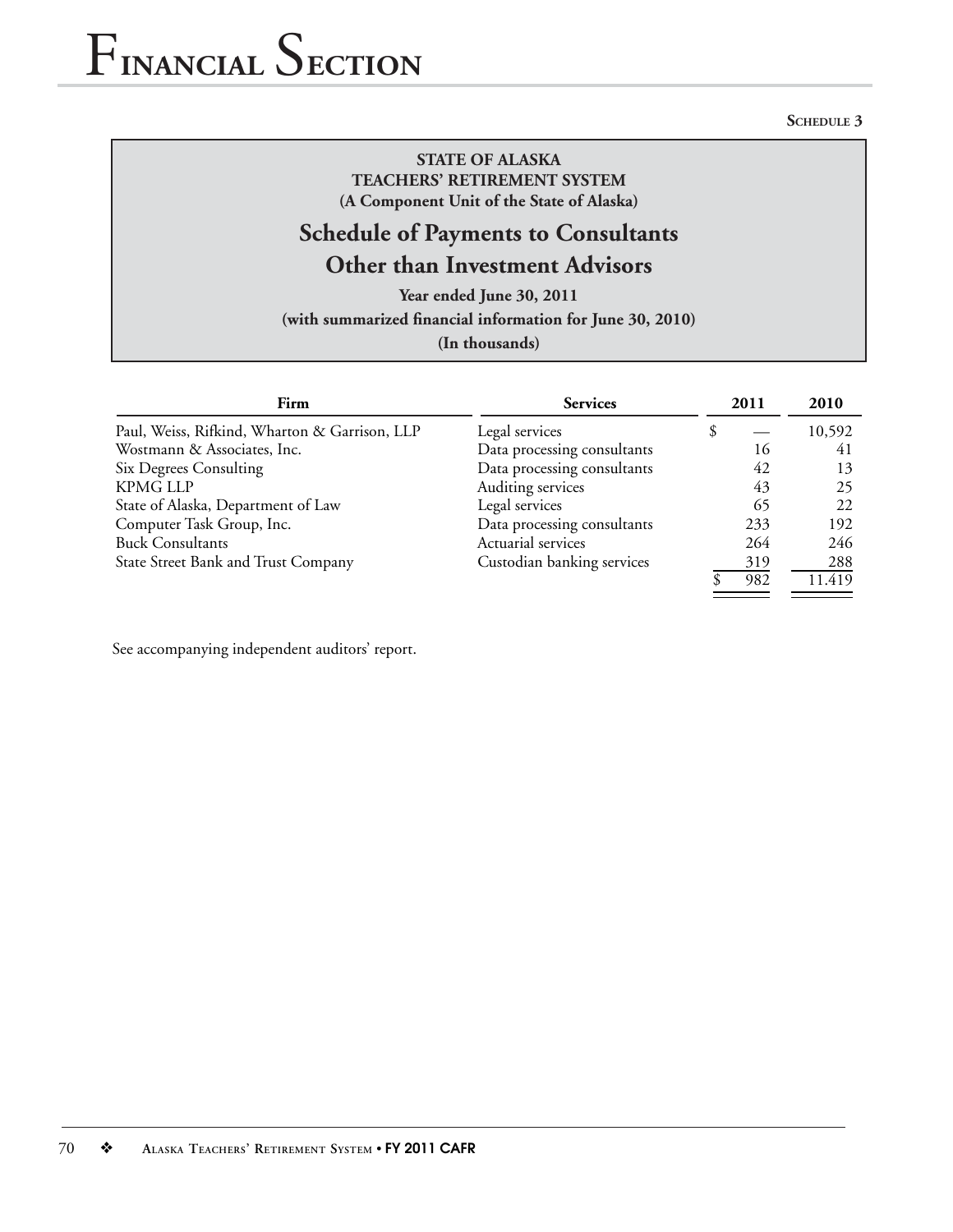# Financial Section

**Schedule 3**

**STATE OF ALASKA**
**TEACHERS' RETIREMENT SYSTEM**
**(A Component Unit of the State of Alaska)**

## Schedule of Payments to Consultants Other than Investment Advisors

**Year ended June 30, 2011**
**(with summarized financial information for June 30, 2010)**
**(In thousands)**

| Firm | Services | 2011 | 2010 |
|---|---|---|---|
| Paul, Weiss, Rifkind, Wharton & Garrison, LLP | Legal services | $ — | 10,592 |
| Wostmann & Associates, Inc. | Data processing consultants | 16 | 41 |
| Six Degrees Consulting | Data processing consultants | 42 | 13 |
| KPMG LLP | Auditing services | 43 | 25 |
| State of Alaska, Department of Law | Legal services | 65 | 22 |
| Computer Task Group, Inc. | Data processing consultants | 233 | 192 |
| Buck Consultants | Actuarial services | 264 | 246 |
| State Street Bank and Trust Company | Custodian banking services | 319 | 288 |
| | | $ 982 | 11,419 |

See accompanying independent auditors' report.